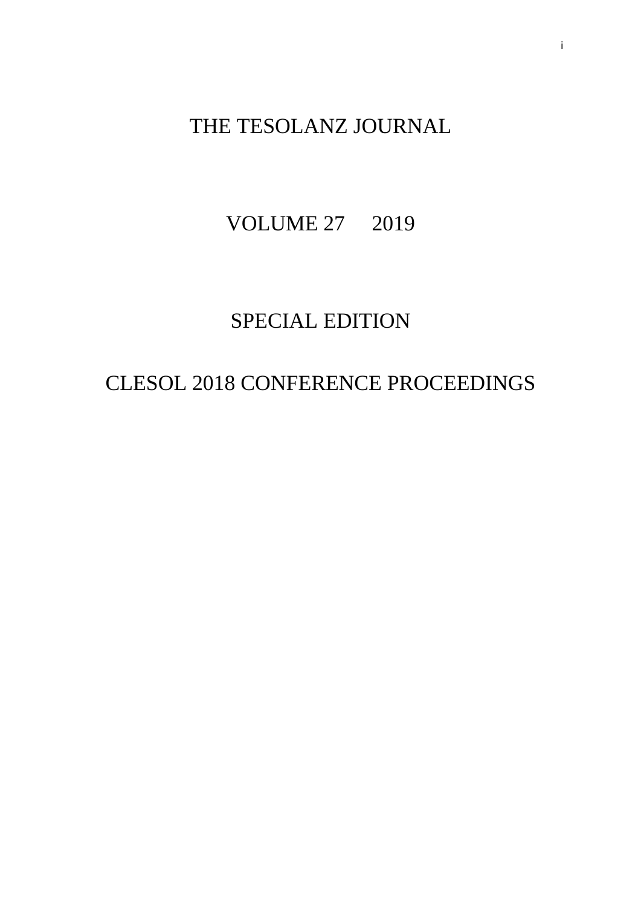# THE TESOLANZ JOURNAL

VOLUME 27 2019

SPECIAL EDITION

CLESOL 2018 CONFERENCE PROCEEDINGS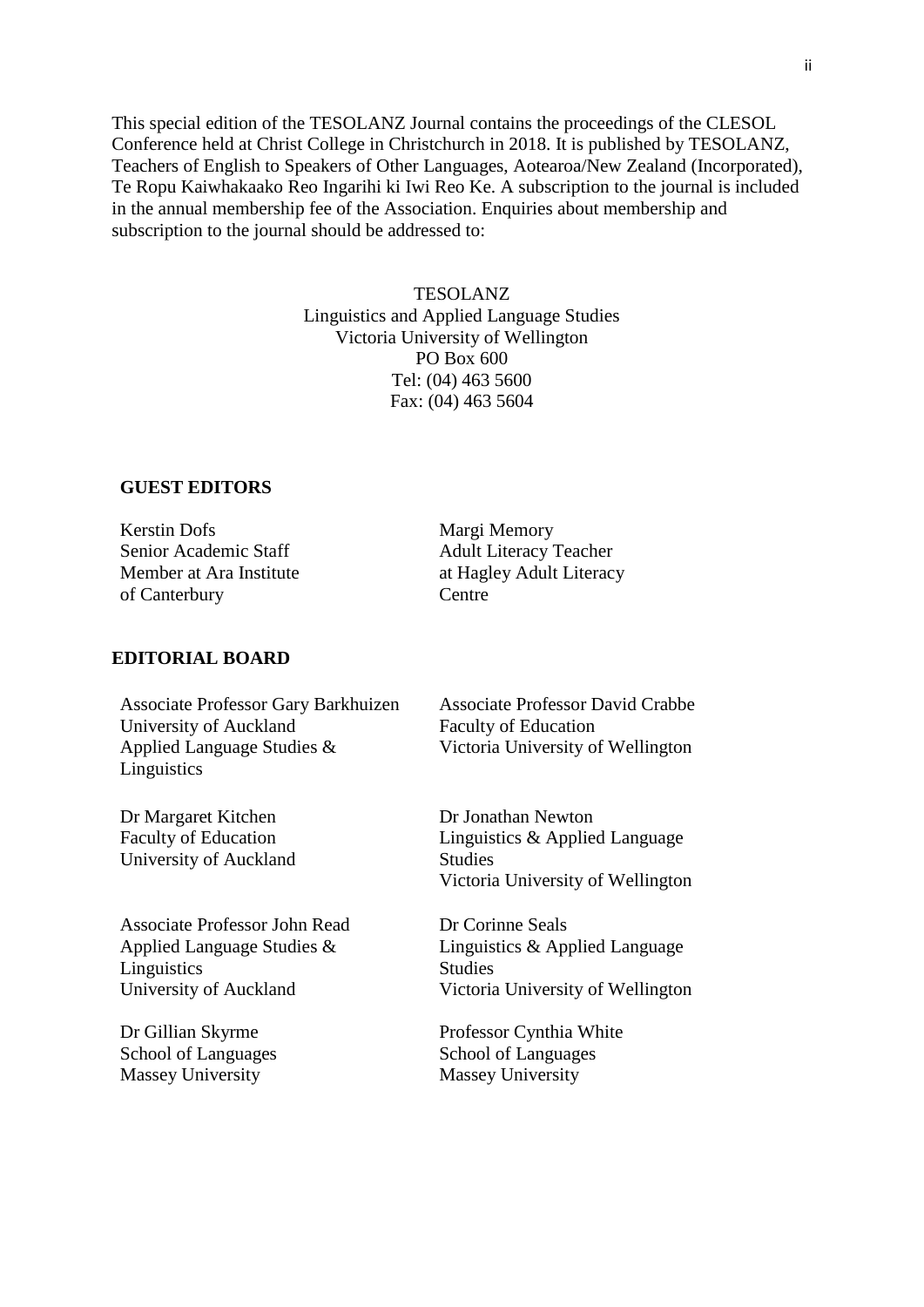This special edition of the TESOLANZ Journal contains the proceedings of the CLESOL Conference held at Christ College in Christchurch in 2018. It is published by TESOLANZ, Teachers of English to Speakers of Other Languages, Aotearoa/New Zealand (Incorporated), Te Ropu Kaiwhakaako Reo Ingarihi ki Iwi Reo Ke. A subscription to the journal is included in the annual membership fee of the Association. Enquiries about membership and subscription to the journal should be addressed to:

TESOLANZ
Linguistics and Applied Language Studies
Victoria University of Wellington
PO Box 600
Tel: (04) 463 5600
Fax: (04) 463 5604

**GUEST EDITORS**

Kerstin Dofs
Senior Academic Staff Member at Ara Institute of Canterbury

Margi Memory
Adult Literacy Teacher at Hagley Adult Literacy Centre

**EDITORIAL BOARD**

Associate Professor Gary Barkhuizen
University of Auckland
Applied Language Studies & Linguistics

Associate Professor David Crabbe
Faculty of Education
Victoria University of Wellington

Dr Margaret Kitchen
Faculty of Education
University of Auckland

Dr Jonathan Newton
Linguistics & Applied Language Studies
Victoria University of Wellington

Associate Professor John Read
Applied Language Studies & Linguistics
University of Auckland

Dr Corinne Seals
Linguistics & Applied Language Studies
Victoria University of Wellington

Dr Gillian Skyrme
School of Languages
Massey University

Professor Cynthia White
School of Languages
Massey University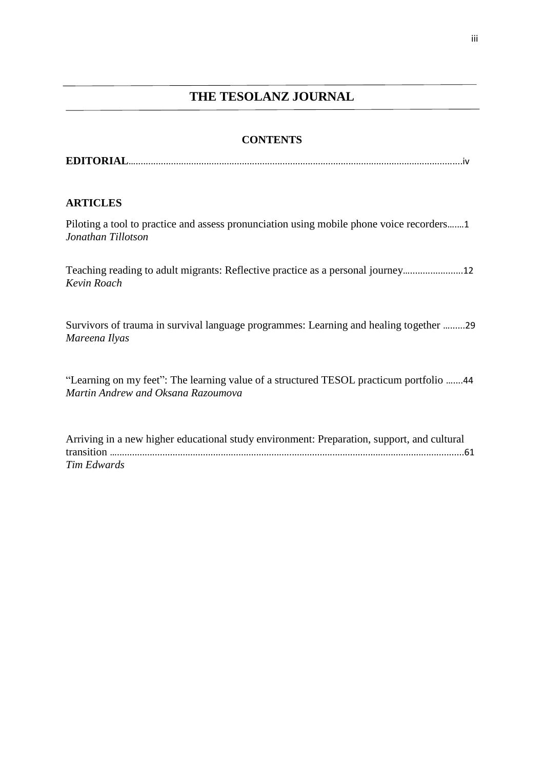# THE TESOLANZ JOURNAL

## CONTENTS

**EDITORIAL**..................................................................................................................................iv

## ARTICLES

Piloting a tool to practice and assess pronunciation using mobile phone voice recorders.......1
*Jonathan Tillotson*

Teaching reading to adult migrants: Reflective practice as a personal journey........................12
*Kevin Roach*

Survivors of trauma in survival language programmes: Learning and healing together .........29
*Mareena Ilyas*

"Learning on my feet": The learning value of a structured TESOL practicum portfolio .......44
*Martin Andrew and Oksana Razoumova*

Arriving in a new higher educational study environment: Preparation, support, and cultural transition ..........................................................................................................................................61
*Tim Edwards*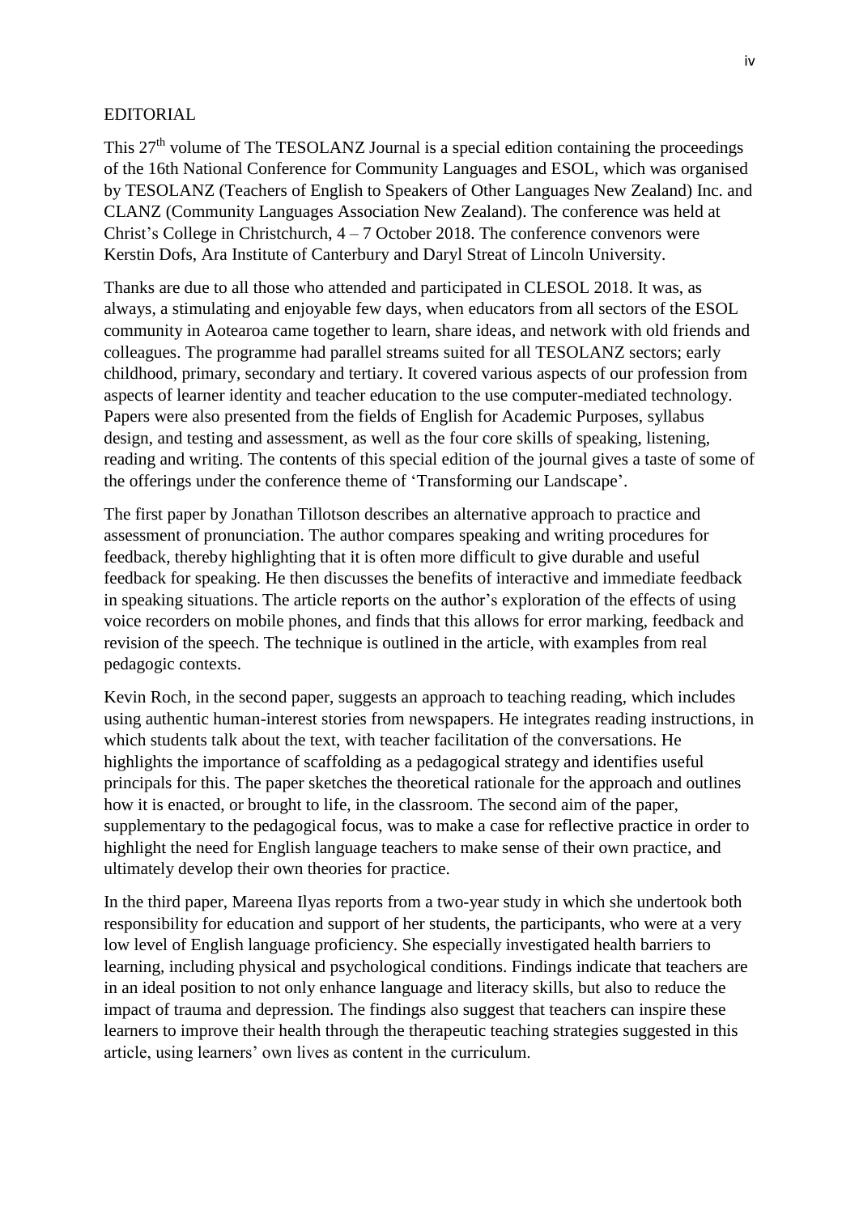# EDITORIAL

This 27th volume of The TESOLANZ Journal is a special edition containing the proceedings of the 16th National Conference for Community Languages and ESOL, which was organised by TESOLANZ (Teachers of English to Speakers of Other Languages New Zealand) Inc. and CLANZ (Community Languages Association New Zealand). The conference was held at Christ's College in Christchurch, 4 – 7 October 2018. The conference convenors were Kerstin Dofs, Ara Institute of Canterbury and Daryl Streat of Lincoln University.

Thanks are due to all those who attended and participated in CLESOL 2018. It was, as always, a stimulating and enjoyable few days, when educators from all sectors of the ESOL community in Aotearoa came together to learn, share ideas, and network with old friends and colleagues. The programme had parallel streams suited for all TESOLANZ sectors; early childhood, primary, secondary and tertiary. It covered various aspects of our profession from aspects of learner identity and teacher education to the use computer-mediated technology. Papers were also presented from the fields of English for Academic Purposes, syllabus design, and testing and assessment, as well as the four core skills of speaking, listening, reading and writing. The contents of this special edition of the journal gives a taste of some of the offerings under the conference theme of 'Transforming our Landscape'.

The first paper by Jonathan Tillotson describes an alternative approach to practice and assessment of pronunciation. The author compares speaking and writing procedures for feedback, thereby highlighting that it is often more difficult to give durable and useful feedback for speaking. He then discusses the benefits of interactive and immediate feedback in speaking situations. The article reports on the author's exploration of the effects of using voice recorders on mobile phones, and finds that this allows for error marking, feedback and revision of the speech. The technique is outlined in the article, with examples from real pedagogic contexts.

Kevin Roch, in the second paper, suggests an approach to teaching reading, which includes using authentic human-interest stories from newspapers. He integrates reading instructions, in which students talk about the text, with teacher facilitation of the conversations. He highlights the importance of scaffolding as a pedagogical strategy and identifies useful principals for this. The paper sketches the theoretical rationale for the approach and outlines how it is enacted, or brought to life, in the classroom. The second aim of the paper, supplementary to the pedagogical focus, was to make a case for reflective practice in order to highlight the need for English language teachers to make sense of their own practice, and ultimately develop their own theories for practice.

In the third paper, Mareena Ilyas reports from a two-year study in which she undertook both responsibility for education and support of her students, the participants, who were at a very low level of English language proficiency. She especially investigated health barriers to learning, including physical and psychological conditions. Findings indicate that teachers are in an ideal position to not only enhance language and literacy skills, but also to reduce the impact of trauma and depression. The findings also suggest that teachers can inspire these learners to improve their health through the therapeutic teaching strategies suggested in this article, using learners' own lives as content in the curriculum.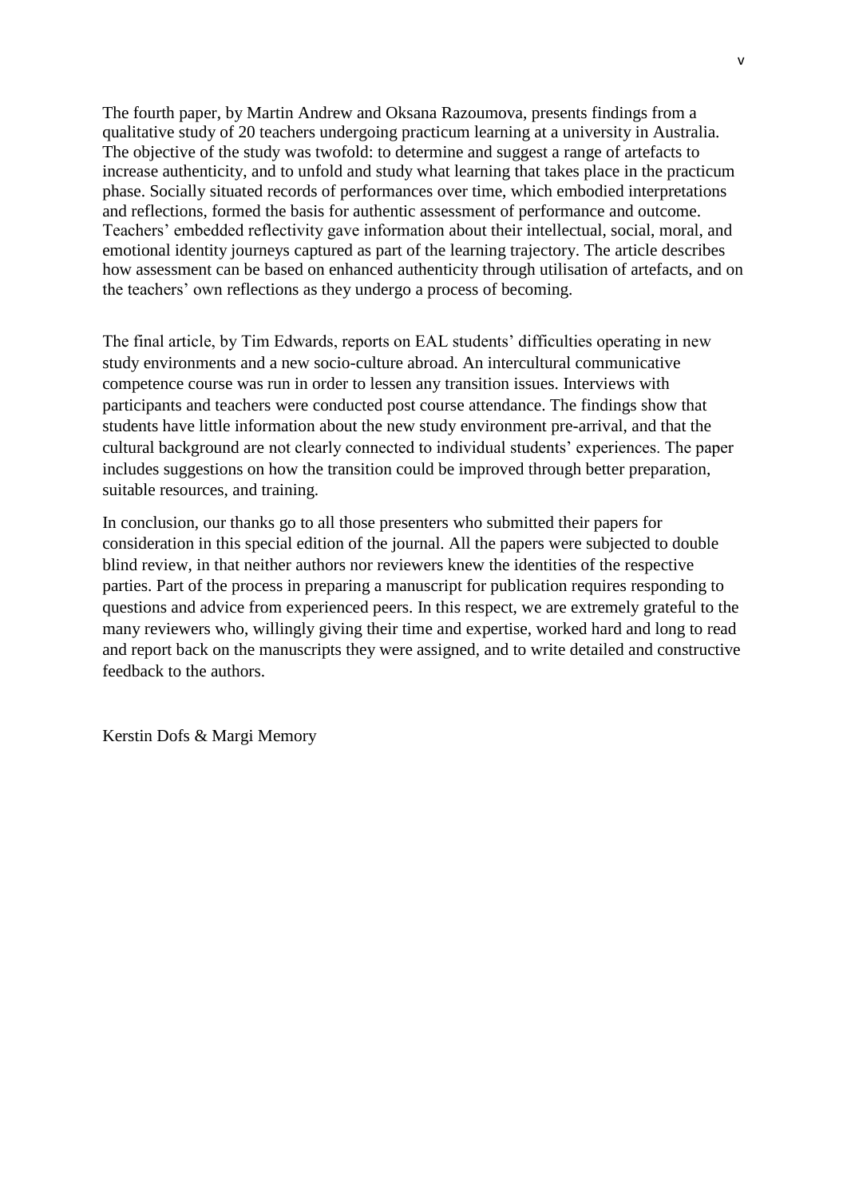The fourth paper, by Martin Andrew and Oksana Razoumova, presents findings from a qualitative study of 20 teachers undergoing practicum learning at a university in Australia. The objective of the study was twofold: to determine and suggest a range of artefacts to increase authenticity, and to unfold and study what learning that takes place in the practicum phase. Socially situated records of performances over time, which embodied interpretations and reflections, formed the basis for authentic assessment of performance and outcome. Teachers' embedded reflectivity gave information about their intellectual, social, moral, and emotional identity journeys captured as part of the learning trajectory. The article describes how assessment can be based on enhanced authenticity through utilisation of artefacts, and on the teachers' own reflections as they undergo a process of becoming.

The final article, by Tim Edwards, reports on EAL students' difficulties operating in new study environments and a new socio-culture abroad. An intercultural communicative competence course was run in order to lessen any transition issues. Interviews with participants and teachers were conducted post course attendance. The findings show that students have little information about the new study environment pre-arrival, and that the cultural background are not clearly connected to individual students' experiences. The paper includes suggestions on how the transition could be improved through better preparation, suitable resources, and training.

In conclusion, our thanks go to all those presenters who submitted their papers for consideration in this special edition of the journal. All the papers were subjected to double blind review, in that neither authors nor reviewers knew the identities of the respective parties. Part of the process in preparing a manuscript for publication requires responding to questions and advice from experienced peers. In this respect, we are extremely grateful to the many reviewers who, willingly giving their time and expertise, worked hard and long to read and report back on the manuscripts they were assigned, and to write detailed and constructive feedback to the authors.

Kerstin Dofs & Margi Memory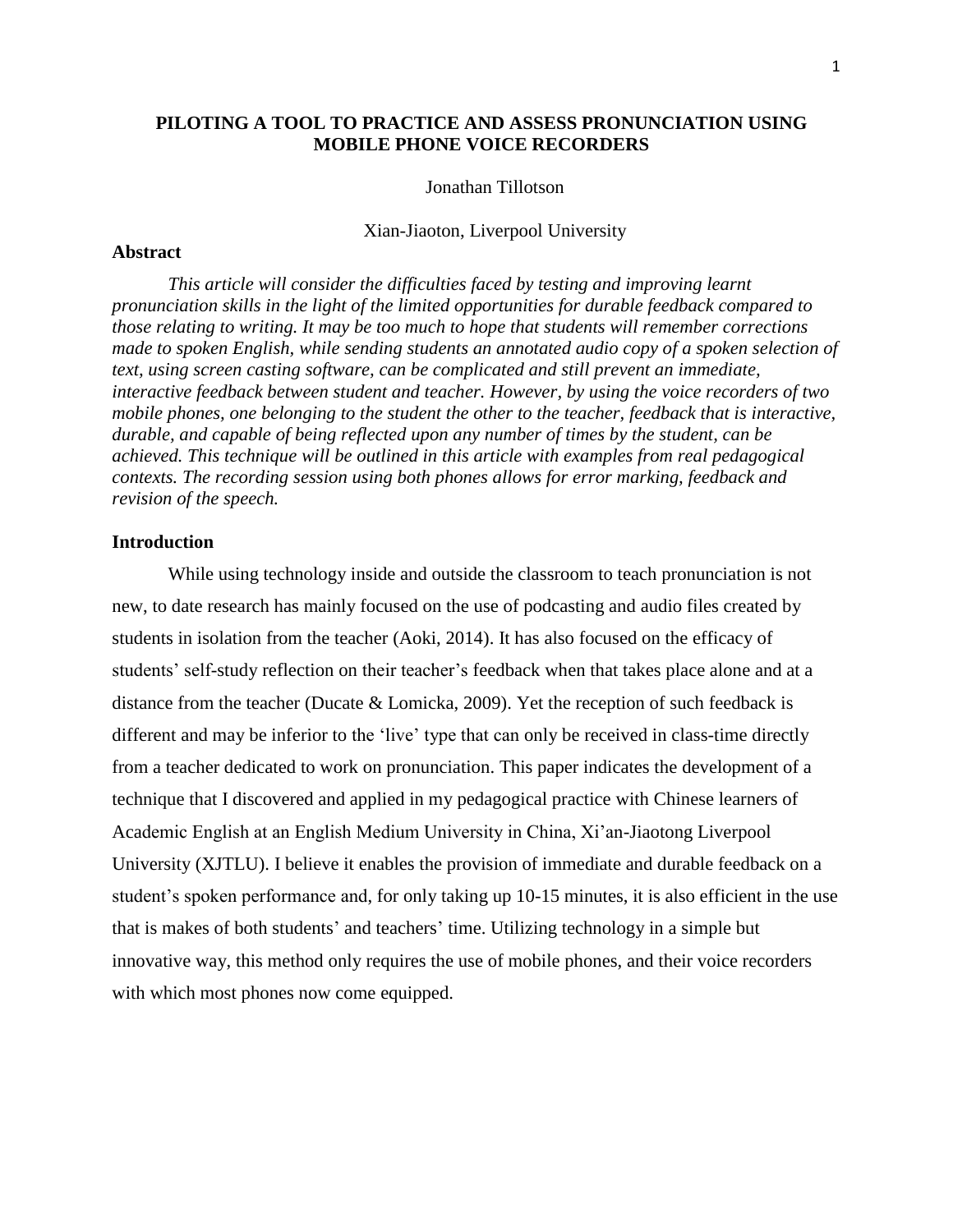# PILOTING A TOOL TO PRACTICE AND ASSESS PRONUNCIATION USING MOBILE PHONE VOICE RECORDERS

Jonathan Tillotson

Xian-Jiaoton, Liverpool University

## Abstract

*This article will consider the difficulties faced by testing and improving learnt pronunciation skills in the light of the limited opportunities for durable feedback compared to those relating to writing. It may be too much to hope that students will remember corrections made to spoken English, while sending students an annotated audio copy of a spoken selection of text, using screen casting software, can be complicated and still prevent an immediate, interactive feedback between student and teacher. However, by using the voice recorders of two mobile phones, one belonging to the student the other to the teacher, feedback that is interactive, durable, and capable of being reflected upon any number of times by the student, can be achieved. This technique will be outlined in this article with examples from real pedagogical contexts. The recording session using both phones allows for error marking, feedback and revision of the speech.*

## Introduction

While using technology inside and outside the classroom to teach pronunciation is not new, to date research has mainly focused on the use of podcasting and audio files created by students in isolation from the teacher (Aoki, 2014). It has also focused on the efficacy of students' self-study reflection on their teacher's feedback when that takes place alone and at a distance from the teacher (Ducate & Lomicka, 2009). Yet the reception of such feedback is different and may be inferior to the 'live' type that can only be received in class-time directly from a teacher dedicated to work on pronunciation. This paper indicates the development of a technique that I discovered and applied in my pedagogical practice with Chinese learners of Academic English at an English Medium University in China, Xi'an-Jiaotong Liverpool University (XJTLU). I believe it enables the provision of immediate and durable feedback on a student's spoken performance and, for only taking up 10-15 minutes, it is also efficient in the use that is makes of both students' and teachers' time. Utilizing technology in a simple but innovative way, this method only requires the use of mobile phones, and their voice recorders with which most phones now come equipped.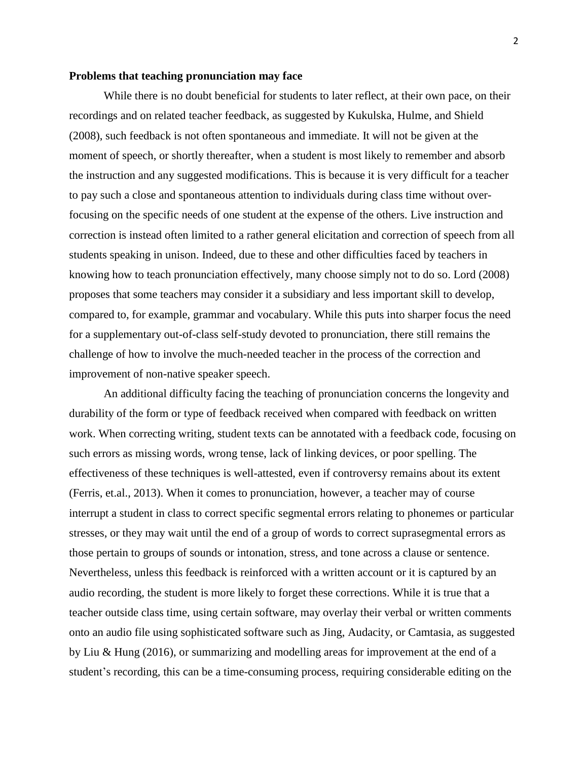**Problems that teaching pronunciation may face**

While there is no doubt beneficial for students to later reflect, at their own pace, on their recordings and on related teacher feedback, as suggested by Kukulska, Hulme, and Shield (2008), such feedback is not often spontaneous and immediate. It will not be given at the moment of speech, or shortly thereafter, when a student is most likely to remember and absorb the instruction and any suggested modifications. This is because it is very difficult for a teacher to pay such a close and spontaneous attention to individuals during class time without over-focusing on the specific needs of one student at the expense of the others. Live instruction and correction is instead often limited to a rather general elicitation and correction of speech from all students speaking in unison. Indeed, due to these and other difficulties faced by teachers in knowing how to teach pronunciation effectively, many choose simply not to do so. Lord (2008) proposes that some teachers may consider it a subsidiary and less important skill to develop, compared to, for example, grammar and vocabulary. While this puts into sharper focus the need for a supplementary out-of-class self-study devoted to pronunciation, there still remains the challenge of how to involve the much-needed teacher in the process of the correction and improvement of non-native speaker speech.

An additional difficulty facing the teaching of pronunciation concerns the longevity and durability of the form or type of feedback received when compared with feedback on written work. When correcting writing, student texts can be annotated with a feedback code, focusing on such errors as missing words, wrong tense, lack of linking devices, or poor spelling. The effectiveness of these techniques is well-attested, even if controversy remains about its extent (Ferris, et.al., 2013). When it comes to pronunciation, however, a teacher may of course interrupt a student in class to correct specific segmental errors relating to phonemes or particular stresses, or they may wait until the end of a group of words to correct suprasegmental errors as those pertain to groups of sounds or intonation, stress, and tone across a clause or sentence. Nevertheless, unless this feedback is reinforced with a written account or it is captured by an audio recording, the student is more likely to forget these corrections. While it is true that a teacher outside class time, using certain software, may overlay their verbal or written comments onto an audio file using sophisticated software such as Jing, Audacity, or Camtasia, as suggested by Liu & Hung (2016), or summarizing and modelling areas for improvement at the end of a student's recording, this can be a time-consuming process, requiring considerable editing on the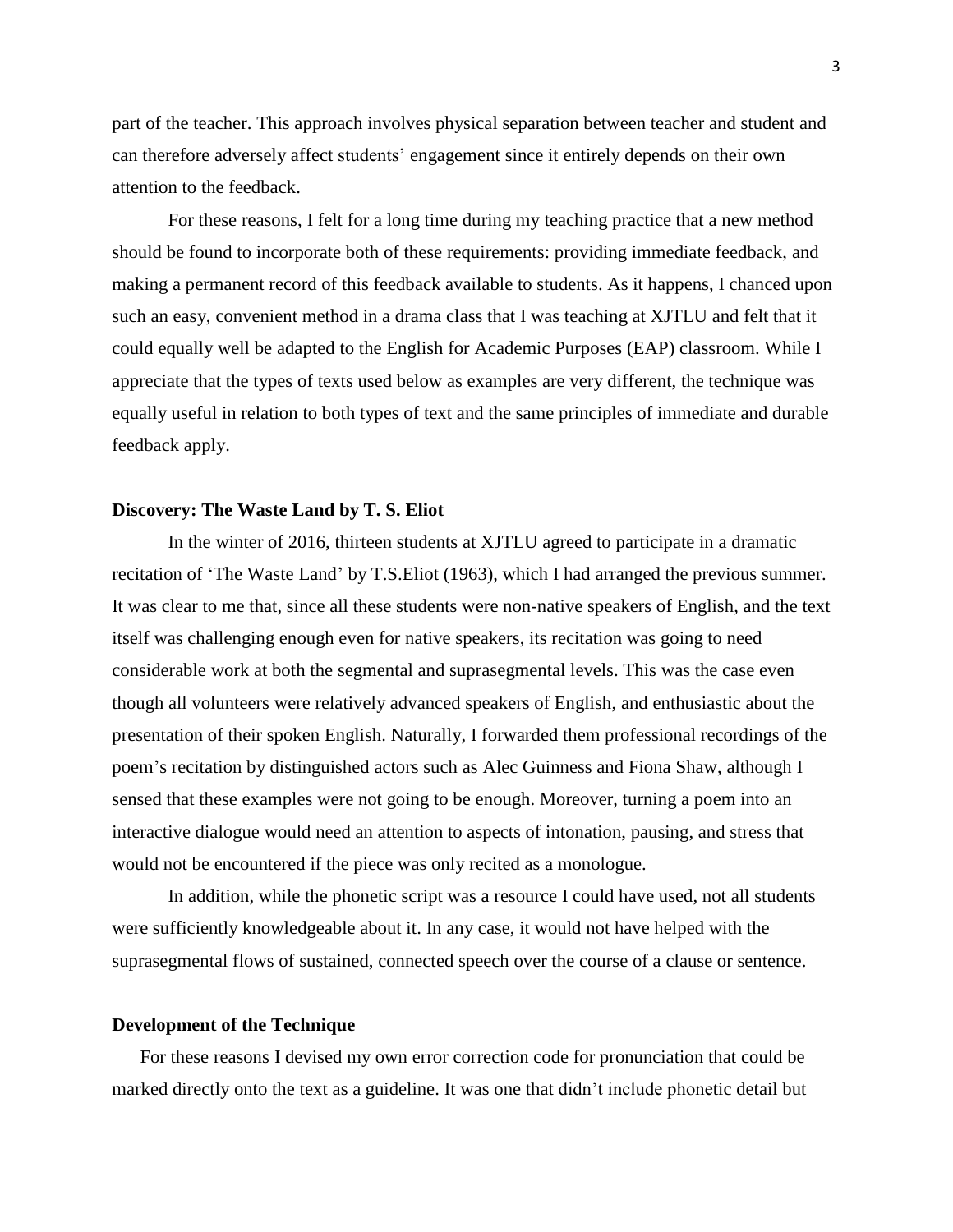part of the teacher. This approach involves physical separation between teacher and student and can therefore adversely affect students' engagement since it entirely depends on their own attention to the feedback.

For these reasons, I felt for a long time during my teaching practice that a new method should be found to incorporate both of these requirements: providing immediate feedback, and making a permanent record of this feedback available to students. As it happens, I chanced upon such an easy, convenient method in a drama class that I was teaching at XJTLU and felt that it could equally well be adapted to the English for Academic Purposes (EAP) classroom. While I appreciate that the types of texts used below as examples are very different, the technique was equally useful in relation to both types of text and the same principles of immediate and durable feedback apply.

**Discovery: The Waste Land by T. S. Eliot**

In the winter of 2016, thirteen students at XJTLU agreed to participate in a dramatic recitation of 'The Waste Land' by T.S.Eliot (1963), which I had arranged the previous summer. It was clear to me that, since all these students were non-native speakers of English, and the text itself was challenging enough even for native speakers, its recitation was going to need considerable work at both the segmental and suprasegmental levels. This was the case even though all volunteers were relatively advanced speakers of English, and enthusiastic about the presentation of their spoken English. Naturally, I forwarded them professional recordings of the poem's recitation by distinguished actors such as Alec Guinness and Fiona Shaw, although I sensed that these examples were not going to be enough. Moreover, turning a poem into an interactive dialogue would need an attention to aspects of intonation, pausing, and stress that would not be encountered if the piece was only recited as a monologue.

In addition, while the phonetic script was a resource I could have used, not all students were sufficiently knowledgeable about it. In any case, it would not have helped with the suprasegmental flows of sustained, connected speech over the course of a clause or sentence.

**Development of the Technique**

For these reasons I devised my own error correction code for pronunciation that could be marked directly onto the text as a guideline. It was one that didn't include phonetic detail but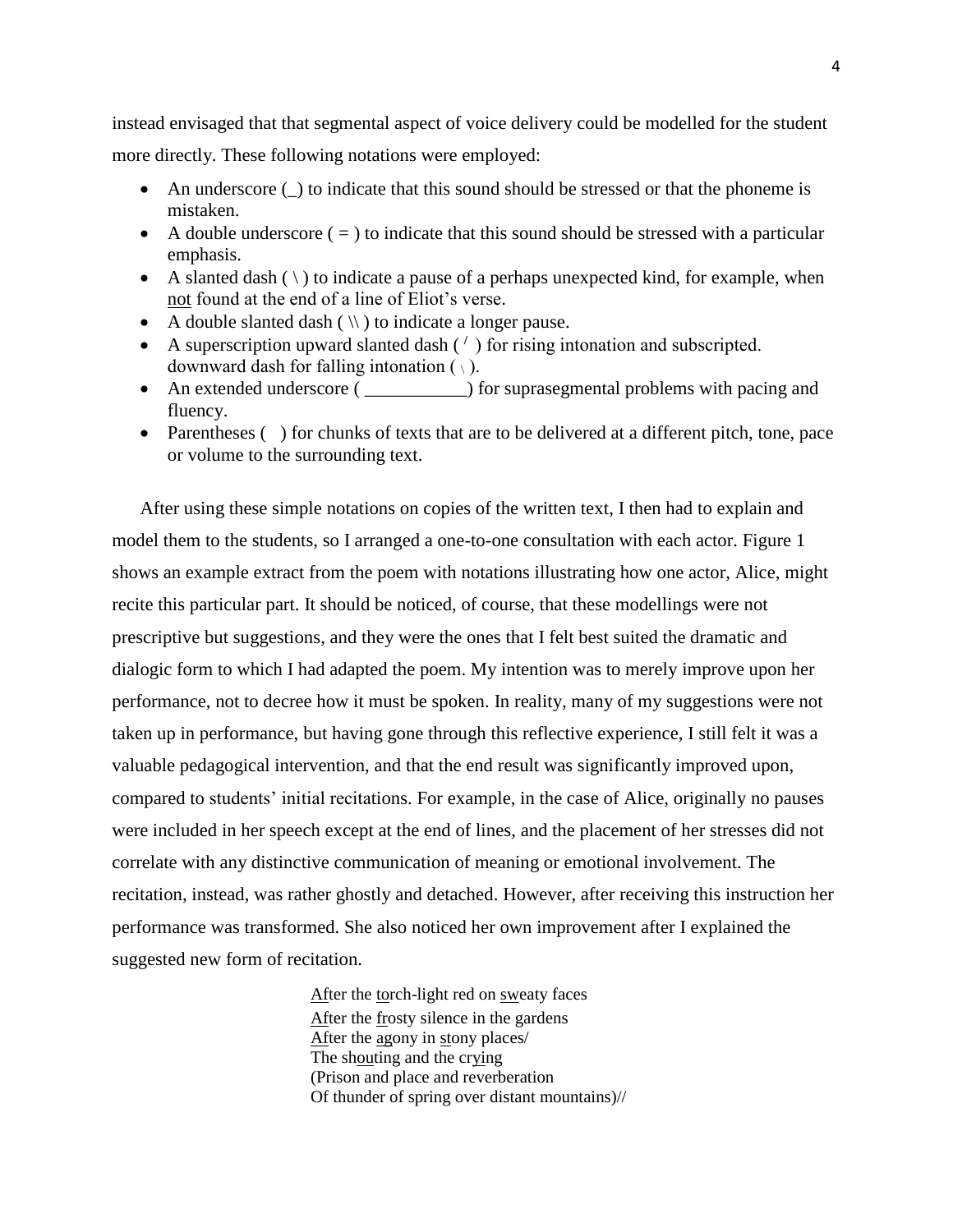instead envisaged that that segmental aspect of voice delivery could be modelled for the student more directly. These following notations were employed:

- An underscore (_) to indicate that this sound should be stressed or that the phoneme is mistaken.
- A double underscore ( = ) to indicate that this sound should be stressed with a particular emphasis.
- A slanted dash ( \ ) to indicate a pause of a perhaps unexpected kind, for example, when <u>not</u> found at the end of a line of Eliot's verse.
- A double slanted dash ( \\ ) to indicate a longer pause.
- A superscription upward slanted dash ( ′ ) for rising intonation and subscripted. downward dash for falling intonation ( ˎ ).
- An extended underscore ( ___________) for suprasegmental problems with pacing and fluency.
- Parentheses (   ) for chunks of texts that are to be delivered at a different pitch, tone, pace or volume to the surrounding text.

After using these simple notations on copies of the written text, I then had to explain and model them to the students, so I arranged a one-to-one consultation with each actor. Figure 1 shows an example extract from the poem with notations illustrating how one actor, Alice, might recite this particular part. It should be noticed, of course, that these modellings were not prescriptive but suggestions, and they were the ones that I felt best suited the dramatic and dialogic form to which I had adapted the poem. My intention was to merely improve upon her performance, not to decree how it must be spoken. In reality, many of my suggestions were not taken up in performance, but having gone through this reflective experience, I still felt it was a valuable pedagogical intervention, and that the end result was significantly improved upon, compared to students' initial recitations. For example, in the case of Alice, originally no pauses were included in her speech except at the end of lines, and the placement of her stresses did not correlate with any distinctive communication of meaning or emotional involvement. The recitation, instead, was rather ghostly and detached. However, after receiving this instruction her performance was transformed. She also noticed her own improvement after I explained the suggested new form of recitation.

<u>Af</u>ter the <u>to</u>rch-light red on <u>sw</u>eaty faces  
<u>Af</u>ter the <u>fr</u>osty silence in the gardens  
<u>Af</u>ter the <u>ag</u>ony in <u>st</u>ony places/  
The sh<u>ou</u>ting and the cr<u>y</u>ing  
(Prison and place and reverberation  
Of thunder of spring over distant mountains)//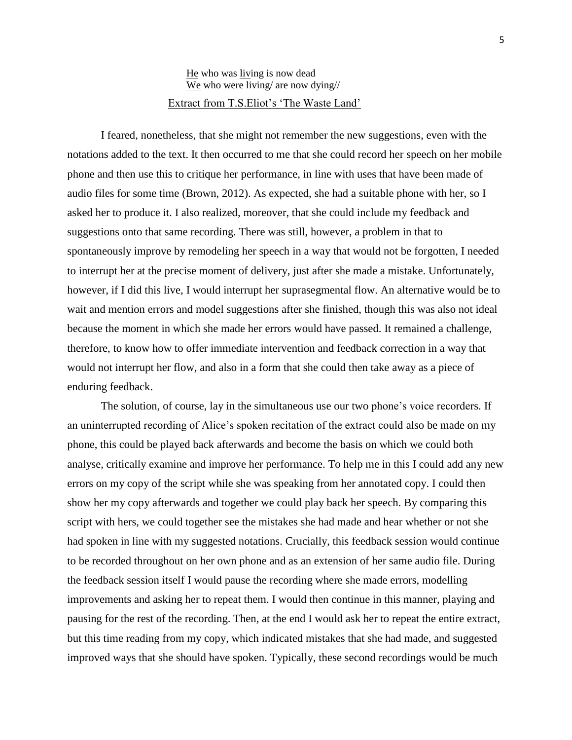<u>He</u> who was <u>liv</u>ing is now dead  
<u>We</u> who were living/ are now dying//  
<u>Extract from T.S.Eliot's 'The Waste Land'</u>

I feared, nonetheless, that she might not remember the new suggestions, even with the notations added to the text. It then occurred to me that she could record her speech on her mobile phone and then use this to critique her performance, in line with uses that have been made of audio files for some time (Brown, 2012). As expected, she had a suitable phone with her, so I asked her to produce it. I also realized, moreover, that she could include my feedback and suggestions onto that same recording. There was still, however, a problem in that to spontaneously improve by remodeling her speech in a way that would not be forgotten, I needed to interrupt her at the precise moment of delivery, just after she made a mistake. Unfortunately, however, if I did this live, I would interrupt her suprasegmental flow. An alternative would be to wait and mention errors and model suggestions after she finished, though this was also not ideal because the moment in which she made her errors would have passed. It remained a challenge, therefore, to know how to offer immediate intervention and feedback correction in a way that would not interrupt her flow, and also in a form that she could then take away as a piece of enduring feedback.

The solution, of course, lay in the simultaneous use our two phone's voice recorders. If an uninterrupted recording of Alice's spoken recitation of the extract could also be made on my phone, this could be played back afterwards and become the basis on which we could both analyse, critically examine and improve her performance. To help me in this I could add any new errors on my copy of the script while she was speaking from her annotated copy. I could then show her my copy afterwards and together we could play back her speech. By comparing this script with hers, we could together see the mistakes she had made and hear whether or not she had spoken in line with my suggested notations. Crucially, this feedback session would continue to be recorded throughout on her own phone and as an extension of her same audio file. During the feedback session itself I would pause the recording where she made errors, modelling improvements and asking her to repeat them. I would then continue in this manner, playing and pausing for the rest of the recording. Then, at the end I would ask her to repeat the entire extract, but this time reading from my copy, which indicated mistakes that she had made, and suggested improved ways that she should have spoken. Typically, these second recordings would be much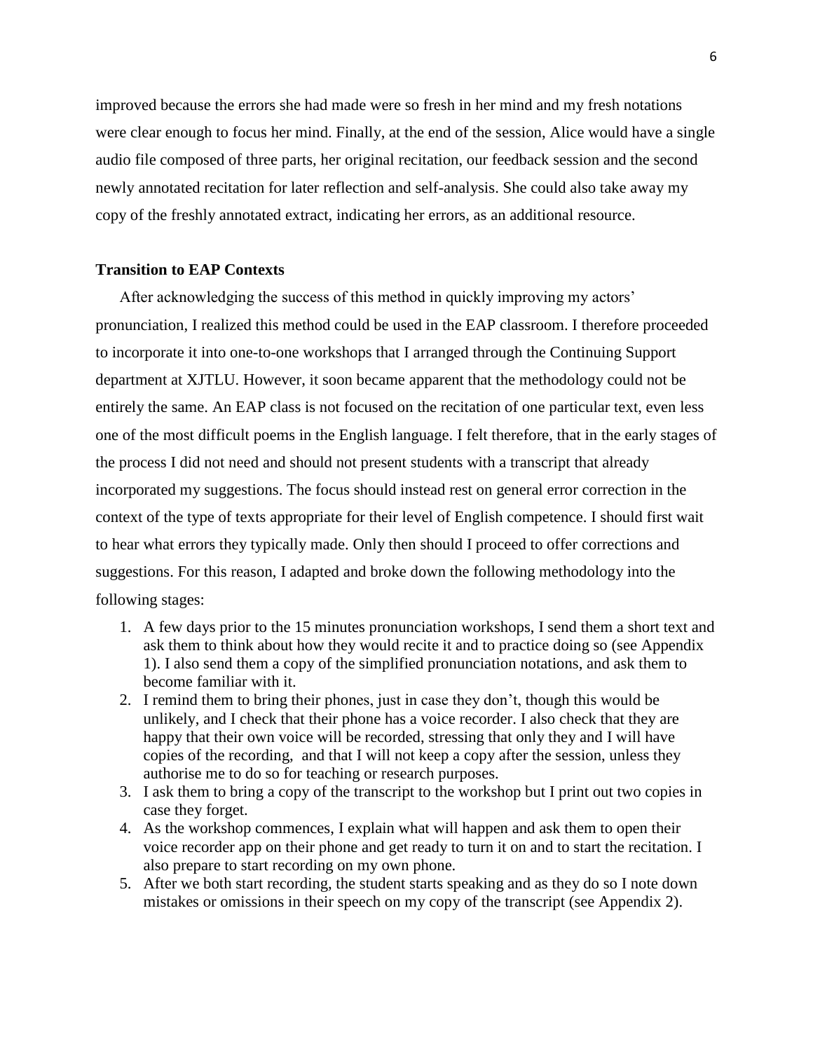improved because the errors she had made were so fresh in her mind and my fresh notations were clear enough to focus her mind. Finally, at the end of the session, Alice would have a single audio file composed of three parts, her original recitation, our feedback session and the second newly annotated recitation for later reflection and self-analysis. She could also take away my copy of the freshly annotated extract, indicating her errors, as an additional resource.

### Transition to EAP Contexts

After acknowledging the success of this method in quickly improving my actors' pronunciation, I realized this method could be used in the EAP classroom. I therefore proceeded to incorporate it into one-to-one workshops that I arranged through the Continuing Support department at XJTLU. However, it soon became apparent that the methodology could not be entirely the same. An EAP class is not focused on the recitation of one particular text, even less one of the most difficult poems in the English language. I felt therefore, that in the early stages of the process I did not need and should not present students with a transcript that already incorporated my suggestions. The focus should instead rest on general error correction in the context of the type of texts appropriate for their level of English competence. I should first wait to hear what errors they typically made. Only then should I proceed to offer corrections and suggestions. For this reason, I adapted and broke down the following methodology into the following stages:

1. A few days prior to the 15 minutes pronunciation workshops, I send them a short text and ask them to think about how they would recite it and to practice doing so (see Appendix 1). I also send them a copy of the simplified pronunciation notations, and ask them to become familiar with it.
2. I remind them to bring their phones, just in case they don't, though this would be unlikely, and I check that their phone has a voice recorder. I also check that they are happy that their own voice will be recorded, stressing that only they and I will have copies of the recording, and that I will not keep a copy after the session, unless they authorise me to do so for teaching or research purposes.
3. I ask them to bring a copy of the transcript to the workshop but I print out two copies in case they forget.
4. As the workshop commences, I explain what will happen and ask them to open their voice recorder app on their phone and get ready to turn it on and to start the recitation. I also prepare to start recording on my own phone.
5. After we both start recording, the student starts speaking and as they do so I note down mistakes or omissions in their speech on my copy of the transcript (see Appendix 2).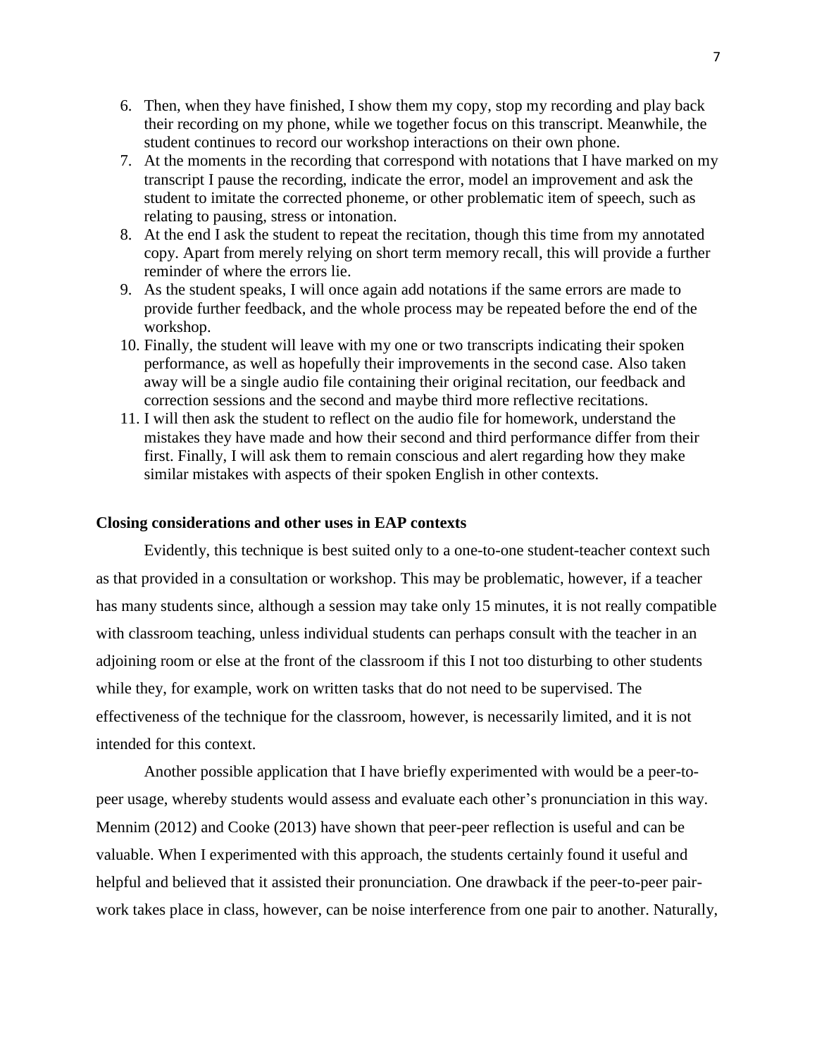6. Then, when they have finished, I show them my copy, stop my recording and play back their recording on my phone, while we together focus on this transcript. Meanwhile, the student continues to record our workshop interactions on their own phone.
7. At the moments in the recording that correspond with notations that I have marked on my transcript I pause the recording, indicate the error, model an improvement and ask the student to imitate the corrected phoneme, or other problematic item of speech, such as relating to pausing, stress or intonation.
8. At the end I ask the student to repeat the recitation, though this time from my annotated copy. Apart from merely relying on short term memory recall, this will provide a further reminder of where the errors lie.
9. As the student speaks, I will once again add notations if the same errors are made to provide further feedback, and the whole process may be repeated before the end of the workshop.
10. Finally, the student will leave with my one or two transcripts indicating their spoken performance, as well as hopefully their improvements in the second case. Also taken away will be a single audio file containing their original recitation, our feedback and correction sessions and the second and maybe third more reflective recitations.
11. I will then ask the student to reflect on the audio file for homework, understand the mistakes they have made and how their second and third performance differ from their first. Finally, I will ask them to remain conscious and alert regarding how they make similar mistakes with aspects of their spoken English in other contexts.

**Closing considerations and other uses in EAP contexts**

Evidently, this technique is best suited only to a one-to-one student-teacher context such as that provided in a consultation or workshop. This may be problematic, however, if a teacher has many students since, although a session may take only 15 minutes, it is not really compatible with classroom teaching, unless individual students can perhaps consult with the teacher in an adjoining room or else at the front of the classroom if this I not too disturbing to other students while they, for example, work on written tasks that do not need to be supervised. The effectiveness of the technique for the classroom, however, is necessarily limited, and it is not intended for this context.

Another possible application that I have briefly experimented with would be a peer-to-peer usage, whereby students would assess and evaluate each other's pronunciation in this way. Mennim (2012) and Cooke (2013) have shown that peer-peer reflection is useful and can be valuable. When I experimented with this approach, the students certainly found it useful and helpful and believed that it assisted their pronunciation. One drawback if the peer-to-peer pair-work takes place in class, however, can be noise interference from one pair to another. Naturally,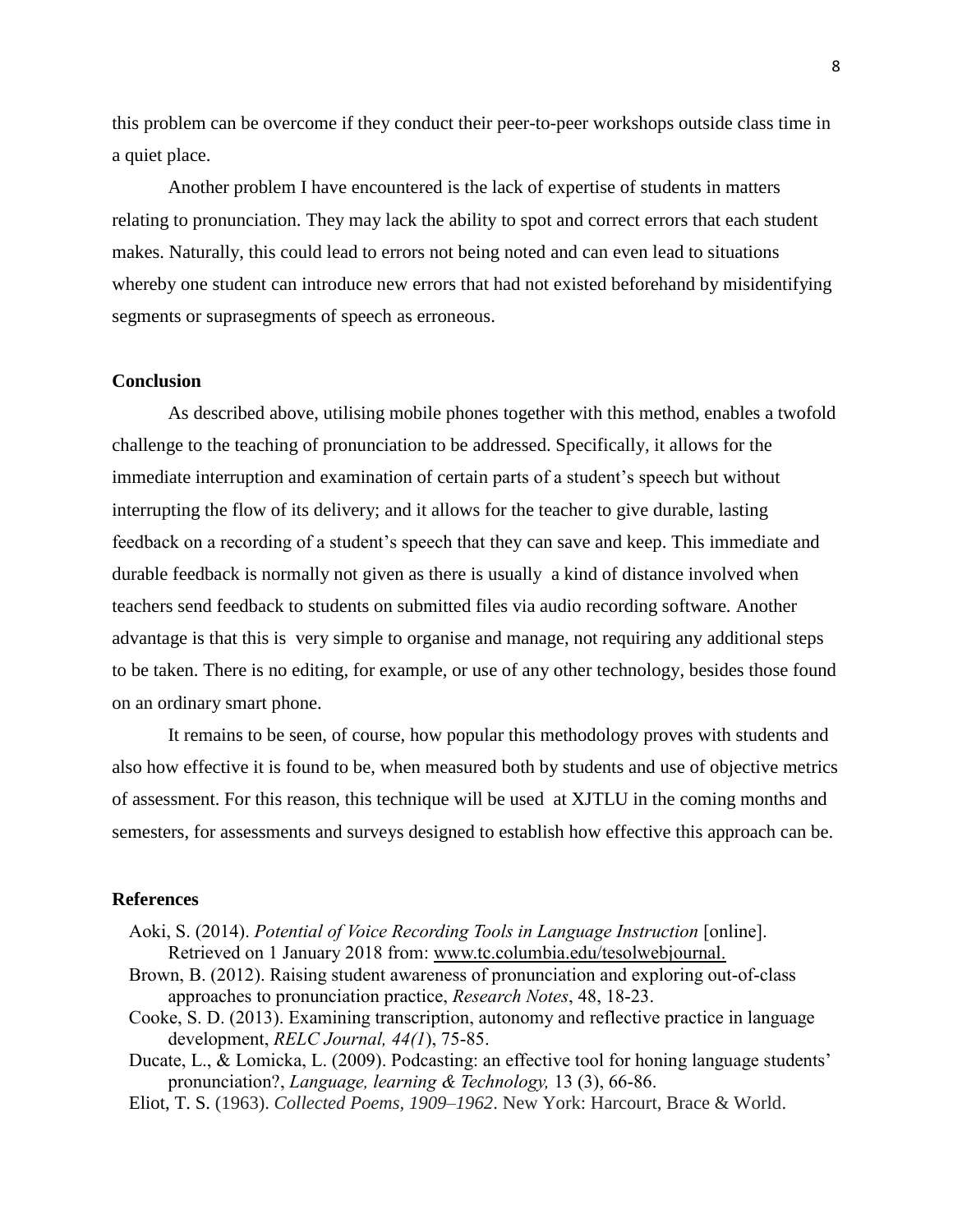this problem can be overcome if they conduct their peer-to-peer workshops outside class time in a quiet place.

Another problem I have encountered is the lack of expertise of students in matters relating to pronunciation. They may lack the ability to spot and correct errors that each student makes. Naturally, this could lead to errors not being noted and can even lead to situations whereby one student can introduce new errors that had not existed beforehand by misidentifying segments or suprasegments of speech as erroneous.

## Conclusion

As described above, utilising mobile phones together with this method, enables a twofold challenge to the teaching of pronunciation to be addressed. Specifically, it allows for the immediate interruption and examination of certain parts of a student's speech but without interrupting the flow of its delivery; and it allows for the teacher to give durable, lasting feedback on a recording of a student's speech that they can save and keep. This immediate and durable feedback is normally not given as there is usually a kind of distance involved when teachers send feedback to students on submitted files via audio recording software. Another advantage is that this is very simple to organise and manage, not requiring any additional steps to be taken. There is no editing, for example, or use of any other technology, besides those found on an ordinary smart phone.

It remains to be seen, of course, how popular this methodology proves with students and also how effective it is found to be, when measured both by students and use of objective metrics of assessment. For this reason, this technique will be used at XJTLU in the coming months and semesters, for assessments and surveys designed to establish how effective this approach can be.

## References

Aoki, S. (2014). *Potential of Voice Recording Tools in Language Instruction* [online]. Retrieved on 1 January 2018 from: www.tc.columbia.edu/tesolwebjournal.

Brown, B. (2012). Raising student awareness of pronunciation and exploring out-of-class approaches to pronunciation practice, *Research Notes*, 48, 18-23.

Cooke, S. D. (2013). Examining transcription, autonomy and reflective practice in language development, *RELC Journal, 44(1*), 75-85.

Ducate, L., & Lomicka, L. (2009). Podcasting: an effective tool for honing language students' pronunciation?, *Language, learning & Technology,* 13 (3), 66-86.

Eliot, T. S. (1963). *Collected Poems, 1909–1962*. New York: Harcourt, Brace & World.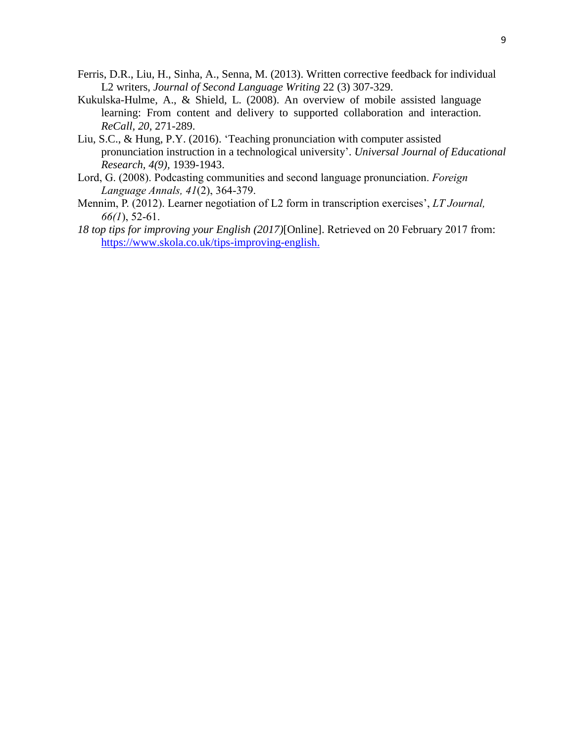Ferris, D.R., Liu, H., Sinha, A., Senna, M. (2013). Written corrective feedback for individual L2 writers, *Journal of Second Language Writing* 22 (3) 307-329.

Kukulska-Hulme, A., & Shield, L. (2008). An overview of mobile assisted language learning: From content and delivery to supported collaboration and interaction. *ReCall*, *20*, 271-289.

Liu, S.C., & Hung, P.Y. (2016). 'Teaching pronunciation with computer assisted pronunciation instruction in a technological university'. *Universal Journal of Educational Research, 4(9),* 1939-1943.

Lord, G. (2008). Podcasting communities and second language pronunciation. *Foreign Language Annals, 41*(2), 364-379.

Mennim, P. (2012). Learner negotiation of L2 form in transcription exercises', *LT Journal, 66(1*), 52-61.

*18 top tips for improving your English (2017)*[Online]. Retrieved on 20 February 2017 from: https://www.skola.co.uk/tips-improving-english.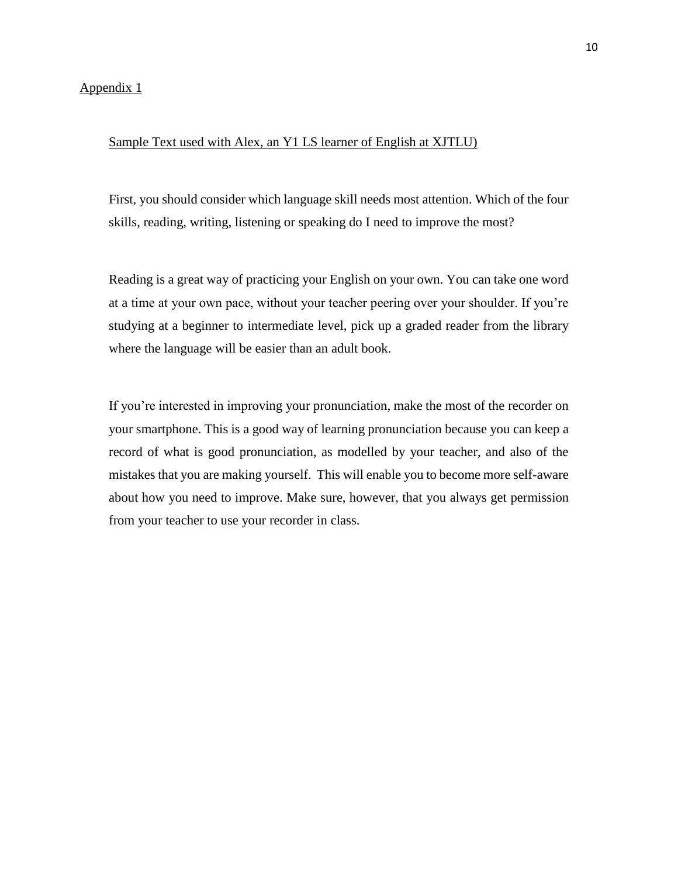Appendix 1

Sample Text used with Alex, an Y1 LS learner of English at XJTLU)

First, you should consider which language skill needs most attention. Which of the four skills, reading, writing, listening or speaking do I need to improve the most?

Reading is a great way of practicing your English on your own. You can take one word at a time at your own pace, without your teacher peering over your shoulder. If you're studying at a beginner to intermediate level, pick up a graded reader from the library where the language will be easier than an adult book.

If you're interested in improving your pronunciation, make the most of the recorder on your smartphone. This is a good way of learning pronunciation because you can keep a record of what is good pronunciation, as modelled by your teacher, and also of the mistakes that you are making yourself. This will enable you to become more self-aware about how you need to improve. Make sure, however, that you always get permission from your teacher to use your recorder in class.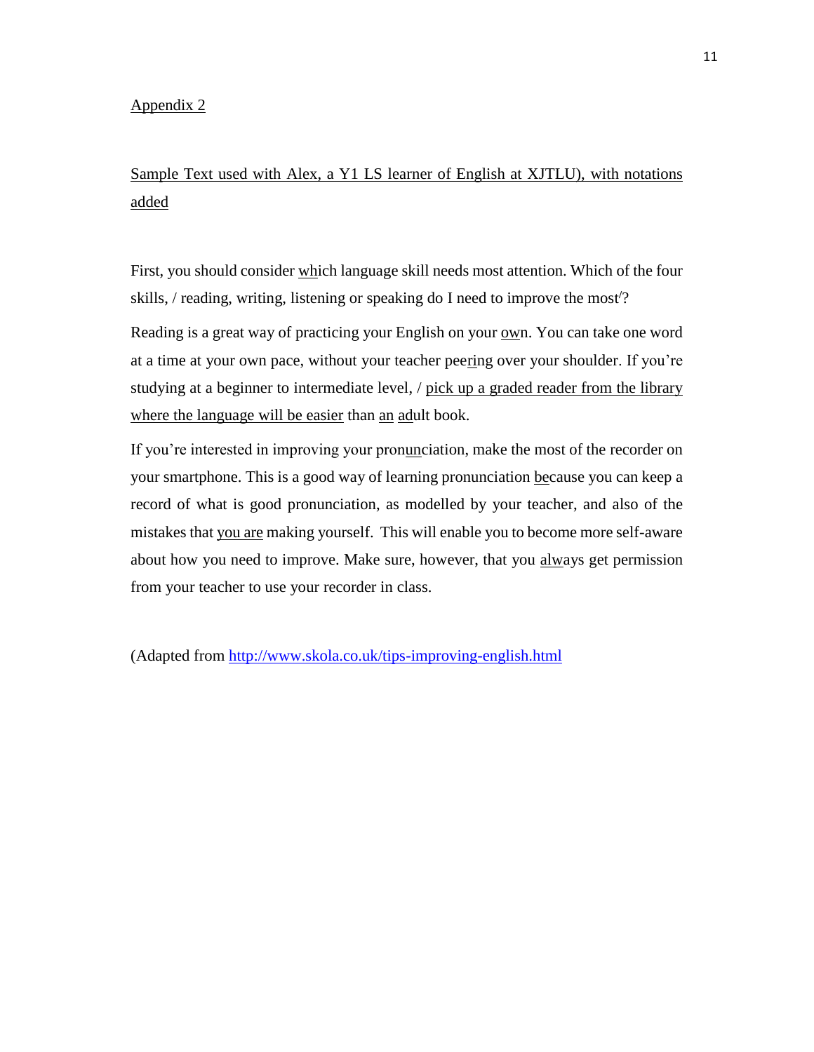Appendix 2

Sample Text used with Alex, a Y1 LS learner of English at XJTLU), with notations added

First, you should consider <u>wh</u>ich language skill needs most attention. Which of the four skills, / reading, writing, listening or speaking do I need to improve the most/?

Reading is a great way of practicing your English on your <u>ow</u>n. You can take one word at a time at your own pace, without your teacher pee<u>ri</u>ng over your shoulder. If you're studying at a beginner to intermediate level, / <u>pick up a graded reader from the library where the language will be easier</u> than <u>an</u> <u>ad</u>ult book.

If you're interested in improving your pron<u>un</u>ciation, make the most of the recorder on your smartphone. This is a good way of learning pronunciation <u>be</u>cause you can keep a record of what is good pronunciation, as modelled by your teacher, and also of the mistakes that <u>you are</u> making yourself. This will enable you to become more self-aware about how you need to improve. Make sure, however, that you <u>alw</u>ays get permission from your teacher to use your recorder in class.

(Adapted from http://www.skola.co.uk/tips-improving-english.html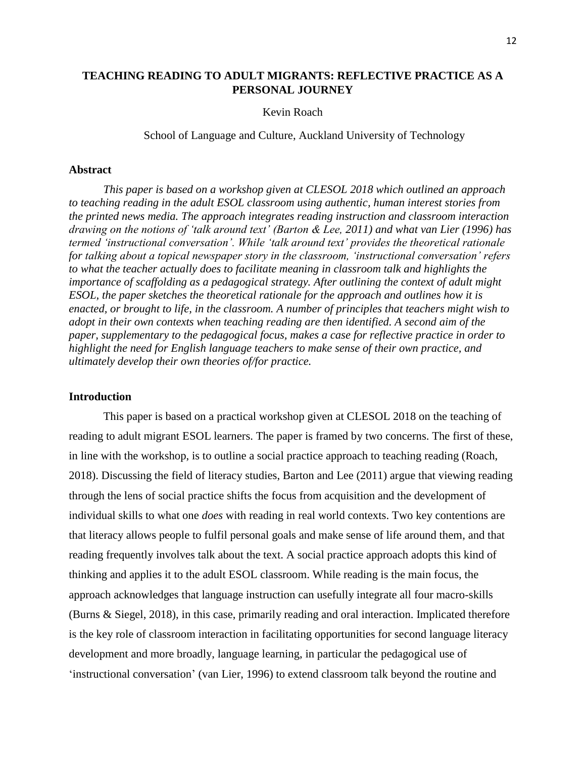# TEACHING READING TO ADULT MIGRANTS: REFLECTIVE PRACTICE AS A PERSONAL JOURNEY

Kevin Roach

School of Language and Culture, Auckland University of Technology

## Abstract

*This paper is based on a workshop given at CLESOL 2018 which outlined an approach to teaching reading in the adult ESOL classroom using authentic, human interest stories from the printed news media. The approach integrates reading instruction and classroom interaction drawing on the notions of 'talk around text' (Barton & Lee, 2011) and what van Lier (1996) has termed 'instructional conversation'. While 'talk around text' provides the theoretical rationale for talking about a topical newspaper story in the classroom, 'instructional conversation' refers to what the teacher actually does to facilitate meaning in classroom talk and highlights the importance of scaffolding as a pedagogical strategy. After outlining the context of adult might ESOL, the paper sketches the theoretical rationale for the approach and outlines how it is enacted, or brought to life, in the classroom. A number of principles that teachers might wish to adopt in their own contexts when teaching reading are then identified. A second aim of the paper, supplementary to the pedagogical focus, makes a case for reflective practice in order to highlight the need for English language teachers to make sense of their own practice, and ultimately develop their own theories of/for practice.*

## Introduction

This paper is based on a practical workshop given at CLESOL 2018 on the teaching of reading to adult migrant ESOL learners. The paper is framed by two concerns. The first of these, in line with the workshop, is to outline a social practice approach to teaching reading (Roach, 2018). Discussing the field of literacy studies, Barton and Lee (2011) argue that viewing reading through the lens of social practice shifts the focus from acquisition and the development of individual skills to what one *does* with reading in real world contexts. Two key contentions are that literacy allows people to fulfil personal goals and make sense of life around them, and that reading frequently involves talk about the text. A social practice approach adopts this kind of thinking and applies it to the adult ESOL classroom. While reading is the main focus, the approach acknowledges that language instruction can usefully integrate all four macro-skills (Burns & Siegel, 2018), in this case, primarily reading and oral interaction. Implicated therefore is the key role of classroom interaction in facilitating opportunities for second language literacy development and more broadly, language learning, in particular the pedagogical use of 'instructional conversation' (van Lier, 1996) to extend classroom talk beyond the routine and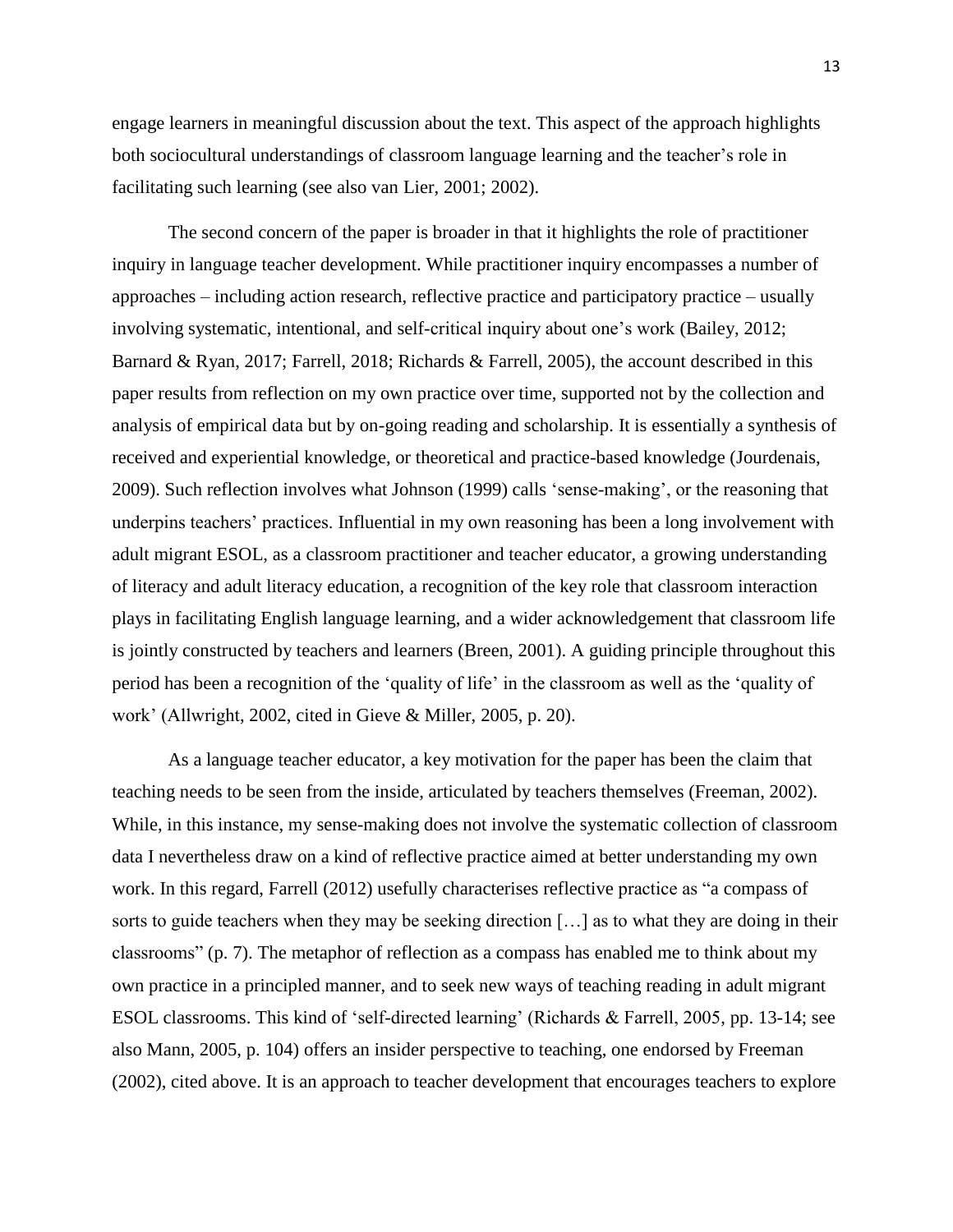engage learners in meaningful discussion about the text. This aspect of the approach highlights both sociocultural understandings of classroom language learning and the teacher's role in facilitating such learning (see also van Lier, 2001; 2002).

The second concern of the paper is broader in that it highlights the role of practitioner inquiry in language teacher development. While practitioner inquiry encompasses a number of approaches – including action research, reflective practice and participatory practice – usually involving systematic, intentional, and self-critical inquiry about one's work (Bailey, 2012; Barnard & Ryan, 2017; Farrell, 2018; Richards & Farrell, 2005), the account described in this paper results from reflection on my own practice over time, supported not by the collection and analysis of empirical data but by on-going reading and scholarship. It is essentially a synthesis of received and experiential knowledge, or theoretical and practice-based knowledge (Jourdenais, 2009). Such reflection involves what Johnson (1999) calls 'sense-making', or the reasoning that underpins teachers' practices. Influential in my own reasoning has been a long involvement with adult migrant ESOL, as a classroom practitioner and teacher educator, a growing understanding of literacy and adult literacy education, a recognition of the key role that classroom interaction plays in facilitating English language learning, and a wider acknowledgement that classroom life is jointly constructed by teachers and learners (Breen, 2001). A guiding principle throughout this period has been a recognition of the 'quality of life' in the classroom as well as the 'quality of work' (Allwright, 2002, cited in Gieve & Miller, 2005, p. 20).

As a language teacher educator, a key motivation for the paper has been the claim that teaching needs to be seen from the inside, articulated by teachers themselves (Freeman, 2002). While, in this instance, my sense-making does not involve the systematic collection of classroom data I nevertheless draw on a kind of reflective practice aimed at better understanding my own work. In this regard, Farrell (2012) usefully characterises reflective practice as "a compass of sorts to guide teachers when they may be seeking direction […] as to what they are doing in their classrooms" (p. 7). The metaphor of reflection as a compass has enabled me to think about my own practice in a principled manner, and to seek new ways of teaching reading in adult migrant ESOL classrooms. This kind of 'self-directed learning' (Richards & Farrell, 2005, pp. 13-14; see also Mann, 2005, p. 104) offers an insider perspective to teaching, one endorsed by Freeman (2002), cited above. It is an approach to teacher development that encourages teachers to explore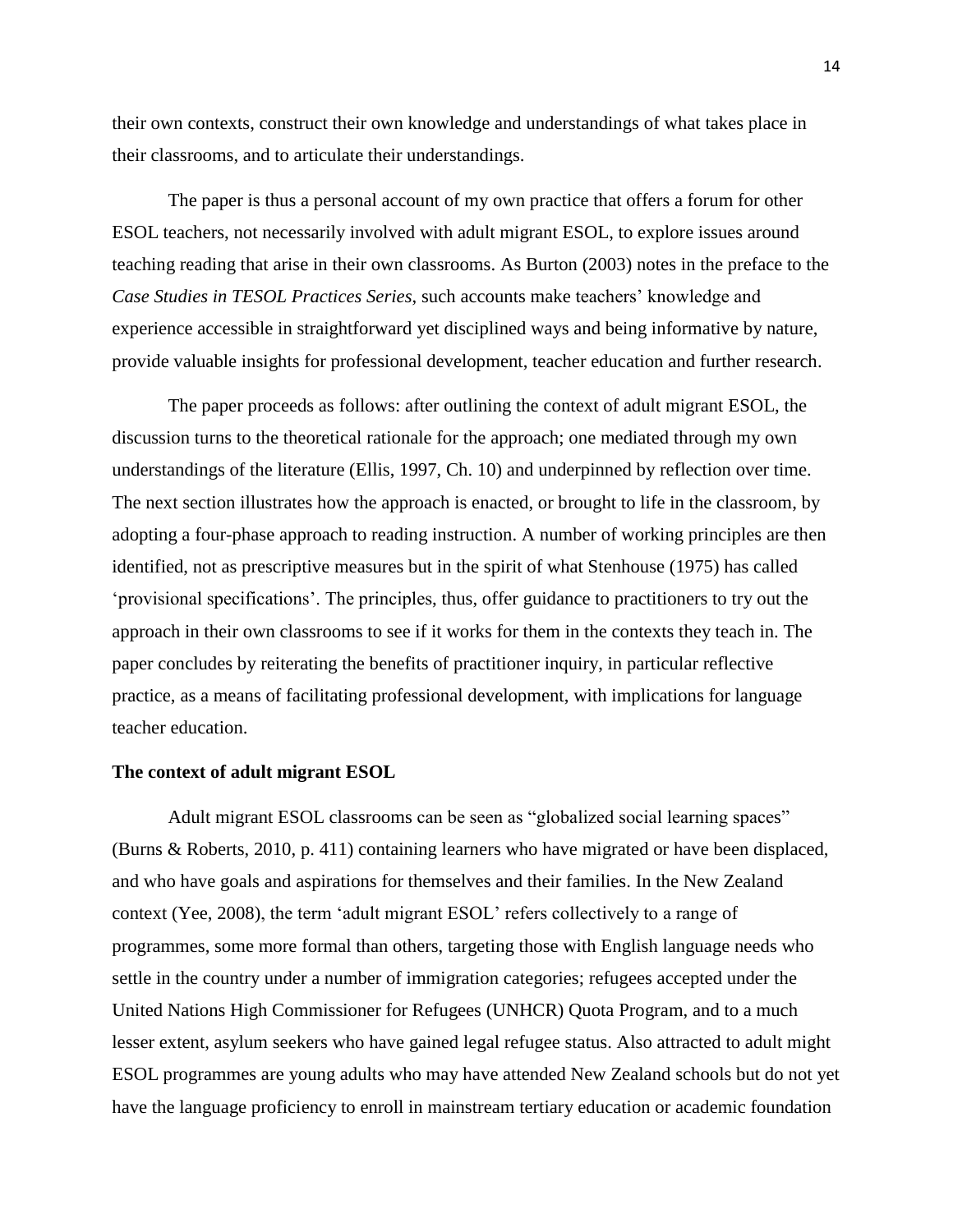their own contexts, construct their own knowledge and understandings of what takes place in their classrooms, and to articulate their understandings.

The paper is thus a personal account of my own practice that offers a forum for other ESOL teachers, not necessarily involved with adult migrant ESOL, to explore issues around teaching reading that arise in their own classrooms. As Burton (2003) notes in the preface to the *Case Studies in TESOL Practices Series*, such accounts make teachers' knowledge and experience accessible in straightforward yet disciplined ways and being informative by nature, provide valuable insights for professional development, teacher education and further research.

The paper proceeds as follows: after outlining the context of adult migrant ESOL, the discussion turns to the theoretical rationale for the approach; one mediated through my own understandings of the literature (Ellis, 1997, Ch. 10) and underpinned by reflection over time. The next section illustrates how the approach is enacted, or brought to life in the classroom, by adopting a four-phase approach to reading instruction. A number of working principles are then identified, not as prescriptive measures but in the spirit of what Stenhouse (1975) has called 'provisional specifications'. The principles, thus, offer guidance to practitioners to try out the approach in their own classrooms to see if it works for them in the contexts they teach in. The paper concludes by reiterating the benefits of practitioner inquiry, in particular reflective practice, as a means of facilitating professional development, with implications for language teacher education.

**The context of adult migrant ESOL**

Adult migrant ESOL classrooms can be seen as "globalized social learning spaces" (Burns & Roberts, 2010, p. 411) containing learners who have migrated or have been displaced, and who have goals and aspirations for themselves and their families. In the New Zealand context (Yee, 2008), the term 'adult migrant ESOL' refers collectively to a range of programmes, some more formal than others, targeting those with English language needs who settle in the country under a number of immigration categories; refugees accepted under the United Nations High Commissioner for Refugees (UNHCR) Quota Program, and to a much lesser extent, asylum seekers who have gained legal refugee status. Also attracted to adult might ESOL programmes are young adults who may have attended New Zealand schools but do not yet have the language proficiency to enroll in mainstream tertiary education or academic foundation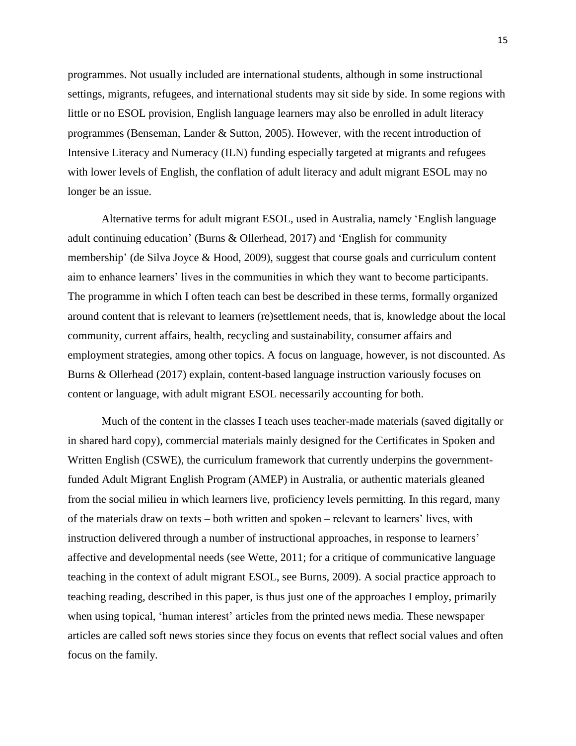programmes. Not usually included are international students, although in some instructional settings, migrants, refugees, and international students may sit side by side. In some regions with little or no ESOL provision, English language learners may also be enrolled in adult literacy programmes (Benseman, Lander & Sutton, 2005). However, with the recent introduction of Intensive Literacy and Numeracy (ILN) funding especially targeted at migrants and refugees with lower levels of English, the conflation of adult literacy and adult migrant ESOL may no longer be an issue.

Alternative terms for adult migrant ESOL, used in Australia, namely 'English language adult continuing education' (Burns & Ollerhead, 2017) and 'English for community membership' (de Silva Joyce & Hood, 2009), suggest that course goals and curriculum content aim to enhance learners' lives in the communities in which they want to become participants. The programme in which I often teach can best be described in these terms, formally organized around content that is relevant to learners (re)settlement needs, that is, knowledge about the local community, current affairs, health, recycling and sustainability, consumer affairs and employment strategies, among other topics. A focus on language, however, is not discounted. As Burns & Ollerhead (2017) explain, content-based language instruction variously focuses on content or language, with adult migrant ESOL necessarily accounting for both.

Much of the content in the classes I teach uses teacher-made materials (saved digitally or in shared hard copy), commercial materials mainly designed for the Certificates in Spoken and Written English (CSWE), the curriculum framework that currently underpins the government-funded Adult Migrant English Program (AMEP) in Australia, or authentic materials gleaned from the social milieu in which learners live, proficiency levels permitting. In this regard, many of the materials draw on texts – both written and spoken – relevant to learners' lives, with instruction delivered through a number of instructional approaches, in response to learners' affective and developmental needs (see Wette, 2011; for a critique of communicative language teaching in the context of adult migrant ESOL, see Burns, 2009). A social practice approach to teaching reading, described in this paper, is thus just one of the approaches I employ, primarily when using topical, 'human interest' articles from the printed news media. These newspaper articles are called soft news stories since they focus on events that reflect social values and often focus on the family.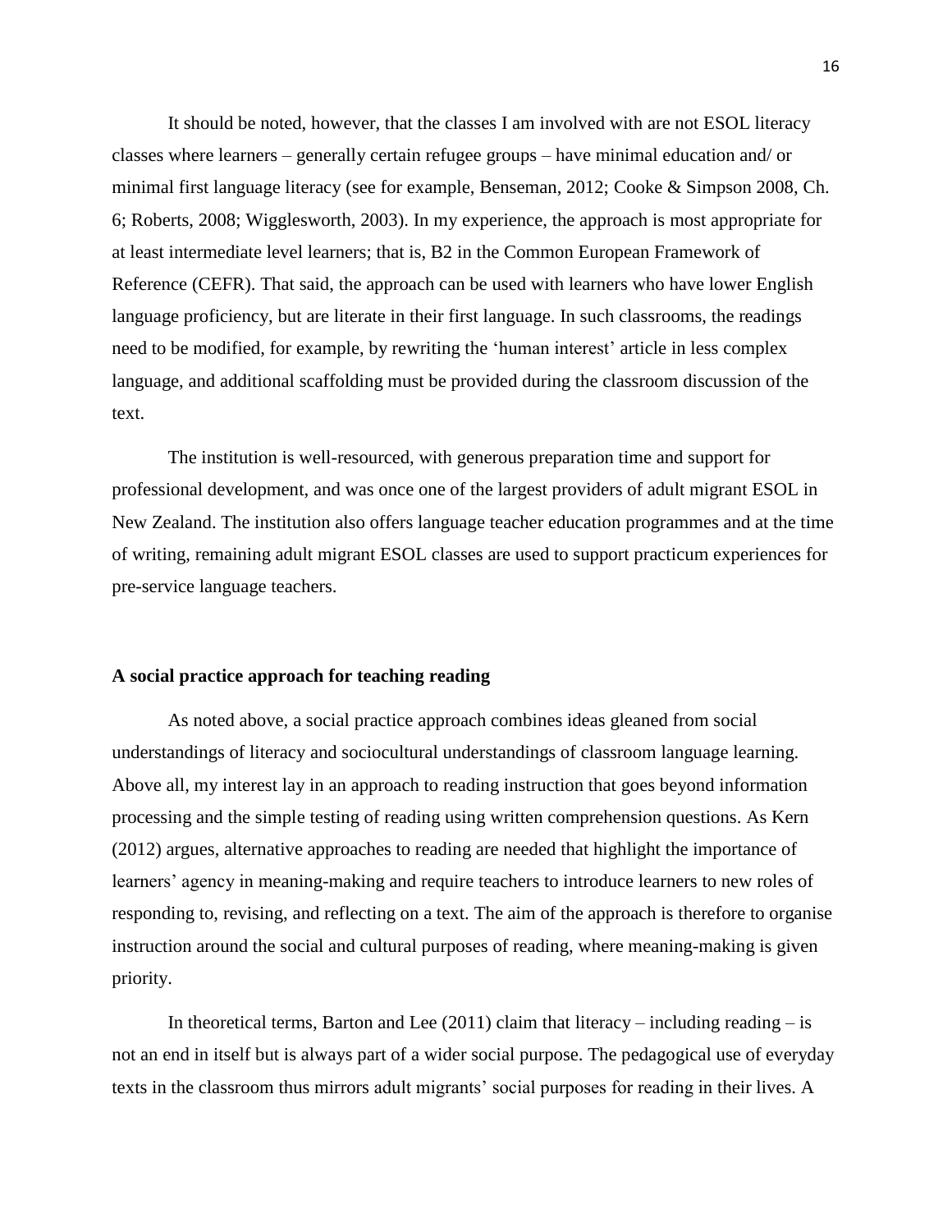It should be noted, however, that the classes I am involved with are not ESOL literacy classes where learners – generally certain refugee groups – have minimal education and/ or minimal first language literacy (see for example, Benseman, 2012; Cooke & Simpson 2008, Ch. 6; Roberts, 2008; Wigglesworth, 2003). In my experience, the approach is most appropriate for at least intermediate level learners; that is, B2 in the Common European Framework of Reference (CEFR). That said, the approach can be used with learners who have lower English language proficiency, but are literate in their first language. In such classrooms, the readings need to be modified, for example, by rewriting the 'human interest' article in less complex language, and additional scaffolding must be provided during the classroom discussion of the text.

The institution is well-resourced, with generous preparation time and support for professional development, and was once one of the largest providers of adult migrant ESOL in New Zealand. The institution also offers language teacher education programmes and at the time of writing, remaining adult migrant ESOL classes are used to support practicum experiences for pre-service language teachers.

**A social practice approach for teaching reading**

As noted above, a social practice approach combines ideas gleaned from social understandings of literacy and sociocultural understandings of classroom language learning. Above all, my interest lay in an approach to reading instruction that goes beyond information processing and the simple testing of reading using written comprehension questions. As Kern (2012) argues, alternative approaches to reading are needed that highlight the importance of learners' agency in meaning-making and require teachers to introduce learners to new roles of responding to, revising, and reflecting on a text. The aim of the approach is therefore to organise instruction around the social and cultural purposes of reading, where meaning-making is given priority.

In theoretical terms, Barton and Lee (2011) claim that literacy – including reading – is not an end in itself but is always part of a wider social purpose. The pedagogical use of everyday texts in the classroom thus mirrors adult migrants' social purposes for reading in their lives. A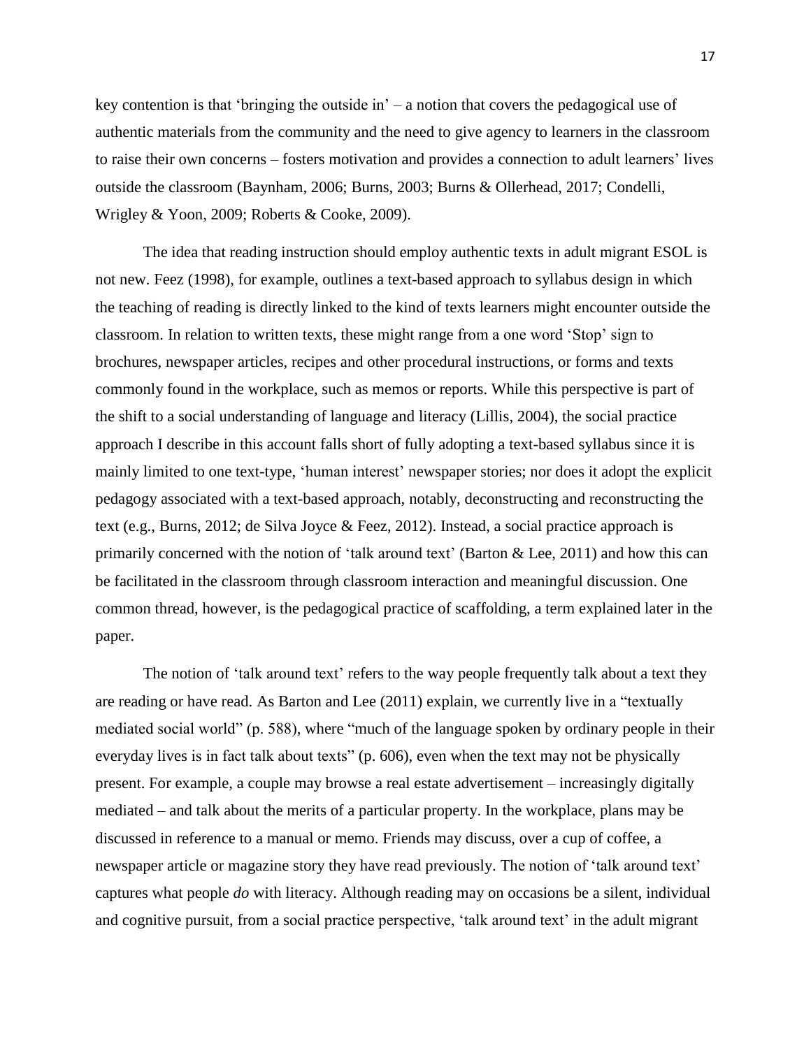key contention is that ‘bringing the outside in’ – a notion that covers the pedagogical use of authentic materials from the community and the need to give agency to learners in the classroom to raise their own concerns – fosters motivation and provides a connection to adult learners’ lives outside the classroom (Baynham, 2006; Burns, 2003; Burns & Ollerhead, 2017; Condelli, Wrigley & Yoon, 2009; Roberts & Cooke, 2009).

The idea that reading instruction should employ authentic texts in adult migrant ESOL is not new. Feez (1998), for example, outlines a text-based approach to syllabus design in which the teaching of reading is directly linked to the kind of texts learners might encounter outside the classroom. In relation to written texts, these might range from a one word ‘Stop’ sign to brochures, newspaper articles, recipes and other procedural instructions, or forms and texts commonly found in the workplace, such as memos or reports. While this perspective is part of the shift to a social understanding of language and literacy (Lillis, 2004), the social practice approach I describe in this account falls short of fully adopting a text-based syllabus since it is mainly limited to one text-type, ‘human interest’ newspaper stories; nor does it adopt the explicit pedagogy associated with a text-based approach, notably, deconstructing and reconstructing the text (e.g., Burns, 2012; de Silva Joyce & Feez, 2012). Instead, a social practice approach is primarily concerned with the notion of ‘talk around text’ (Barton & Lee, 2011) and how this can be facilitated in the classroom through classroom interaction and meaningful discussion. One common thread, however, is the pedagogical practice of scaffolding, a term explained later in the paper.

The notion of ‘talk around text’ refers to the way people frequently talk about a text they are reading or have read. As Barton and Lee (2011) explain, we currently live in a “textually mediated social world” (p. 588), where “much of the language spoken by ordinary people in their everyday lives is in fact talk about texts” (p. 606), even when the text may not be physically present. For example, a couple may browse a real estate advertisement – increasingly digitally mediated – and talk about the merits of a particular property. In the workplace, plans may be discussed in reference to a manual or memo. Friends may discuss, over a cup of coffee, a newspaper article or magazine story they have read previously. The notion of ‘talk around text’ captures what people *do* with literacy. Although reading may on occasions be a silent, individual and cognitive pursuit, from a social practice perspective, ‘talk around text’ in the adult migrant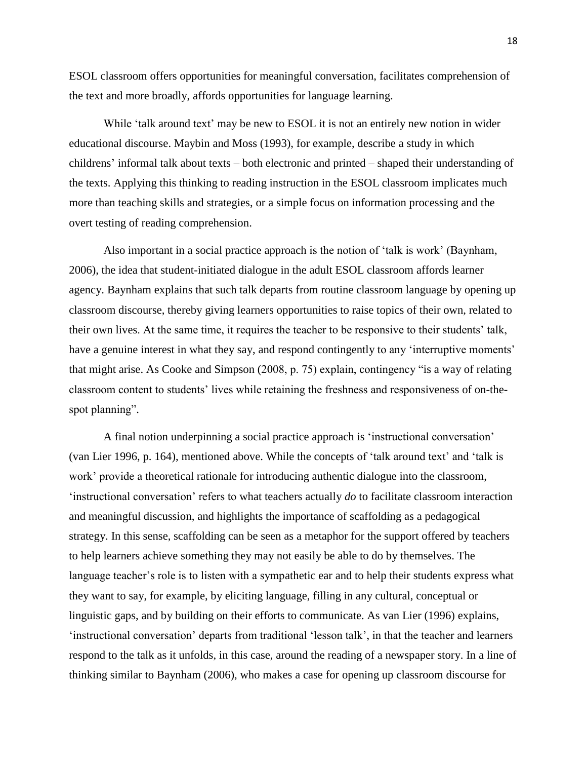ESOL classroom offers opportunities for meaningful conversation, facilitates comprehension of the text and more broadly, affords opportunities for language learning.

While 'talk around text' may be new to ESOL it is not an entirely new notion in wider educational discourse. Maybin and Moss (1993), for example, describe a study in which childrens' informal talk about texts – both electronic and printed – shaped their understanding of the texts. Applying this thinking to reading instruction in the ESOL classroom implicates much more than teaching skills and strategies, or a simple focus on information processing and the overt testing of reading comprehension.

Also important in a social practice approach is the notion of 'talk is work' (Baynham, 2006), the idea that student-initiated dialogue in the adult ESOL classroom affords learner agency. Baynham explains that such talk departs from routine classroom language by opening up classroom discourse, thereby giving learners opportunities to raise topics of their own, related to their own lives. At the same time, it requires the teacher to be responsive to their students' talk, have a genuine interest in what they say, and respond contingently to any 'interruptive moments' that might arise. As Cooke and Simpson (2008, p. 75) explain, contingency "is a way of relating classroom content to students' lives while retaining the freshness and responsiveness of on-the-spot planning".

A final notion underpinning a social practice approach is 'instructional conversation' (van Lier 1996, p. 164), mentioned above. While the concepts of 'talk around text' and 'talk is work' provide a theoretical rationale for introducing authentic dialogue into the classroom, 'instructional conversation' refers to what teachers actually *do* to facilitate classroom interaction and meaningful discussion, and highlights the importance of scaffolding as a pedagogical strategy. In this sense, scaffolding can be seen as a metaphor for the support offered by teachers to help learners achieve something they may not easily be able to do by themselves. The language teacher's role is to listen with a sympathetic ear and to help their students express what they want to say, for example, by eliciting language, filling in any cultural, conceptual or linguistic gaps, and by building on their efforts to communicate. As van Lier (1996) explains, 'instructional conversation' departs from traditional 'lesson talk', in that the teacher and learners respond to the talk as it unfolds, in this case, around the reading of a newspaper story. In a line of thinking similar to Baynham (2006), who makes a case for opening up classroom discourse for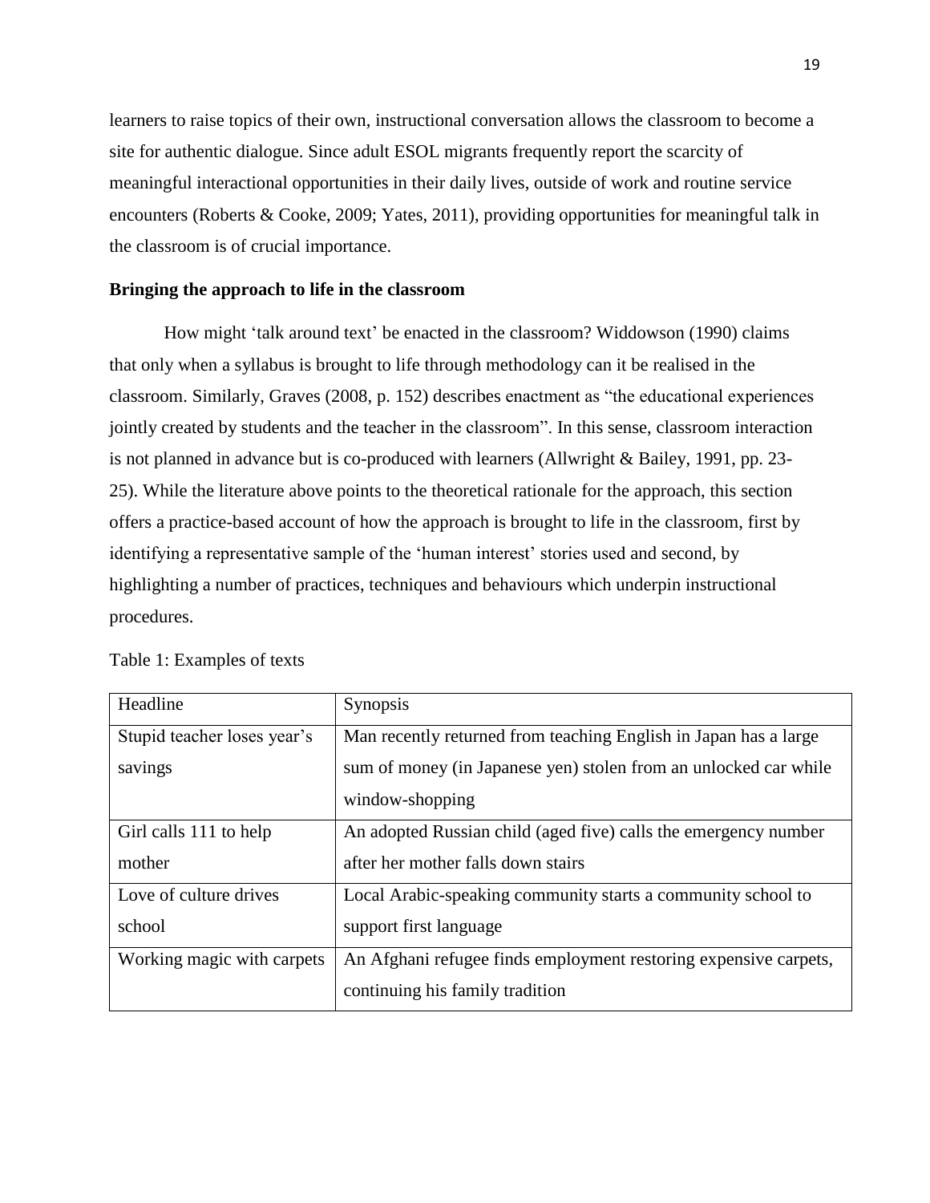learners to raise topics of their own, instructional conversation allows the classroom to become a site for authentic dialogue. Since adult ESOL migrants frequently report the scarcity of meaningful interactional opportunities in their daily lives, outside of work and routine service encounters (Roberts & Cooke, 2009; Yates, 2011), providing opportunities for meaningful talk in the classroom is of crucial importance.

**Bringing the approach to life in the classroom**

How might 'talk around text' be enacted in the classroom? Widdowson (1990) claims that only when a syllabus is brought to life through methodology can it be realised in the classroom. Similarly, Graves (2008, p. 152) describes enactment as "the educational experiences jointly created by students and the teacher in the classroom". In this sense, classroom interaction is not planned in advance but is co-produced with learners (Allwright & Bailey, 1991, pp. 23-25). While the literature above points to the theoretical rationale for the approach, this section offers a practice-based account of how the approach is brought to life in the classroom, first by identifying a representative sample of the 'human interest' stories used and second, by highlighting a number of practices, techniques and behaviours which underpin instructional procedures.

Table 1: Examples of texts

| Headline | Synopsis |
| --- | --- |
| Stupid teacher loses year's savings | Man recently returned from teaching English in Japan has a large sum of money (in Japanese yen) stolen from an unlocked car while window-shopping |
| Girl calls 111 to help mother | An adopted Russian child (aged five) calls the emergency number after her mother falls down stairs |
| Love of culture drives school | Local Arabic-speaking community starts a community school to support first language |
| Working magic with carpets | An Afghani refugee finds employment restoring expensive carpets, continuing his family tradition |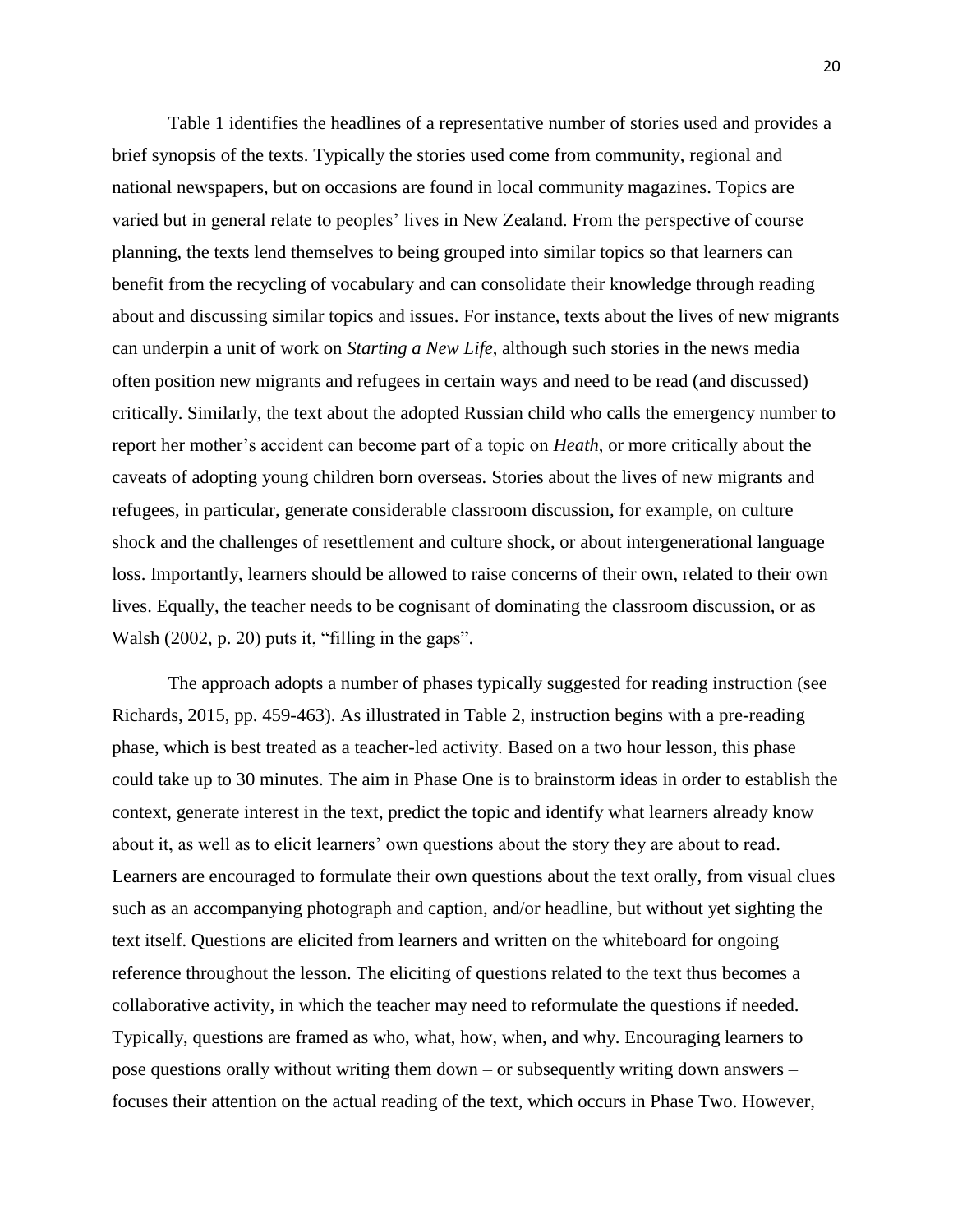Table 1 identifies the headlines of a representative number of stories used and provides a brief synopsis of the texts. Typically the stories used come from community, regional and national newspapers, but on occasions are found in local community magazines. Topics are varied but in general relate to peoples' lives in New Zealand. From the perspective of course planning, the texts lend themselves to being grouped into similar topics so that learners can benefit from the recycling of vocabulary and can consolidate their knowledge through reading about and discussing similar topics and issues. For instance, texts about the lives of new migrants can underpin a unit of work on *Starting a New Life*, although such stories in the news media often position new migrants and refugees in certain ways and need to be read (and discussed) critically. Similarly, the text about the adopted Russian child who calls the emergency number to report her mother's accident can become part of a topic on *Heath*, or more critically about the caveats of adopting young children born overseas. Stories about the lives of new migrants and refugees, in particular, generate considerable classroom discussion, for example, on culture shock and the challenges of resettlement and culture shock, or about intergenerational language loss. Importantly, learners should be allowed to raise concerns of their own, related to their own lives. Equally, the teacher needs to be cognisant of dominating the classroom discussion, or as Walsh (2002, p. 20) puts it, "filling in the gaps".

The approach adopts a number of phases typically suggested for reading instruction (see Richards, 2015, pp. 459-463). As illustrated in Table 2, instruction begins with a pre-reading phase, which is best treated as a teacher-led activity. Based on a two hour lesson, this phase could take up to 30 minutes. The aim in Phase One is to brainstorm ideas in order to establish the context, generate interest in the text, predict the topic and identify what learners already know about it, as well as to elicit learners' own questions about the story they are about to read. Learners are encouraged to formulate their own questions about the text orally, from visual clues such as an accompanying photograph and caption, and/or headline, but without yet sighting the text itself. Questions are elicited from learners and written on the whiteboard for ongoing reference throughout the lesson. The eliciting of questions related to the text thus becomes a collaborative activity, in which the teacher may need to reformulate the questions if needed. Typically, questions are framed as who, what, how, when, and why. Encouraging learners to pose questions orally without writing them down – or subsequently writing down answers – focuses their attention on the actual reading of the text, which occurs in Phase Two. However,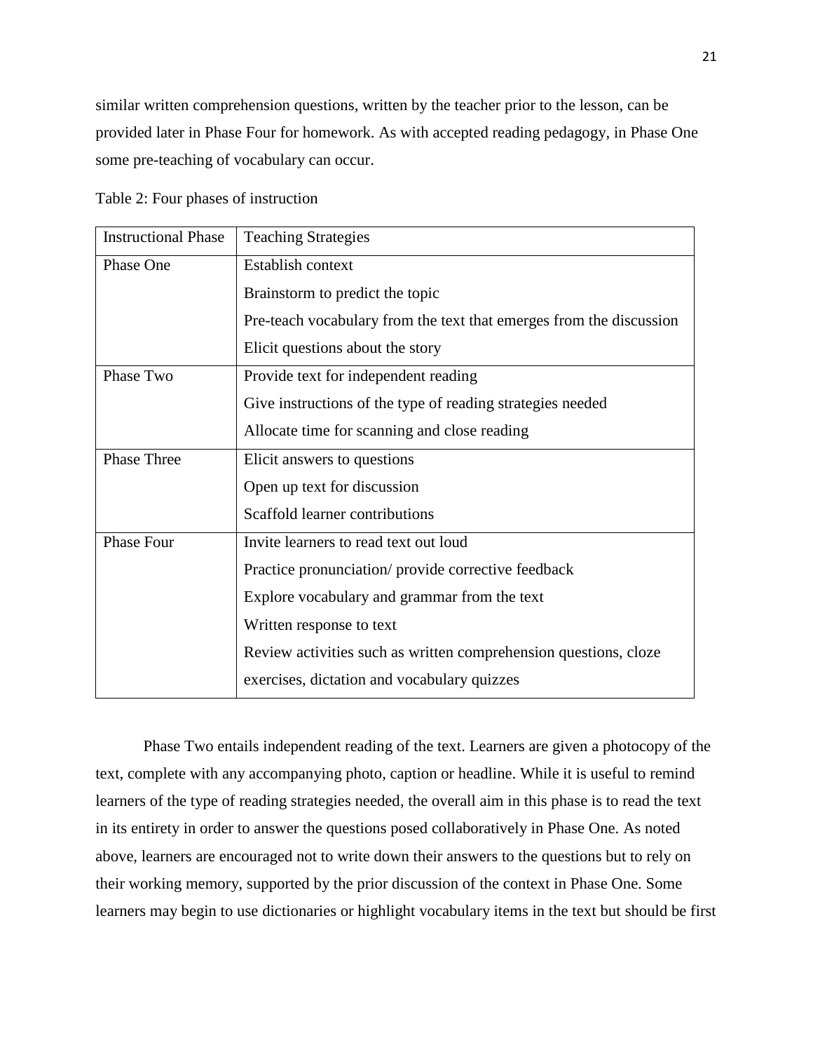similar written comprehension questions, written by the teacher prior to the lesson, can be provided later in Phase Four for homework. As with accepted reading pedagogy, in Phase One some pre-teaching of vocabulary can occur.

Table 2: Four phases of instruction

| Instructional Phase | Teaching Strategies |
|---|---|
| Phase One | Establish context<br>Brainstorm to predict the topic<br>Pre-teach vocabulary from the text that emerges from the discussion<br>Elicit questions about the story |
| Phase Two | Provide text for independent reading<br>Give instructions of the type of reading strategies needed<br>Allocate time for scanning and close reading |
| Phase Three | Elicit answers to questions<br>Open up text for discussion<br>Scaffold learner contributions |
| Phase Four | Invite learners to read text out loud<br>Practice pronunciation/ provide corrective feedback<br>Explore vocabulary and grammar from the text<br>Written response to text<br>Review activities such as written comprehension questions, cloze exercises, dictation and vocabulary quizzes |

Phase Two entails independent reading of the text. Learners are given a photocopy of the text, complete with any accompanying photo, caption or headline. While it is useful to remind learners of the type of reading strategies needed, the overall aim in this phase is to read the text in its entirety in order to answer the questions posed collaboratively in Phase One. As noted above, learners are encouraged not to write down their answers to the questions but to rely on their working memory, supported by the prior discussion of the context in Phase One. Some learners may begin to use dictionaries or highlight vocabulary items in the text but should be first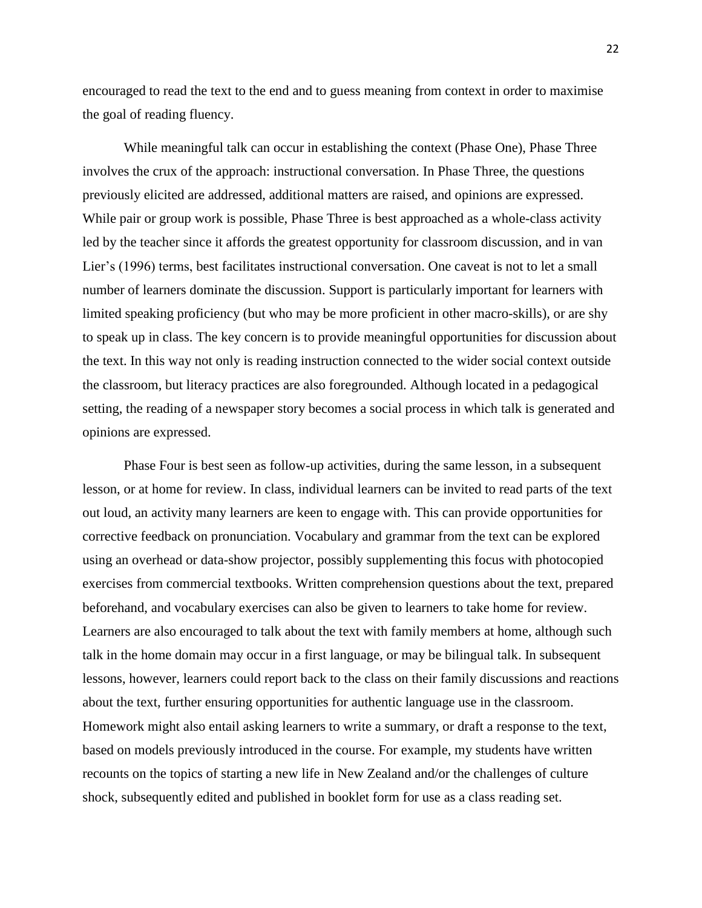encouraged to read the text to the end and to guess meaning from context in order to maximise the goal of reading fluency.

While meaningful talk can occur in establishing the context (Phase One), Phase Three involves the crux of the approach: instructional conversation. In Phase Three, the questions previously elicited are addressed, additional matters are raised, and opinions are expressed. While pair or group work is possible, Phase Three is best approached as a whole-class activity led by the teacher since it affords the greatest opportunity for classroom discussion, and in van Lier's (1996) terms, best facilitates instructional conversation. One caveat is not to let a small number of learners dominate the discussion. Support is particularly important for learners with limited speaking proficiency (but who may be more proficient in other macro-skills), or are shy to speak up in class. The key concern is to provide meaningful opportunities for discussion about the text. In this way not only is reading instruction connected to the wider social context outside the classroom, but literacy practices are also foregrounded. Although located in a pedagogical setting, the reading of a newspaper story becomes a social process in which talk is generated and opinions are expressed.

Phase Four is best seen as follow-up activities, during the same lesson, in a subsequent lesson, or at home for review. In class, individual learners can be invited to read parts of the text out loud, an activity many learners are keen to engage with. This can provide opportunities for corrective feedback on pronunciation. Vocabulary and grammar from the text can be explored using an overhead or data-show projector, possibly supplementing this focus with photocopied exercises from commercial textbooks. Written comprehension questions about the text, prepared beforehand, and vocabulary exercises can also be given to learners to take home for review. Learners are also encouraged to talk about the text with family members at home, although such talk in the home domain may occur in a first language, or may be bilingual talk. In subsequent lessons, however, learners could report back to the class on their family discussions and reactions about the text, further ensuring opportunities for authentic language use in the classroom. Homework might also entail asking learners to write a summary, or draft a response to the text, based on models previously introduced in the course. For example, my students have written recounts on the topics of starting a new life in New Zealand and/or the challenges of culture shock, subsequently edited and published in booklet form for use as a class reading set.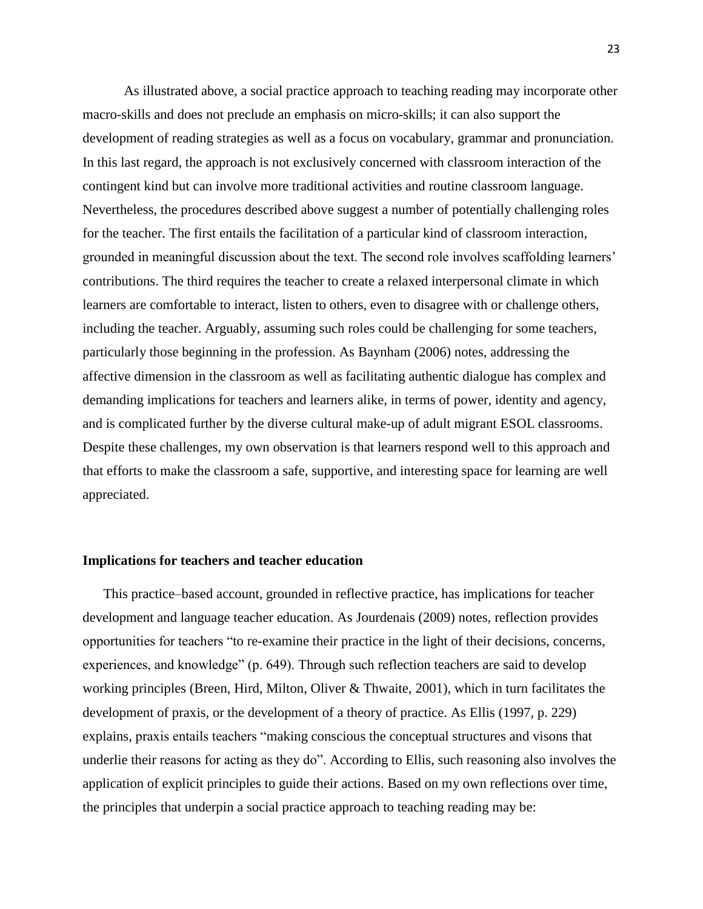As illustrated above, a social practice approach to teaching reading may incorporate other macro-skills and does not preclude an emphasis on micro-skills; it can also support the development of reading strategies as well as a focus on vocabulary, grammar and pronunciation. In this last regard, the approach is not exclusively concerned with classroom interaction of the contingent kind but can involve more traditional activities and routine classroom language. Nevertheless, the procedures described above suggest a number of potentially challenging roles for the teacher. The first entails the facilitation of a particular kind of classroom interaction, grounded in meaningful discussion about the text. The second role involves scaffolding learners' contributions. The third requires the teacher to create a relaxed interpersonal climate in which learners are comfortable to interact, listen to others, even to disagree with or challenge others, including the teacher. Arguably, assuming such roles could be challenging for some teachers, particularly those beginning in the profession. As Baynham (2006) notes, addressing the affective dimension in the classroom as well as facilitating authentic dialogue has complex and demanding implications for teachers and learners alike, in terms of power, identity and agency, and is complicated further by the diverse cultural make-up of adult migrant ESOL classrooms. Despite these challenges, my own observation is that learners respond well to this approach and that efforts to make the classroom a safe, supportive, and interesting space for learning are well appreciated.

## Implications for teachers and teacher education

This practice–based account, grounded in reflective practice, has implications for teacher development and language teacher education. As Jourdenais (2009) notes, reflection provides opportunities for teachers "to re-examine their practice in the light of their decisions, concerns, experiences, and knowledge" (p. 649). Through such reflection teachers are said to develop working principles (Breen, Hird, Milton, Oliver & Thwaite, 2001), which in turn facilitates the development of praxis, or the development of a theory of practice. As Ellis (1997, p. 229) explains, praxis entails teachers "making conscious the conceptual structures and visons that underlie their reasons for acting as they do". According to Ellis, such reasoning also involves the application of explicit principles to guide their actions. Based on my own reflections over time, the principles that underpin a social practice approach to teaching reading may be: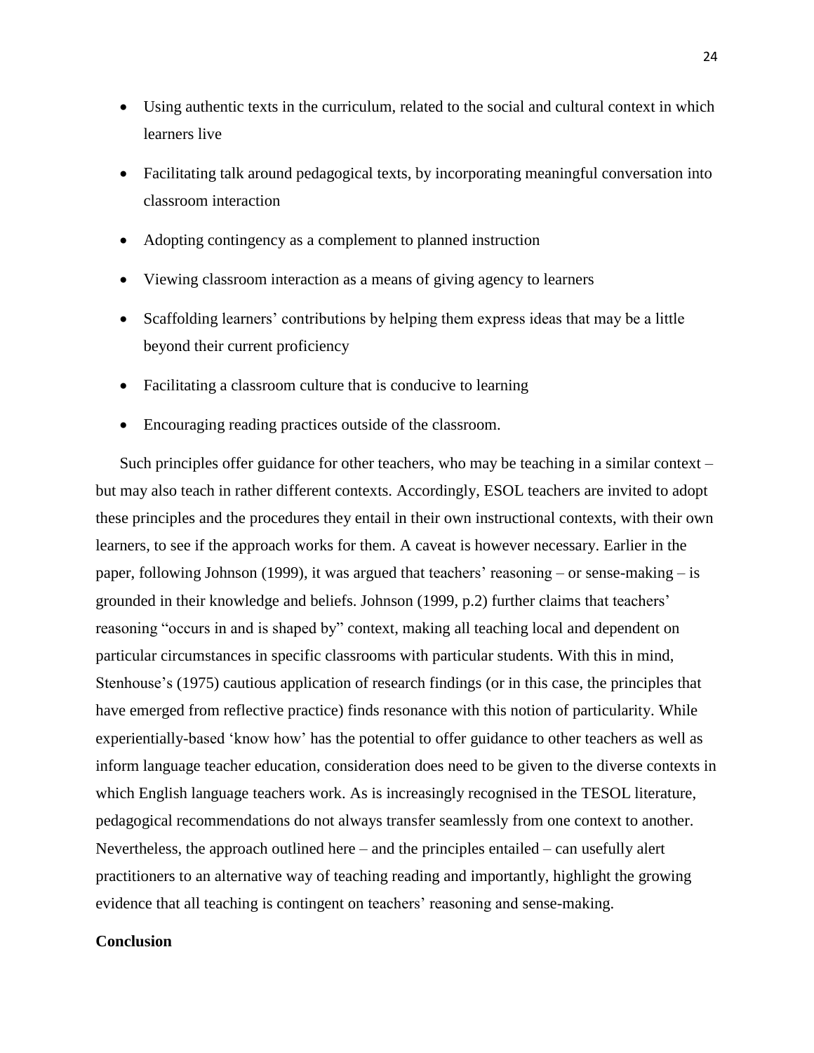- Using authentic texts in the curriculum, related to the social and cultural context in which learners live
- Facilitating talk around pedagogical texts, by incorporating meaningful conversation into classroom interaction
- Adopting contingency as a complement to planned instruction
- Viewing classroom interaction as a means of giving agency to learners
- Scaffolding learners' contributions by helping them express ideas that may be a little beyond their current proficiency
- Facilitating a classroom culture that is conducive to learning
- Encouraging reading practices outside of the classroom.

Such principles offer guidance for other teachers, who may be teaching in a similar context – but may also teach in rather different contexts. Accordingly, ESOL teachers are invited to adopt these principles and the procedures they entail in their own instructional contexts, with their own learners, to see if the approach works for them. A caveat is however necessary. Earlier in the paper, following Johnson (1999), it was argued that teachers' reasoning – or sense-making – is grounded in their knowledge and beliefs. Johnson (1999, p.2) further claims that teachers' reasoning "occurs in and is shaped by" context, making all teaching local and dependent on particular circumstances in specific classrooms with particular students. With this in mind, Stenhouse's (1975) cautious application of research findings (or in this case, the principles that have emerged from reflective practice) finds resonance with this notion of particularity. While experientially-based 'know how' has the potential to offer guidance to other teachers as well as inform language teacher education, consideration does need to be given to the diverse contexts in which English language teachers work. As is increasingly recognised in the TESOL literature, pedagogical recommendations do not always transfer seamlessly from one context to another. Nevertheless, the approach outlined here – and the principles entailed – can usefully alert practitioners to an alternative way of teaching reading and importantly, highlight the growing evidence that all teaching is contingent on teachers' reasoning and sense-making.

## Conclusion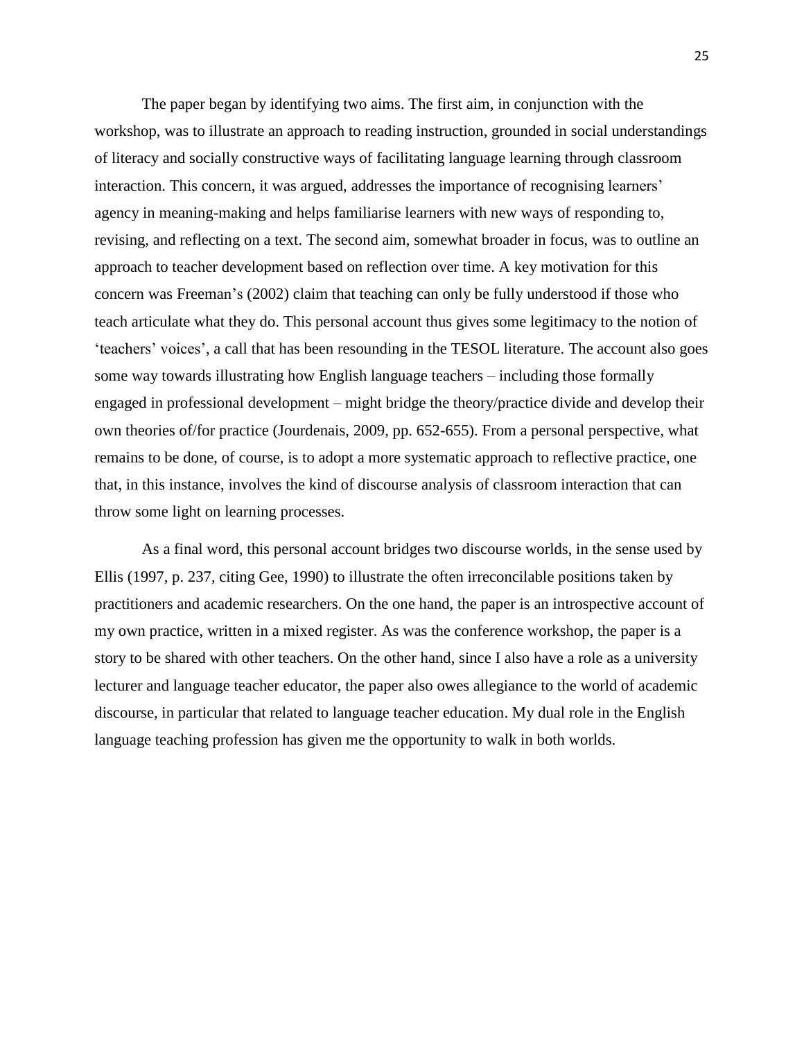The paper began by identifying two aims. The first aim, in conjunction with the workshop, was to illustrate an approach to reading instruction, grounded in social understandings of literacy and socially constructive ways of facilitating language learning through classroom interaction. This concern, it was argued, addresses the importance of recognising learners' agency in meaning-making and helps familiarise learners with new ways of responding to, revising, and reflecting on a text. The second aim, somewhat broader in focus, was to outline an approach to teacher development based on reflection over time. A key motivation for this concern was Freeman's (2002) claim that teaching can only be fully understood if those who teach articulate what they do. This personal account thus gives some legitimacy to the notion of 'teachers' voices', a call that has been resounding in the TESOL literature. The account also goes some way towards illustrating how English language teachers – including those formally engaged in professional development – might bridge the theory/practice divide and develop their own theories of/for practice (Jourdenais, 2009, pp. 652-655). From a personal perspective, what remains to be done, of course, is to adopt a more systematic approach to reflective practice, one that, in this instance, involves the kind of discourse analysis of classroom interaction that can throw some light on learning processes.

As a final word, this personal account bridges two discourse worlds, in the sense used by Ellis (1997, p. 237, citing Gee, 1990) to illustrate the often irreconcilable positions taken by practitioners and academic researchers. On the one hand, the paper is an introspective account of my own practice, written in a mixed register. As was the conference workshop, the paper is a story to be shared with other teachers. On the other hand, since I also have a role as a university lecturer and language teacher educator, the paper also owes allegiance to the world of academic discourse, in particular that related to language teacher education. My dual role in the English language teaching profession has given me the opportunity to walk in both worlds.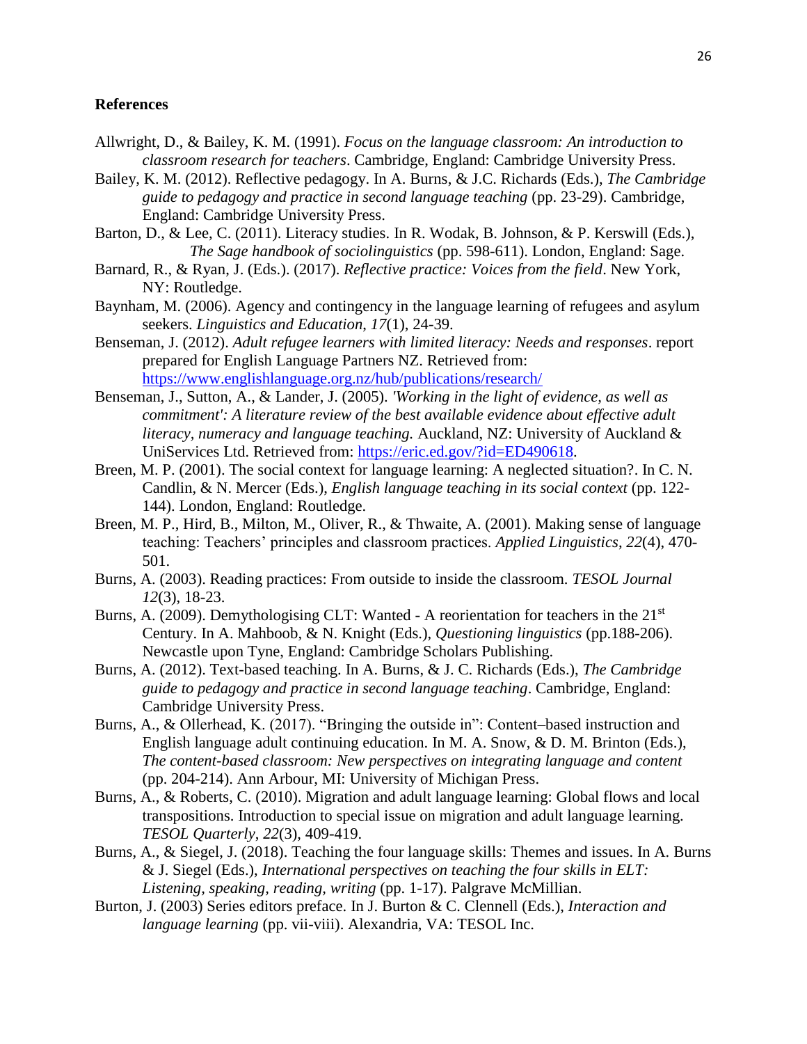**References**

Allwright, D., & Bailey, K. M. (1991). *Focus on the language classroom: An introduction to classroom research for teachers*. Cambridge, England: Cambridge University Press.

Bailey, K. M. (2012). Reflective pedagogy. In A. Burns, & J.C. Richards (Eds.), *The Cambridge guide to pedagogy and practice in second language teaching* (pp. 23-29). Cambridge, England: Cambridge University Press.

Barton, D., & Lee, C. (2011). Literacy studies. In R. Wodak, B. Johnson, & P. Kerswill (Eds.), *The Sage handbook of sociolinguistics* (pp. 598-611). London, England: Sage.

Barnard, R., & Ryan, J. (Eds.). (2017). *Reflective practice: Voices from the field*. New York, NY: Routledge.

Baynham, M. (2006). Agency and contingency in the language learning of refugees and asylum seekers. *Linguistics and Education*, *17*(1), 24-39.

Benseman, J. (2012). *Adult refugee learners with limited literacy: Needs and responses*. report prepared for English Language Partners NZ. Retrieved from: https://www.englishlanguage.org.nz/hub/publications/research/

Benseman, J., Sutton, A., & Lander, J. (2005). *'Working in the light of evidence, as well as commitment': A literature review of the best available evidence about effective adult literacy, numeracy and language teaching.* Auckland, NZ: University of Auckland & UniServices Ltd. Retrieved from: https://eric.ed.gov/?id=ED490618.

Breen, M. P. (2001). The social context for language learning: A neglected situation?. In C. N. Candlin, & N. Mercer (Eds.), *English language teaching in its social context* (pp. 122-144). London, England: Routledge.

Breen, M. P., Hird, B., Milton, M., Oliver, R., & Thwaite, A. (2001). Making sense of language teaching: Teachers' principles and classroom practices. *Applied Linguistics*, *22*(4), 470-501.

Burns, A. (2003). Reading practices: From outside to inside the classroom. *TESOL Journal 12*(3), 18-23.

Burns, A. (2009). Demythologising CLT: Wanted - A reorientation for teachers in the 21st Century. In A. Mahboob, & N. Knight (Eds.), *Questioning linguistics* (pp.188-206). Newcastle upon Tyne, England: Cambridge Scholars Publishing.

Burns, A. (2012). Text-based teaching. In A. Burns, & J. C. Richards (Eds.), *The Cambridge guide to pedagogy and practice in second language teaching*. Cambridge, England: Cambridge University Press.

Burns, A., & Ollerhead, K. (2017). "Bringing the outside in": Content–based instruction and English language adult continuing education. In M. A. Snow, & D. M. Brinton (Eds.), *The content-based classroom: New perspectives on integrating language and content* (pp. 204-214). Ann Arbour, MI: University of Michigan Press.

Burns, A., & Roberts, C. (2010). Migration and adult language learning: Global flows and local transpositions. Introduction to special issue on migration and adult language learning. *TESOL Quarterly*, *22*(3), 409-419.

Burns, A., & Siegel, J. (2018). Teaching the four language skills: Themes and issues. In A. Burns & J. Siegel (Eds.), *International perspectives on teaching the four skills in ELT: Listening, speaking, reading, writing* (pp. 1-17). Palgrave McMillian.

Burton, J. (2003) Series editors preface. In J. Burton & C. Clennell (Eds.), *Interaction and language learning* (pp. vii-viii). Alexandria, VA: TESOL Inc.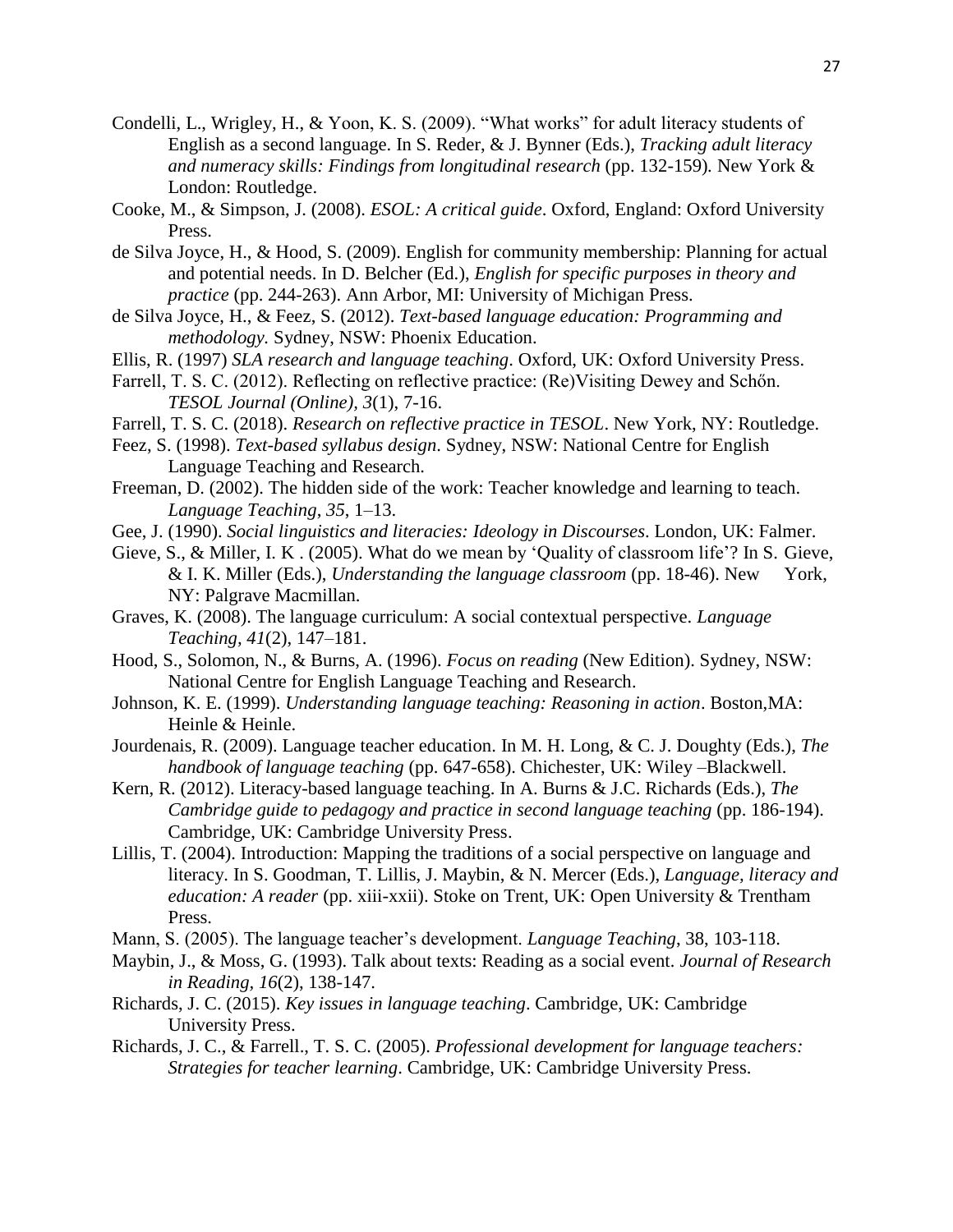Condelli, L., Wrigley, H., & Yoon, K. S. (2009). "What works" for adult literacy students of English as a second language. In S. Reder, & J. Bynner (Eds.), *Tracking adult literacy and numeracy skills: Findings from longitudinal research* (pp. 132-159). New York & London: Routledge.

Cooke, M., & Simpson, J. (2008). *ESOL: A critical guide*. Oxford, England: Oxford University Press.

de Silva Joyce, H., & Hood, S. (2009). English for community membership: Planning for actual and potential needs. In D. Belcher (Ed.), *English for specific purposes in theory and practice* (pp. 244-263). Ann Arbor, MI: University of Michigan Press.

de Silva Joyce, H., & Feez, S. (2012). *Text-based language education: Programming and methodology.* Sydney, NSW: Phoenix Education.

Ellis, R. (1997) *SLA research and language teaching*. Oxford, UK: Oxford University Press.

Farrell, T. S. C. (2012). Reflecting on reflective practice: (Re)Visiting Dewey and Schőn. *TESOL Journal (Online), 3*(1), 7-16.

Farrell, T. S. C. (2018). *Research on reflective practice in TESOL*. New York, NY: Routledge.

Feez, S. (1998). *Text-based syllabus design.* Sydney, NSW: National Centre for English Language Teaching and Research.

Freeman, D. (2002). The hidden side of the work: Teacher knowledge and learning to teach. *Language Teaching*, *35*, 1–13.

Gee, J. (1990). *Social linguistics and literacies: Ideology in Discourses*. London, UK: Falmer.

Gieve, S., & Miller, I. K . (2005). What do we mean by 'Quality of classroom life'? In S. Gieve, & I. K. Miller (Eds.), *Understanding the language classroom* (pp. 18-46). New York, NY: Palgrave Macmillan.

Graves, K. (2008). The language curriculum: A social contextual perspective. *Language Teaching*, *41*(2), 147–181.

Hood, S., Solomon, N., & Burns, A. (1996). *Focus on reading* (New Edition). Sydney, NSW: National Centre for English Language Teaching and Research.

Johnson, K. E. (1999). *Understanding language teaching: Reasoning in action*. Boston,MA: Heinle & Heinle.

Jourdenais, R. (2009). Language teacher education. In M. H. Long, & C. J. Doughty (Eds.), *The handbook of language teaching* (pp. 647-658). Chichester, UK: Wiley –Blackwell.

Kern, R. (2012). Literacy-based language teaching. In A. Burns & J.C. Richards (Eds.), *The Cambridge guide to pedagogy and practice in second language teaching* (pp. 186-194). Cambridge, UK: Cambridge University Press.

Lillis, T. (2004). Introduction: Mapping the traditions of a social perspective on language and literacy. In S. Goodman, T. Lillis, J. Maybin, & N. Mercer (Eds.), *Language, literacy and education: A reader* (pp. xiii-xxii). Stoke on Trent, UK: Open University & Trentham Press.

Mann, S. (2005). The language teacher's development. *Language Teaching*, 38, 103-118.

Maybin, J., & Moss, G. (1993). Talk about texts: Reading as a social event. *Journal of Research in Reading*, *16*(2), 138-147.

Richards, J. C. (2015). *Key issues in language teaching*. Cambridge, UK: Cambridge University Press.

Richards, J. C., & Farrell., T. S. C. (2005). *Professional development for language teachers: Strategies for teacher learning*. Cambridge, UK: Cambridge University Press.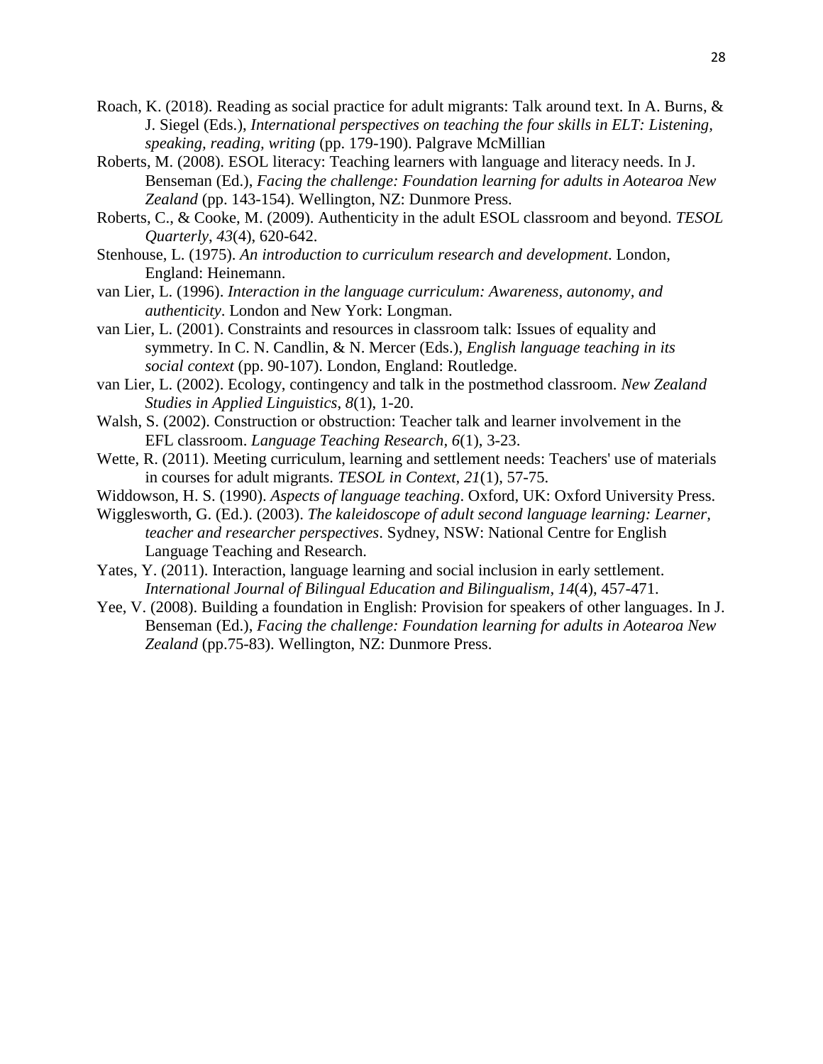Roach, K. (2018). Reading as social practice for adult migrants: Talk around text. In A. Burns, & J. Siegel (Eds.), *International perspectives on teaching the four skills in ELT: Listening, speaking, reading, writing* (pp. 179-190). Palgrave McMillian

Roberts, M. (2008). ESOL literacy: Teaching learners with language and literacy needs. In J. Benseman (Ed.), *Facing the challenge: Foundation learning for adults in Aotearoa New Zealand* (pp. 143-154). Wellington, NZ: Dunmore Press.

Roberts, C., & Cooke, M. (2009). Authenticity in the adult ESOL classroom and beyond. *TESOL Quarterly*, *43*(4), 620-642.

Stenhouse, L. (1975). *An introduction to curriculum research and development*. London, England: Heinemann.

van Lier, L. (1996). *Interaction in the language curriculum: Awareness, autonomy, and authenticity*. London and New York: Longman.

van Lier, L. (2001). Constraints and resources in classroom talk: Issues of equality and symmetry. In C. N. Candlin, & N. Mercer (Eds.), *English language teaching in its social context* (pp. 90-107). London, England: Routledge.

van Lier, L. (2002). Ecology, contingency and talk in the postmethod classroom. *New Zealand Studies in Applied Linguistics*, *8*(1), 1-20.

Walsh, S. (2002). Construction or obstruction: Teacher talk and learner involvement in the EFL classroom. *Language Teaching Research*, *6*(1), 3-23.

Wette, R. (2011). Meeting curriculum, learning and settlement needs: Teachers' use of materials in courses for adult migrants. *TESOL in Context*, *21*(1), 57-75.

Widdowson, H. S. (1990). *Aspects of language teaching*. Oxford, UK: Oxford University Press.

Wigglesworth, G. (Ed.). (2003). *The kaleidoscope of adult second language learning: Learner, teacher and researcher perspectives*. Sydney, NSW: National Centre for English Language Teaching and Research.

Yates, Y. (2011). Interaction, language learning and social inclusion in early settlement. *International Journal of Bilingual Education and Bilingualism*, *14*(4), 457-471.

Yee, V. (2008). Building a foundation in English: Provision for speakers of other languages. In J. Benseman (Ed.), *Facing the challenge: Foundation learning for adults in Aotearoa New Zealand* (pp.75-83). Wellington, NZ: Dunmore Press.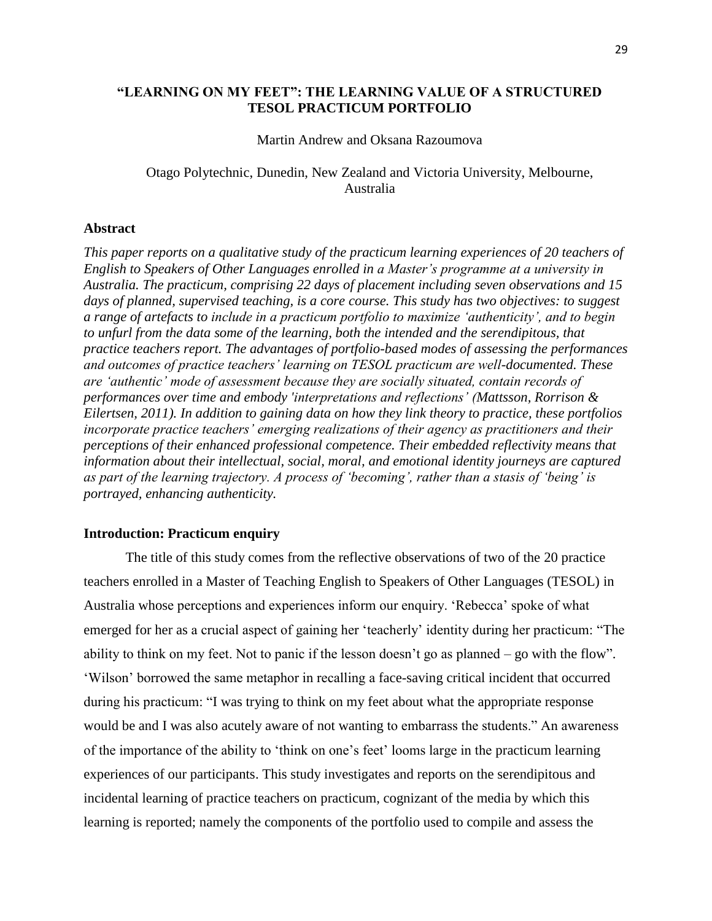## "LEARNING ON MY FEET": THE LEARNING VALUE OF A STRUCTURED TESOL PRACTICUM PORTFOLIO

Martin Andrew and Oksana Razoumova

Otago Polytechnic, Dunedin, New Zealand and Victoria University, Melbourne, Australia

### Abstract

*This paper reports on a qualitative study of the practicum learning experiences of 20 teachers of English to Speakers of Other Languages enrolled in a Master's programme at a university in Australia. The practicum, comprising 22 days of placement including seven observations and 15 days of planned, supervised teaching, is a core course. This study has two objectives: to suggest a range of artefacts to include in a practicum portfolio to maximize 'authenticity', and to begin to unfurl from the data some of the learning, both the intended and the serendipitous, that practice teachers report. The advantages of portfolio-based modes of assessing the performances and outcomes of practice teachers' learning on TESOL practicum are well-documented. These are 'authentic' mode of assessment because they are socially situated, contain records of performances over time and embody 'interpretations and reflections' (Mattsson, Rorrison & Eilertsen, 2011). In addition to gaining data on how they link theory to practice, these portfolios incorporate practice teachers' emerging realizations of their agency as practitioners and their perceptions of their enhanced professional competence. Their embedded reflectivity means that information about their intellectual, social, moral, and emotional identity journeys are captured as part of the learning trajectory. A process of 'becoming', rather than a stasis of 'being' is portrayed, enhancing authenticity.*

### Introduction: Practicum enquiry

The title of this study comes from the reflective observations of two of the 20 practice teachers enrolled in a Master of Teaching English to Speakers of Other Languages (TESOL) in Australia whose perceptions and experiences inform our enquiry. 'Rebecca' spoke of what emerged for her as a crucial aspect of gaining her 'teacherly' identity during her practicum: "The ability to think on my feet. Not to panic if the lesson doesn't go as planned – go with the flow". 'Wilson' borrowed the same metaphor in recalling a face-saving critical incident that occurred during his practicum: "I was trying to think on my feet about what the appropriate response would be and I was also acutely aware of not wanting to embarrass the students." An awareness of the importance of the ability to 'think on one's feet' looms large in the practicum learning experiences of our participants. This study investigates and reports on the serendipitous and incidental learning of practice teachers on practicum, cognizant of the media by which this learning is reported; namely the components of the portfolio used to compile and assess the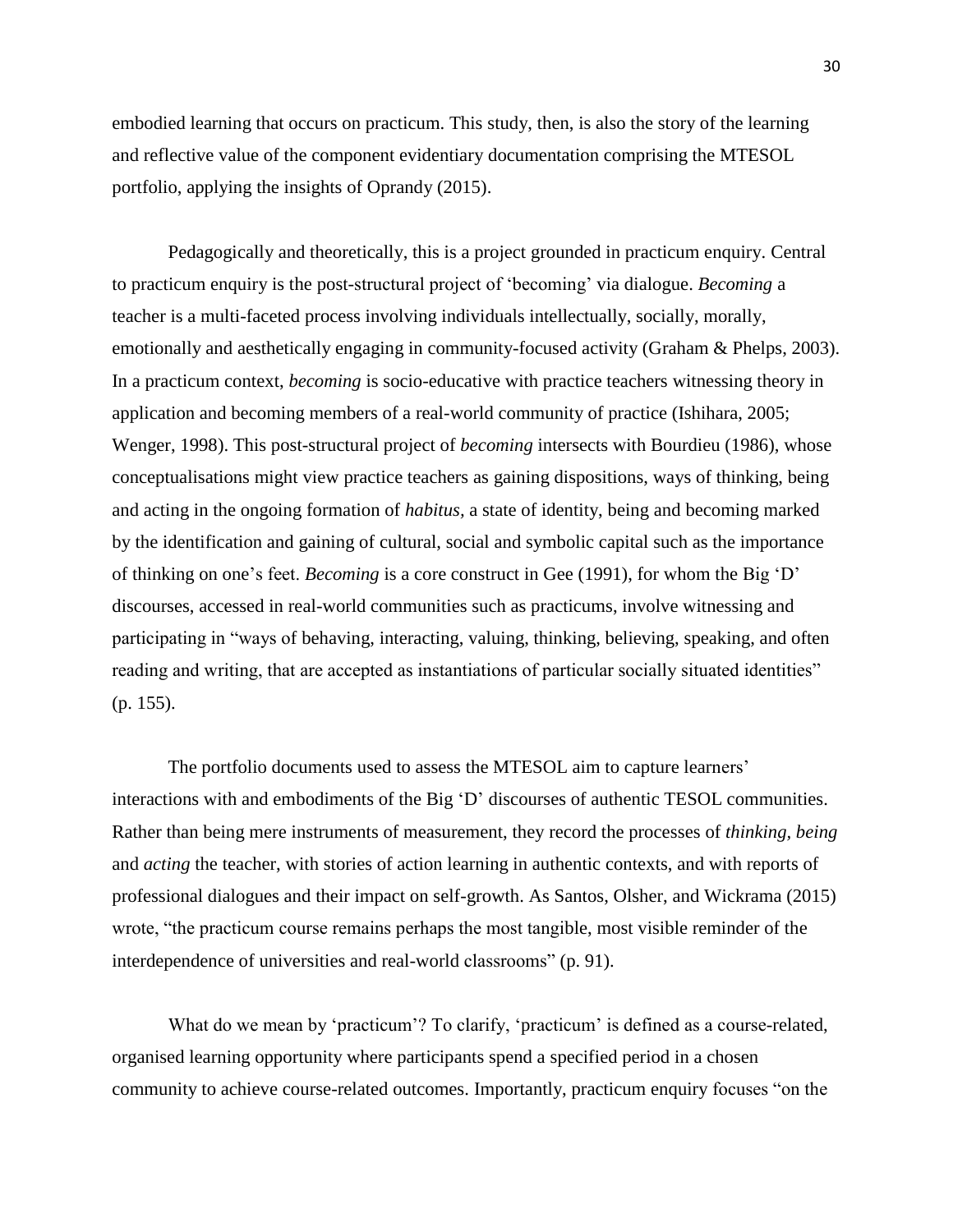embodied learning that occurs on practicum. This study, then, is also the story of the learning and reflective value of the component evidentiary documentation comprising the MTESOL portfolio, applying the insights of Oprandy (2015).

Pedagogically and theoretically, this is a project grounded in practicum enquiry. Central to practicum enquiry is the post-structural project of 'becoming' via dialogue. *Becoming* a teacher is a multi-faceted process involving individuals intellectually, socially, morally, emotionally and aesthetically engaging in community-focused activity (Graham & Phelps, 2003). In a practicum context, *becoming* is socio-educative with practice teachers witnessing theory in application and becoming members of a real-world community of practice (Ishihara, 2005; Wenger, 1998). This post-structural project of *becoming* intersects with Bourdieu (1986), whose conceptualisations might view practice teachers as gaining dispositions, ways of thinking, being and acting in the ongoing formation of *habitus*, a state of identity, being and becoming marked by the identification and gaining of cultural, social and symbolic capital such as the importance of thinking on one's feet. *Becoming* is a core construct in Gee (1991), for whom the Big 'D' discourses, accessed in real-world communities such as practicums, involve witnessing and participating in "ways of behaving, interacting, valuing, thinking, believing, speaking, and often reading and writing, that are accepted as instantiations of particular socially situated identities" (p. 155).

The portfolio documents used to assess the MTESOL aim to capture learners' interactions with and embodiments of the Big 'D' discourses of authentic TESOL communities. Rather than being mere instruments of measurement, they record the processes of *thinking*, *being* and *acting* the teacher, with stories of action learning in authentic contexts, and with reports of professional dialogues and their impact on self-growth. As Santos, Olsher, and Wickrama (2015) wrote, "the practicum course remains perhaps the most tangible, most visible reminder of the interdependence of universities and real-world classrooms" (p. 91).

What do we mean by 'practicum'? To clarify, 'practicum' is defined as a course-related, organised learning opportunity where participants spend a specified period in a chosen community to achieve course-related outcomes. Importantly, practicum enquiry focuses "on the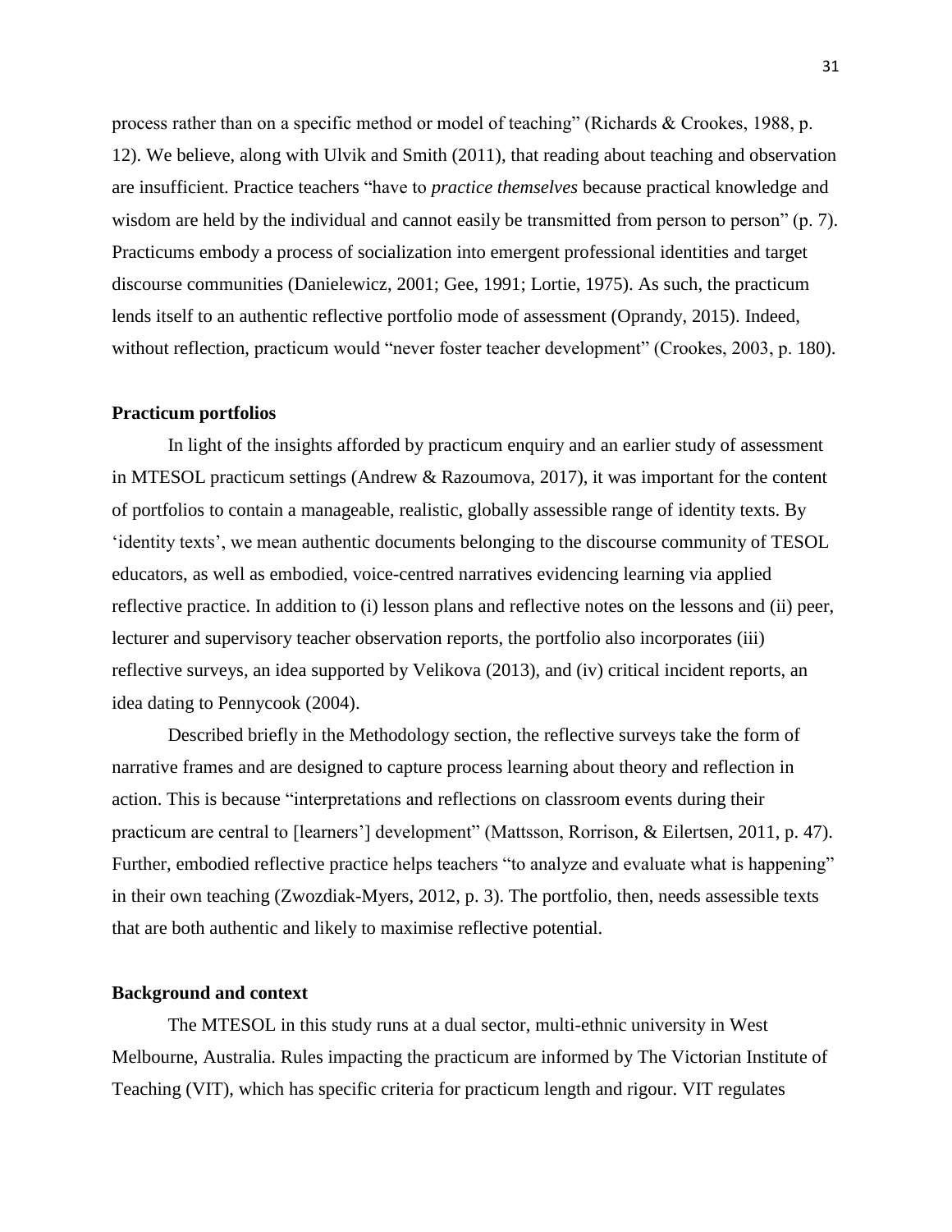process rather than on a specific method or model of teaching" (Richards & Crookes, 1988, p. 12). We believe, along with Ulvik and Smith (2011), that reading about teaching and observation are insufficient. Practice teachers "have to *practice themselves* because practical knowledge and wisdom are held by the individual and cannot easily be transmitted from person to person" (p. 7). Practicums embody a process of socialization into emergent professional identities and target discourse communities (Danielewicz, 2001; Gee, 1991; Lortie, 1975). As such, the practicum lends itself to an authentic reflective portfolio mode of assessment (Oprandy, 2015). Indeed, without reflection, practicum would "never foster teacher development" (Crookes, 2003, p. 180).

**Practicum portfolios**

In light of the insights afforded by practicum enquiry and an earlier study of assessment in MTESOL practicum settings (Andrew & Razoumova, 2017), it was important for the content of portfolios to contain a manageable, realistic, globally assessible range of identity texts. By 'identity texts', we mean authentic documents belonging to the discourse community of TESOL educators, as well as embodied, voice-centred narratives evidencing learning via applied reflective practice. In addition to (i) lesson plans and reflective notes on the lessons and (ii) peer, lecturer and supervisory teacher observation reports, the portfolio also incorporates (iii) reflective surveys, an idea supported by Velikova (2013), and (iv) critical incident reports, an idea dating to Pennycook (2004).

Described briefly in the Methodology section, the reflective surveys take the form of narrative frames and are designed to capture process learning about theory and reflection in action. This is because "interpretations and reflections on classroom events during their practicum are central to [learners'] development" (Mattsson, Rorrison, & Eilertsen, 2011, p. 47). Further, embodied reflective practice helps teachers "to analyze and evaluate what is happening" in their own teaching (Zwozdiak-Myers, 2012, p. 3). The portfolio, then, needs assessible texts that are both authentic and likely to maximise reflective potential.

**Background and context**

The MTESOL in this study runs at a dual sector, multi-ethnic university in West Melbourne, Australia. Rules impacting the practicum are informed by The Victorian Institute of Teaching (VIT), which has specific criteria for practicum length and rigour. VIT regulates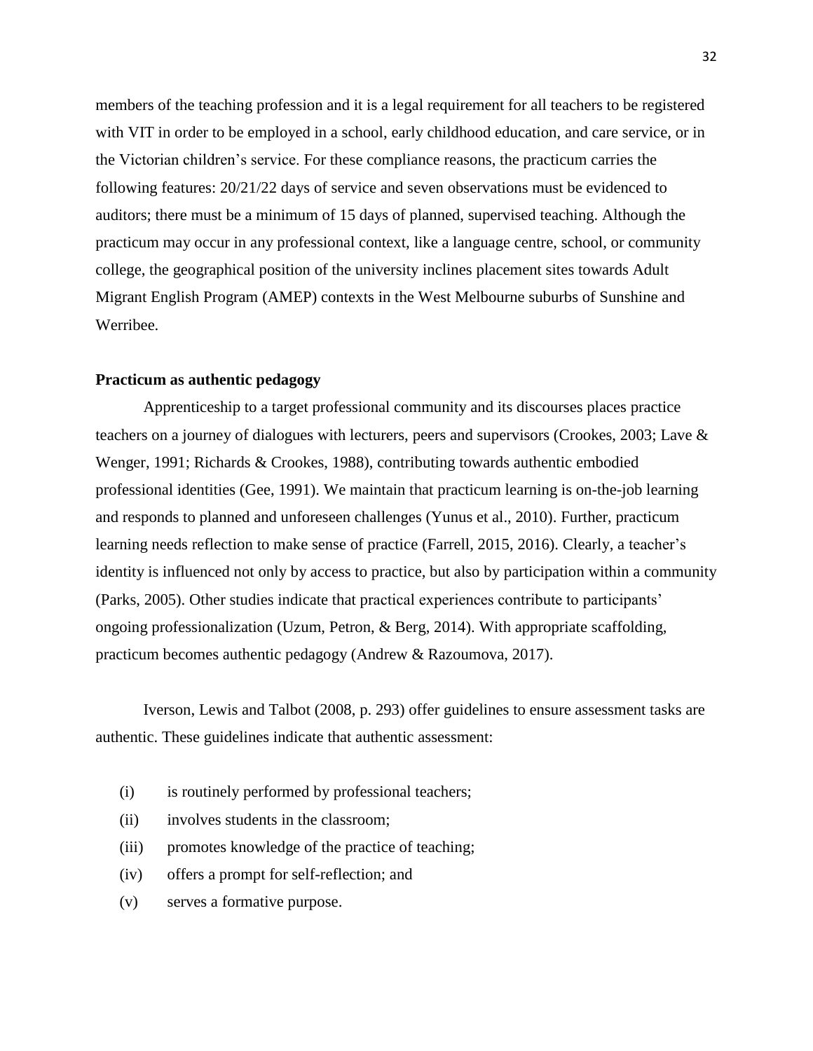members of the teaching profession and it is a legal requirement for all teachers to be registered with VIT in order to be employed in a school, early childhood education, and care service, or in the Victorian children's service. For these compliance reasons, the practicum carries the following features: 20/21/22 days of service and seven observations must be evidenced to auditors; there must be a minimum of 15 days of planned, supervised teaching. Although the practicum may occur in any professional context, like a language centre, school, or community college, the geographical position of the university inclines placement sites towards Adult Migrant English Program (AMEP) contexts in the West Melbourne suburbs of Sunshine and Werribee.

**Practicum as authentic pedagogy**

Apprenticeship to a target professional community and its discourses places practice teachers on a journey of dialogues with lecturers, peers and supervisors (Crookes, 2003; Lave & Wenger, 1991; Richards & Crookes, 1988), contributing towards authentic embodied professional identities (Gee, 1991). We maintain that practicum learning is on-the-job learning and responds to planned and unforeseen challenges (Yunus et al., 2010). Further, practicum learning needs reflection to make sense of practice (Farrell, 2015, 2016). Clearly, a teacher's identity is influenced not only by access to practice, but also by participation within a community (Parks, 2005). Other studies indicate that practical experiences contribute to participants' ongoing professionalization (Uzum, Petron, & Berg, 2014). With appropriate scaffolding, practicum becomes authentic pedagogy (Andrew & Razoumova, 2017).

Iverson, Lewis and Talbot (2008, p. 293) offer guidelines to ensure assessment tasks are authentic. These guidelines indicate that authentic assessment:

(i) is routinely performed by professional teachers;
(ii) involves students in the classroom;
(iii) promotes knowledge of the practice of teaching;
(iv) offers a prompt for self-reflection; and
(v) serves a formative purpose.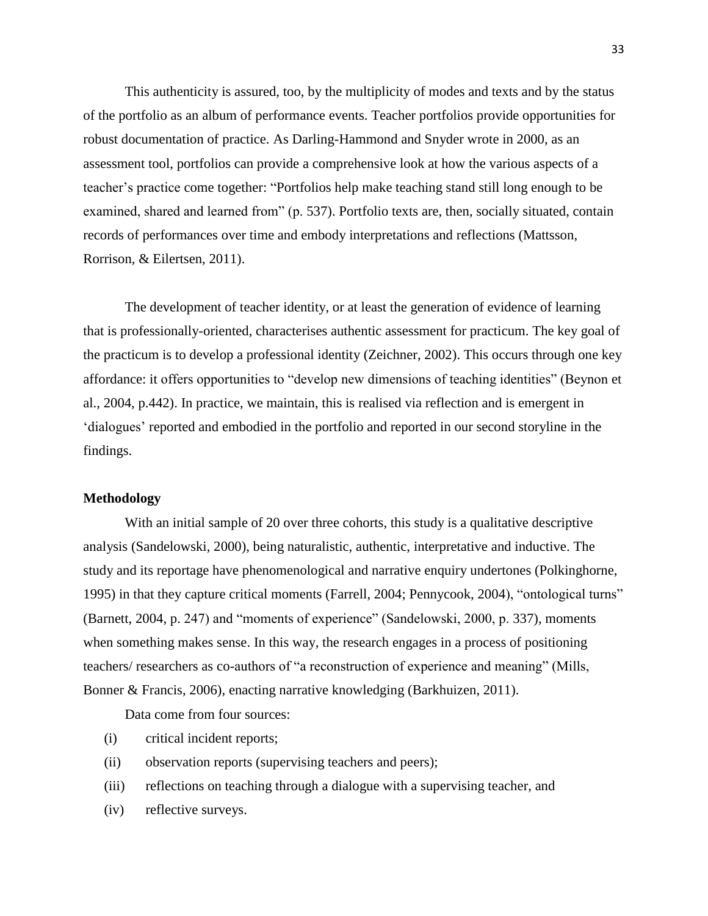This authenticity is assured, too, by the multiplicity of modes and texts and by the status of the portfolio as an album of performance events. Teacher portfolios provide opportunities for robust documentation of practice. As Darling-Hammond and Snyder wrote in 2000, as an assessment tool, portfolios can provide a comprehensive look at how the various aspects of a teacher's practice come together: "Portfolios help make teaching stand still long enough to be examined, shared and learned from" (p. 537). Portfolio texts are, then, socially situated, contain records of performances over time and embody interpretations and reflections (Mattsson, Rorrison, & Eilertsen, 2011).

The development of teacher identity, or at least the generation of evidence of learning that is professionally-oriented, characterises authentic assessment for practicum. The key goal of the practicum is to develop a professional identity (Zeichner, 2002). This occurs through one key affordance: it offers opportunities to "develop new dimensions of teaching identities" (Beynon et al., 2004, p.442). In practice, we maintain, this is realised via reflection and is emergent in 'dialogues' reported and embodied in the portfolio and reported in our second storyline in the findings.

**Methodology**

With an initial sample of 20 over three cohorts, this study is a qualitative descriptive analysis (Sandelowski, 2000), being naturalistic, authentic, interpretative and inductive. The study and its reportage have phenomenological and narrative enquiry undertones (Polkinghorne, 1995) in that they capture critical moments (Farrell, 2004; Pennycook, 2004), "ontological turns" (Barnett, 2004, p. 247) and "moments of experience" (Sandelowski, 2000, p. 337), moments when something makes sense. In this way, the research engages in a process of positioning teachers/ researchers as co-authors of "a reconstruction of experience and meaning" (Mills, Bonner & Francis, 2006), enacting narrative knowledging (Barkhuizen, 2011).

Data come from four sources:

(i) critical incident reports;
(ii) observation reports (supervising teachers and peers);
(iii) reflections on teaching through a dialogue with a supervising teacher, and
(iv) reflective surveys.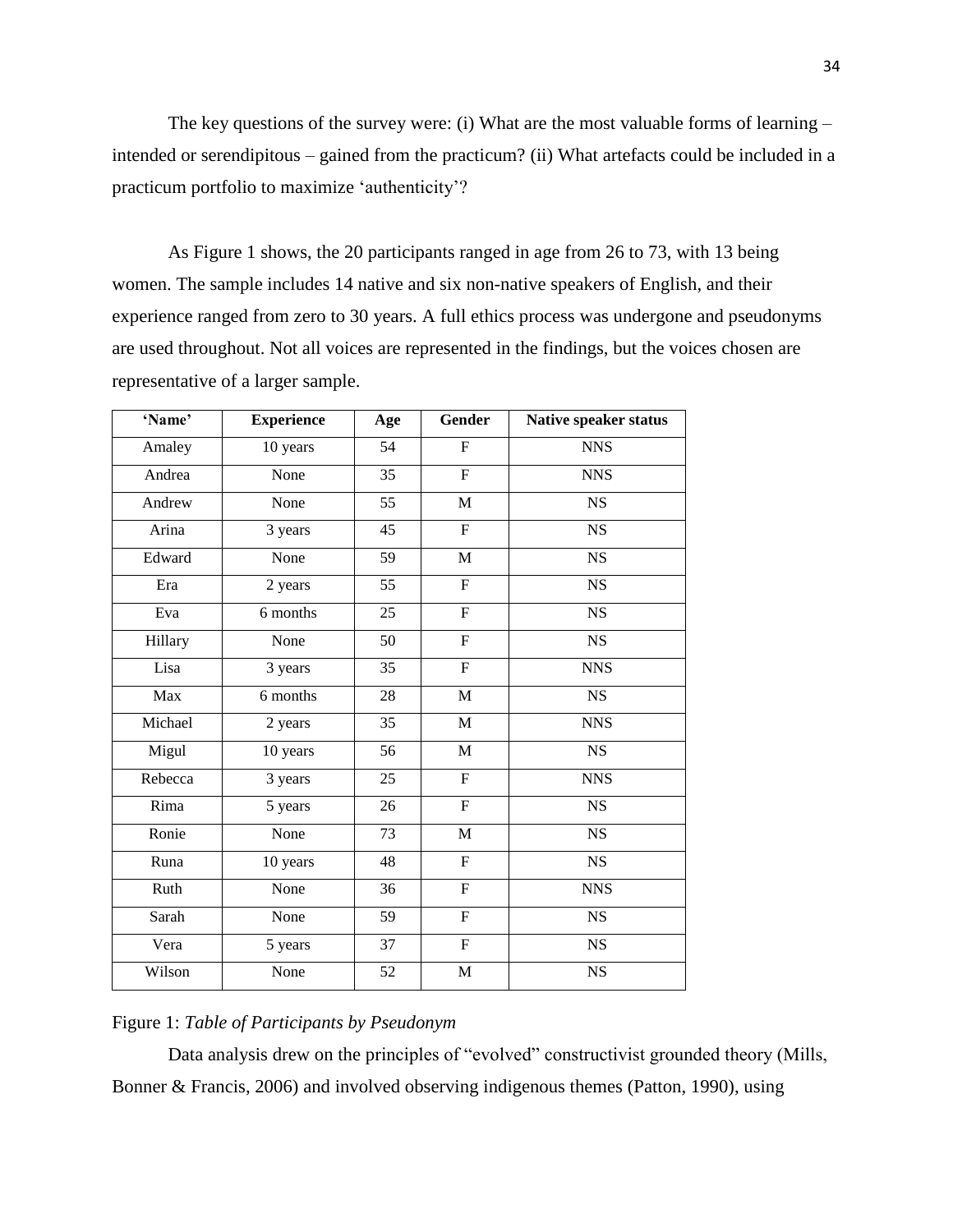The key questions of the survey were: (i) What are the most valuable forms of learning – intended or serendipitous – gained from the practicum? (ii) What artefacts could be included in a practicum portfolio to maximize 'authenticity'?

As Figure 1 shows, the 20 participants ranged in age from 26 to 73, with 13 being women. The sample includes 14 native and six non-native speakers of English, and their experience ranged from zero to 30 years. A full ethics process was undergone and pseudonyms are used throughout. Not all voices are represented in the findings, but the voices chosen are representative of a larger sample.

| 'Name' | Experience | Age | Gender | Native speaker status |
|---|---|---|---|---|
| Amaley | 10 years | 54 | F | NNS |
| Andrea | None | 35 | F | NNS |
| Andrew | None | 55 | M | NS |
| Arina | 3 years | 45 | F | NS |
| Edward | None | 59 | M | NS |
| Era | 2 years | 55 | F | NS |
| Eva | 6 months | 25 | F | NS |
| Hillary | None | 50 | F | NS |
| Lisa | 3 years | 35 | F | NNS |
| Max | 6 months | 28 | M | NS |
| Michael | 2 years | 35 | M | NNS |
| Migul | 10 years | 56 | M | NS |
| Rebecca | 3 years | 25 | F | NNS |
| Rima | 5 years | 26 | F | NS |
| Ronie | None | 73 | M | NS |
| Runa | 10 years | 48 | F | NS |
| Ruth | None | 36 | F | NNS |
| Sarah | None | 59 | F | NS |
| Vera | 5 years | 37 | F | NS |
| Wilson | None | 52 | M | NS |

Figure 1: *Table of Participants by Pseudonym*

Data analysis drew on the principles of "evolved" constructivist grounded theory (Mills, Bonner & Francis, 2006) and involved observing indigenous themes (Patton, 1990), using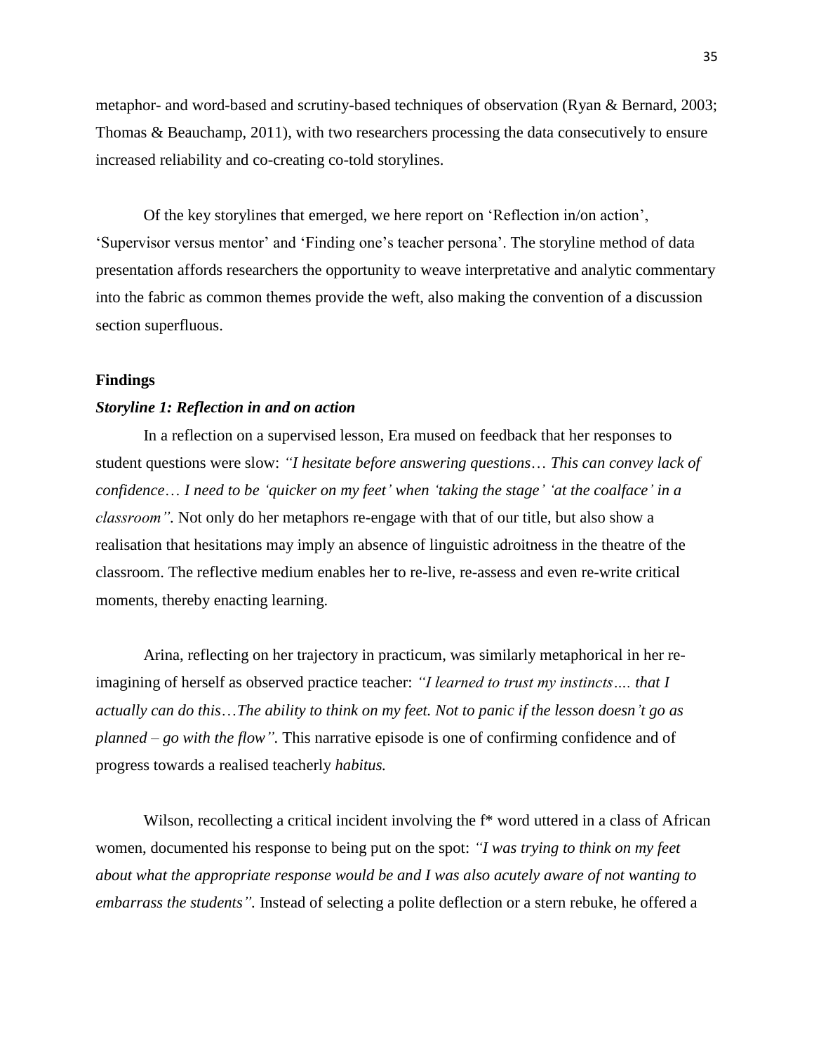metaphor- and word-based and scrutiny-based techniques of observation (Ryan & Bernard, 2003; Thomas & Beauchamp, 2011), with two researchers processing the data consecutively to ensure increased reliability and co-creating co-told storylines.

Of the key storylines that emerged, we here report on 'Reflection in/on action', 'Supervisor versus mentor' and 'Finding one's teacher persona'. The storyline method of data presentation affords researchers the opportunity to weave interpretative and analytic commentary into the fabric as common themes provide the weft, also making the convention of a discussion section superfluous.

## Findings

### *Storyline 1: Reflection in and on action*

In a reflection on a supervised lesson, Era mused on feedback that her responses to student questions were slow: *"I hesitate before answering questions… This can convey lack of confidence… I need to be 'quicker on my feet' when 'taking the stage' 'at the coalface' in a classroom".* Not only do her metaphors re-engage with that of our title, but also show a realisation that hesitations may imply an absence of linguistic adroitness in the theatre of the classroom. The reflective medium enables her to re-live, re-assess and even re-write critical moments, thereby enacting learning.

Arina, reflecting on her trajectory in practicum, was similarly metaphorical in her re-imagining of herself as observed practice teacher: *"I learned to trust my instincts…. that I actually can do this…The ability to think on my feet. Not to panic if the lesson doesn't go as planned – go with the flow".* This narrative episode is one of confirming confidence and of progress towards a realised teacherly *habitus.*

Wilson, recollecting a critical incident involving the f* word uttered in a class of African women, documented his response to being put on the spot: *"I was trying to think on my feet about what the appropriate response would be and I was also acutely aware of not wanting to embarrass the students".* Instead of selecting a polite deflection or a stern rebuke, he offered a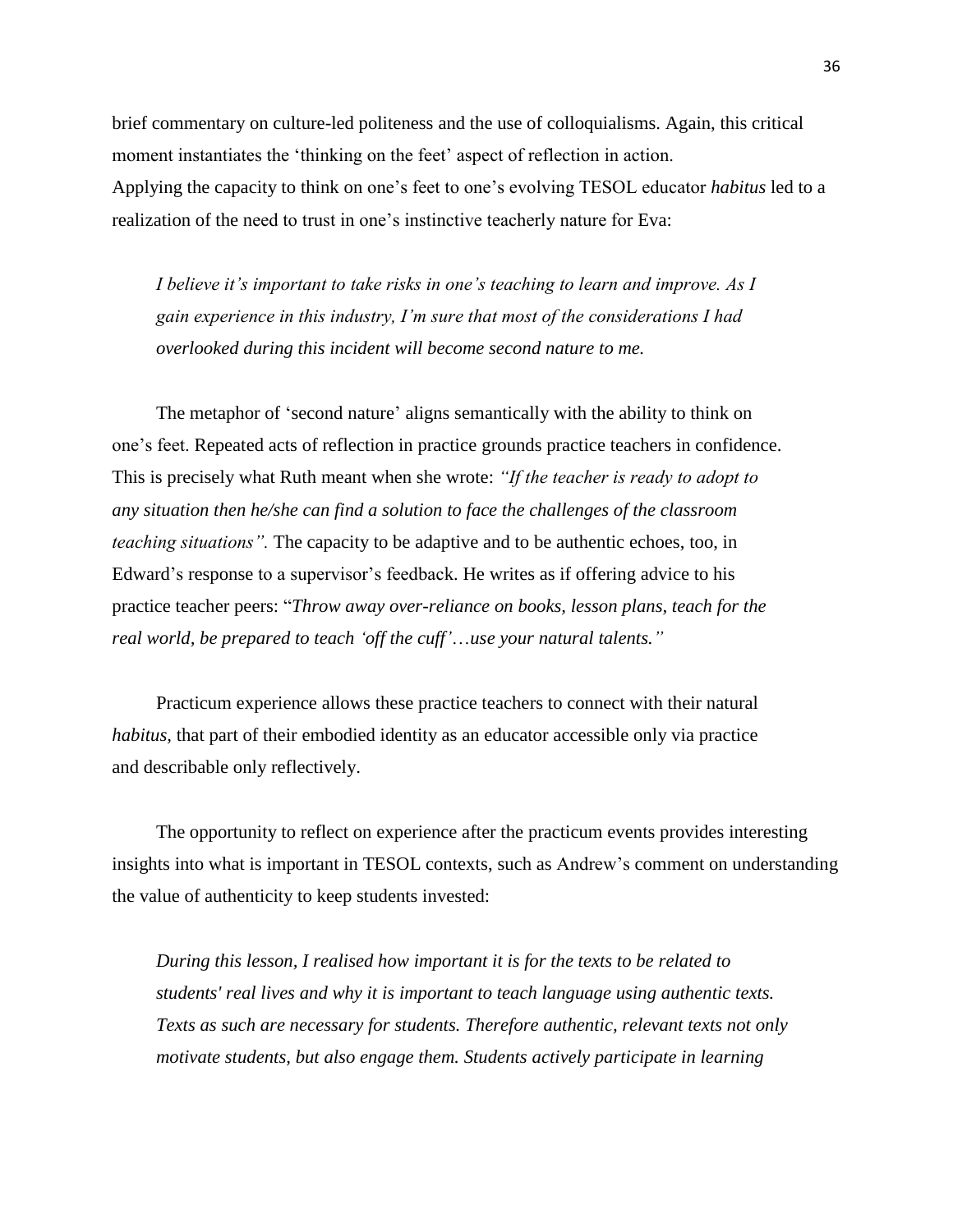brief commentary on culture-led politeness and the use of colloquialisms. Again, this critical moment instantiates the 'thinking on the feet' aspect of reflection in action.
Applying the capacity to think on one's feet to one's evolving TESOL educator *habitus* led to a realization of the need to trust in one's instinctive teacherly nature for Eva:

> *I believe it's important to take risks in one's teaching to learn and improve. As I gain experience in this industry, I'm sure that most of the considerations I had overlooked during this incident will become second nature to me.*

The metaphor of 'second nature' aligns semantically with the ability to think on one's feet. Repeated acts of reflection in practice grounds practice teachers in confidence. This is precisely what Ruth meant when she wrote: *"If the teacher is ready to adopt to any situation then he/she can find a solution to face the challenges of the classroom teaching situations".* The capacity to be adaptive and to be authentic echoes, too, in Edward's response to a supervisor's feedback. He writes as if offering advice to his practice teacher peers: "*Throw away over-reliance on books, lesson plans, teach for the real world, be prepared to teach 'off the cuff'…use your natural talents."*

Practicum experience allows these practice teachers to connect with their natural *habitus*, that part of their embodied identity as an educator accessible only via practice and describable only reflectively.

The opportunity to reflect on experience after the practicum events provides interesting insights into what is important in TESOL contexts, such as Andrew's comment on understanding the value of authenticity to keep students invested:

> *During this lesson, I realised how important it is for the texts to be related to students' real lives and why it is important to teach language using authentic texts. Texts as such are necessary for students. Therefore authentic, relevant texts not only motivate students, but also engage them. Students actively participate in learning*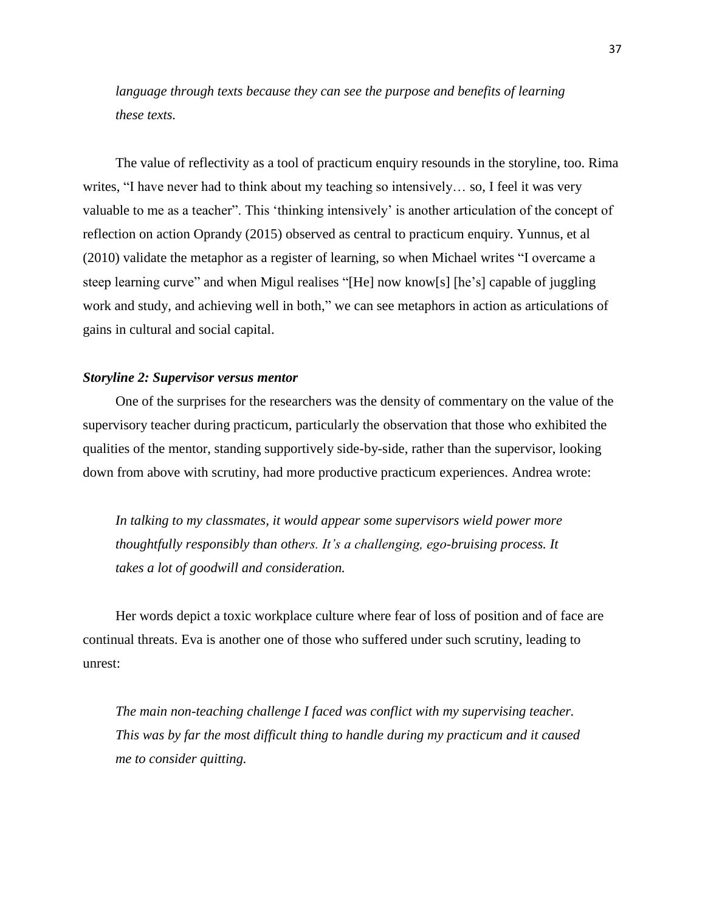*language through texts because they can see the purpose and benefits of learning these texts.*

The value of reflectivity as a tool of practicum enquiry resounds in the storyline, too. Rima writes, “I have never had to think about my teaching so intensively… so, I feel it was very valuable to me as a teacher”. This ‘thinking intensively’ is another articulation of the concept of reflection on action Oprandy (2015) observed as central to practicum enquiry. Yunnus, et al (2010) validate the metaphor as a register of learning, so when Michael writes “I overcame a steep learning curve” and when Migul realises “[He] now know[s] [he’s] capable of juggling work and study, and achieving well in both,” we can see metaphors in action as articulations of gains in cultural and social capital.

### *Storyline 2: Supervisor versus mentor*

One of the surprises for the researchers was the density of commentary on the value of the supervisory teacher during practicum, particularly the observation that those who exhibited the qualities of the mentor, standing supportively side-by-side, rather than the supervisor, looking down from above with scrutiny, had more productive practicum experiences. Andrea wrote:

*In talking to my classmates, it would appear some supervisors wield power more thoughtfully responsibly than others. It’s a challenging, ego-bruising process. It takes a lot of goodwill and consideration.*

Her words depict a toxic workplace culture where fear of loss of position and of face are continual threats. Eva is another one of those who suffered under such scrutiny, leading to unrest:

*The main non-teaching challenge I faced was conflict with my supervising teacher. This was by far the most difficult thing to handle during my practicum and it caused me to consider quitting.*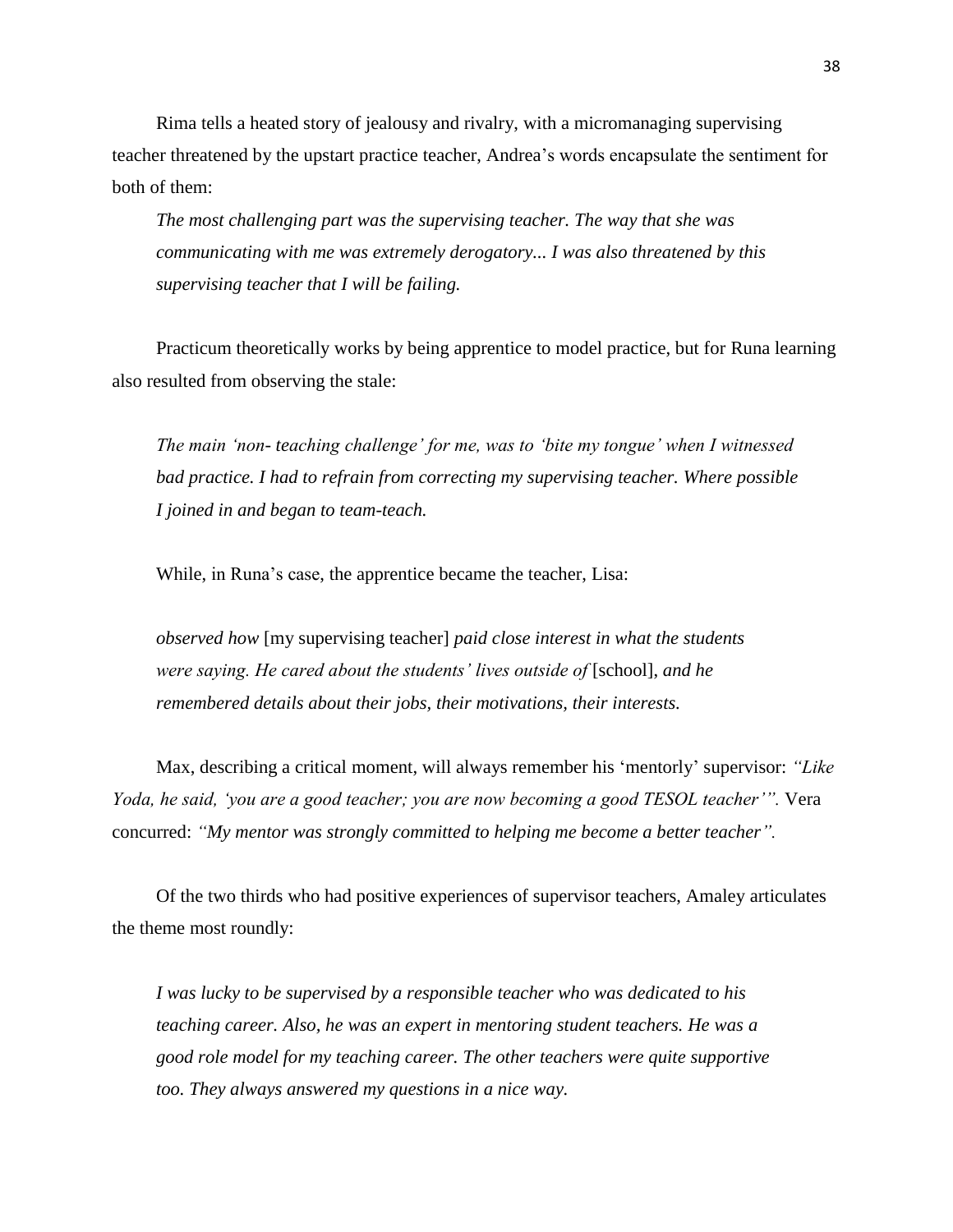Rima tells a heated story of jealousy and rivalry, with a micromanaging supervising teacher threatened by the upstart practice teacher, Andrea's words encapsulate the sentiment for both of them:

> *The most challenging part was the supervising teacher. The way that she was communicating with me was extremely derogatory... I was also threatened by this supervising teacher that I will be failing.*

Practicum theoretically works by being apprentice to model practice, but for Runa learning also resulted from observing the stale:

> *The main 'non- teaching challenge' for me, was to 'bite my tongue' when I witnessed bad practice. I had to refrain from correcting my supervising teacher. Where possible I joined in and began to team-teach.*

While, in Runa's case, the apprentice became the teacher, Lisa:

> *observed how* [my supervising teacher] *paid close interest in what the students were saying. He cared about the students' lives outside of* [school], *and he remembered details about their jobs, their motivations, their interests.*

Max, describing a critical moment, will always remember his 'mentorly' supervisor: *"Like Yoda, he said, 'you are a good teacher; you are now becoming a good TESOL teacher'".* Vera concurred: *"My mentor was strongly committed to helping me become a better teacher".*

Of the two thirds who had positive experiences of supervisor teachers, Amaley articulates the theme most roundly:

> *I was lucky to be supervised by a responsible teacher who was dedicated to his teaching career. Also, he was an expert in mentoring student teachers. He was a good role model for my teaching career. The other teachers were quite supportive too. They always answered my questions in a nice way.*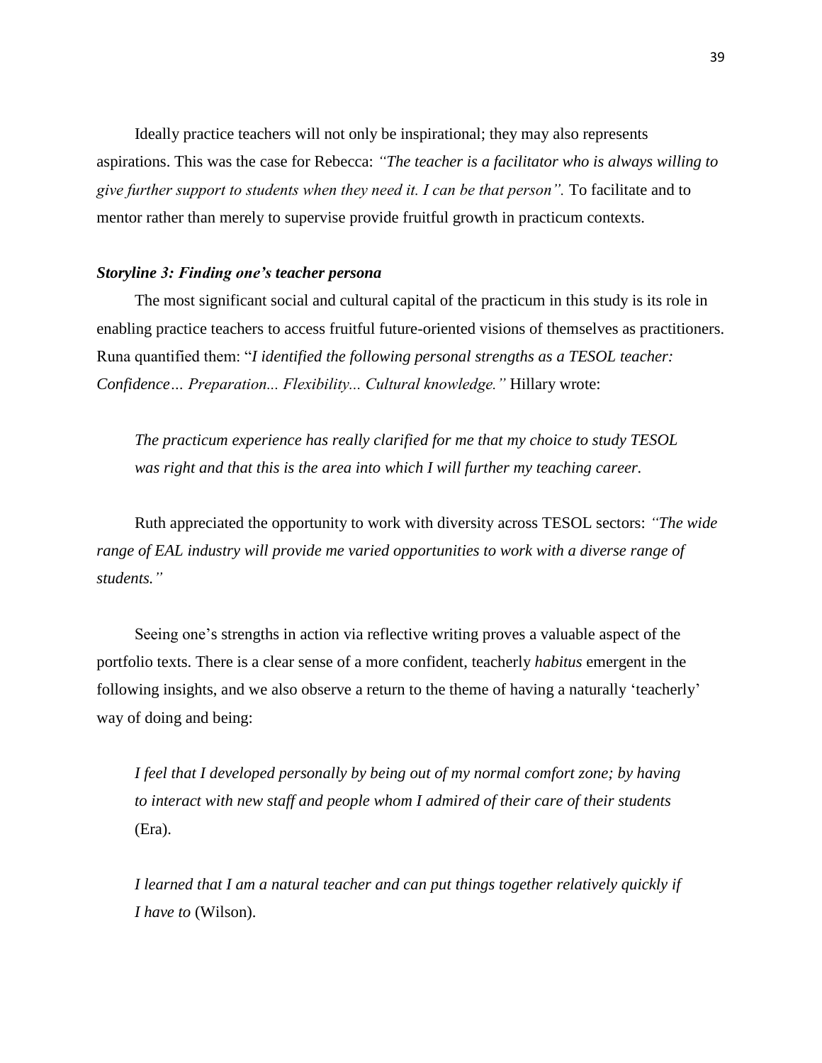Ideally practice teachers will not only be inspirational; they may also represents aspirations. This was the case for Rebecca: *"The teacher is a facilitator who is always willing to give further support to students when they need it. I can be that person".* To facilitate and to mentor rather than merely to supervise provide fruitful growth in practicum contexts.

### *Storyline 3: Finding one's teacher persona*

The most significant social and cultural capital of the practicum in this study is its role in enabling practice teachers to access fruitful future-oriented visions of themselves as practitioners. Runa quantified them: "*I identified the following personal strengths as a TESOL teacher: Confidence… Preparation... Flexibility... Cultural knowledge."* Hillary wrote:

> *The practicum experience has really clarified for me that my choice to study TESOL was right and that this is the area into which I will further my teaching career.*

Ruth appreciated the opportunity to work with diversity across TESOL sectors: *"The wide range of EAL industry will provide me varied opportunities to work with a diverse range of students."*

Seeing one's strengths in action via reflective writing proves a valuable aspect of the portfolio texts. There is a clear sense of a more confident, teacherly *habitus* emergent in the following insights, and we also observe a return to the theme of having a naturally 'teacherly' way of doing and being:

> *I feel that I developed personally by being out of my normal comfort zone; by having to interact with new staff and people whom I admired of their care of their students* (Era).

> *I learned that I am a natural teacher and can put things together relatively quickly if I have to* (Wilson).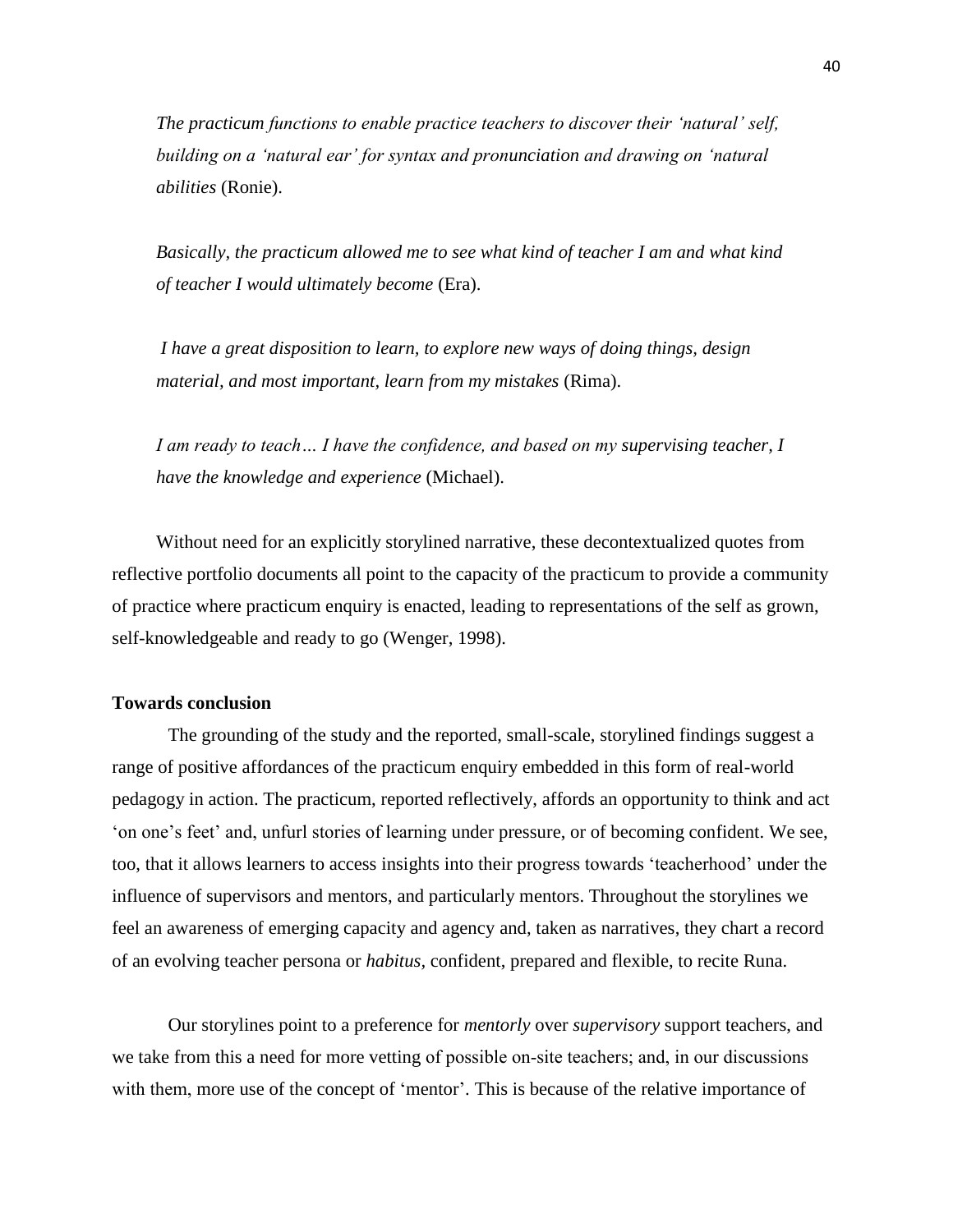*The practicum functions to enable practice teachers to discover their 'natural' self, building on a 'natural ear' for syntax and pronunciation and drawing on 'natural abilities* (Ronie).

*Basically, the practicum allowed me to see what kind of teacher I am and what kind of teacher I would ultimately become* (Era).

*I have a great disposition to learn, to explore new ways of doing things, design material, and most important, learn from my mistakes* (Rima).

*I am ready to teach… I have the confidence, and based on my supervising teacher, I have the knowledge and experience* (Michael).

Without need for an explicitly storylined narrative, these decontextualized quotes from reflective portfolio documents all point to the capacity of the practicum to provide a community of practice where practicum enquiry is enacted, leading to representations of the self as grown, self-knowledgeable and ready to go (Wenger, 1998).

**Towards conclusion**

The grounding of the study and the reported, small-scale, storylined findings suggest a range of positive affordances of the practicum enquiry embedded in this form of real-world pedagogy in action. The practicum, reported reflectively, affords an opportunity to think and act 'on one's feet' and, unfurl stories of learning under pressure, or of becoming confident. We see, too, that it allows learners to access insights into their progress towards 'teacherhood' under the influence of supervisors and mentors, and particularly mentors. Throughout the storylines we feel an awareness of emerging capacity and agency and, taken as narratives, they chart a record of an evolving teacher persona or *habitus*, confident, prepared and flexible, to recite Runa.

Our storylines point to a preference for *mentorly* over *supervisory* support teachers, and we take from this a need for more vetting of possible on-site teachers; and, in our discussions with them, more use of the concept of 'mentor'. This is because of the relative importance of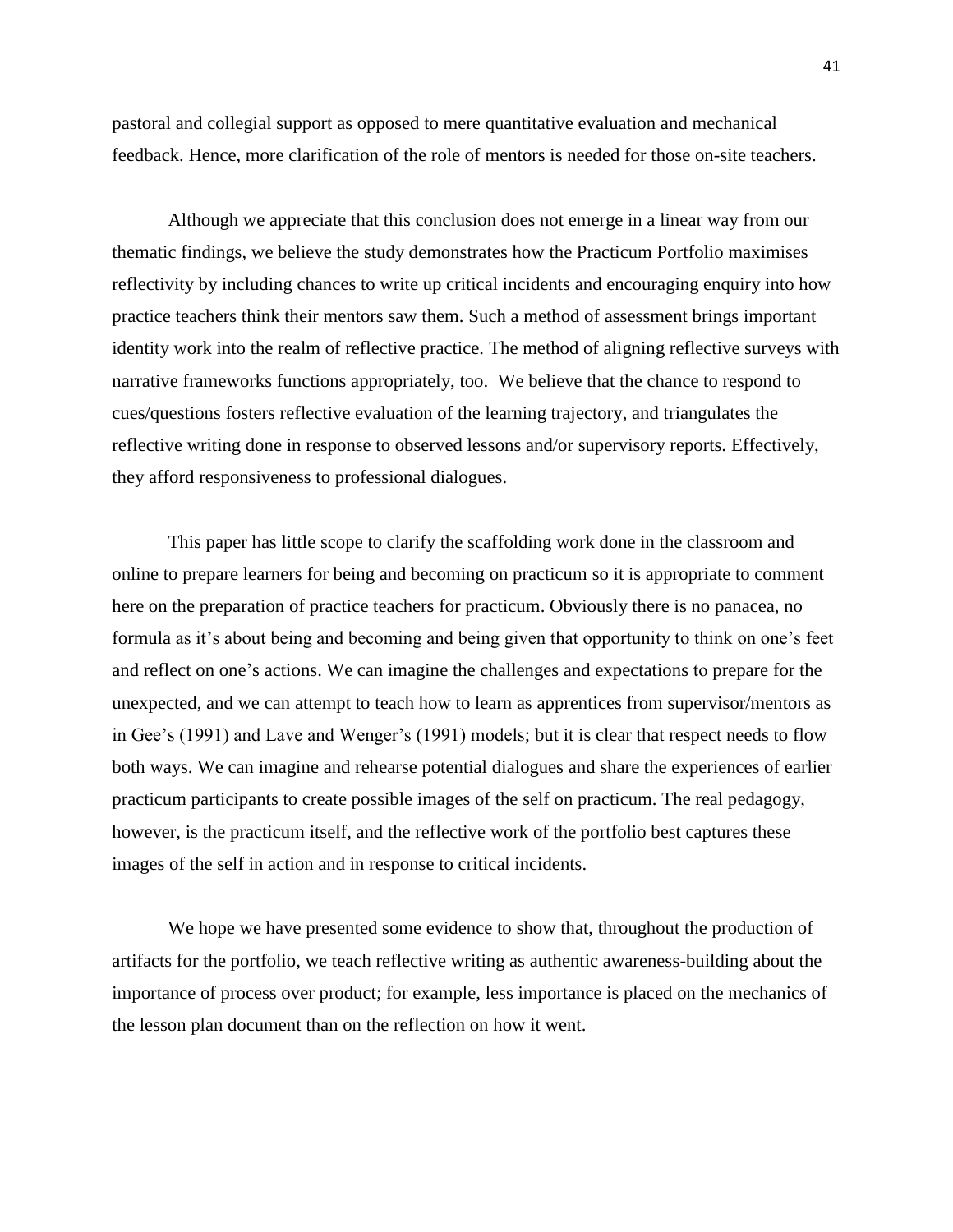pastoral and collegial support as opposed to mere quantitative evaluation and mechanical feedback. Hence, more clarification of the role of mentors is needed for those on-site teachers.

Although we appreciate that this conclusion does not emerge in a linear way from our thematic findings, we believe the study demonstrates how the Practicum Portfolio maximises reflectivity by including chances to write up critical incidents and encouraging enquiry into how practice teachers think their mentors saw them. Such a method of assessment brings important identity work into the realm of reflective practice. The method of aligning reflective surveys with narrative frameworks functions appropriately, too. We believe that the chance to respond to cues/questions fosters reflective evaluation of the learning trajectory, and triangulates the reflective writing done in response to observed lessons and/or supervisory reports. Effectively, they afford responsiveness to professional dialogues.

This paper has little scope to clarify the scaffolding work done in the classroom and online to prepare learners for being and becoming on practicum so it is appropriate to comment here on the preparation of practice teachers for practicum. Obviously there is no panacea, no formula as it's about being and becoming and being given that opportunity to think on one's feet and reflect on one's actions. We can imagine the challenges and expectations to prepare for the unexpected, and we can attempt to teach how to learn as apprentices from supervisor/mentors as in Gee's (1991) and Lave and Wenger's (1991) models; but it is clear that respect needs to flow both ways. We can imagine and rehearse potential dialogues and share the experiences of earlier practicum participants to create possible images of the self on practicum. The real pedagogy, however, is the practicum itself, and the reflective work of the portfolio best captures these images of the self in action and in response to critical incidents.

We hope we have presented some evidence to show that, throughout the production of artifacts for the portfolio, we teach reflective writing as authentic awareness-building about the importance of process over product; for example, less importance is placed on the mechanics of the lesson plan document than on the reflection on how it went.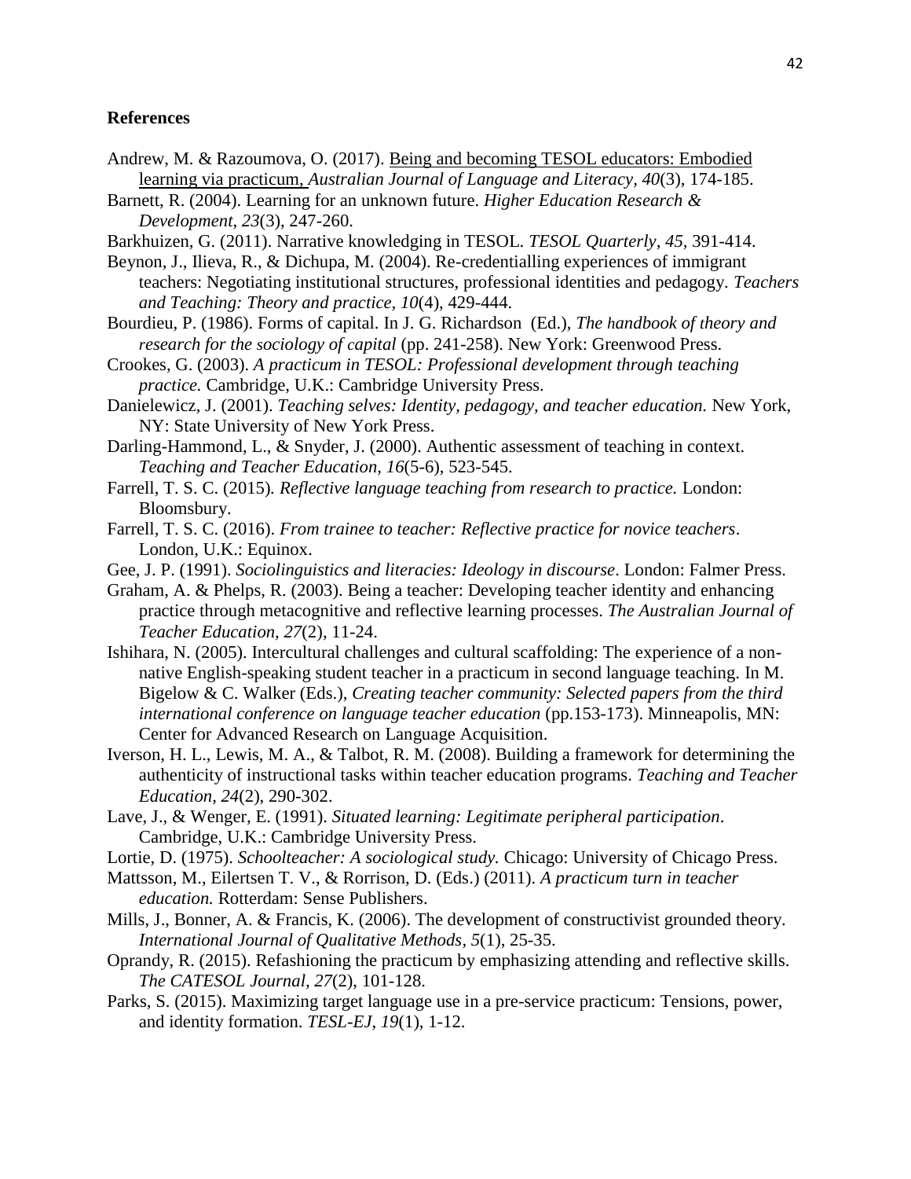**References**

Andrew, M. & Razoumova, O. (2017). Being and becoming TESOL educators: Embodied learning via practicum, *Australian Journal of Language and Literacy, 40*(3), 174-185.

Barnett, R. (2004). Learning for an unknown future. *Higher Education Research & Development*, *23*(3), 247-260.

Barkhuizen, G. (2011). Narrative knowledging in TESOL. *TESOL Quarterly, 45,* 391-414.

Beynon, J., Ilieva, R., & Dichupa, M. (2004). Re-credentialling experiences of immigrant teachers: Negotiating institutional structures, professional identities and pedagogy. *Teachers and Teaching: Theory and practice, 10*(4), 429-444.

Bourdieu, P. (1986). Forms of capital. In J. G. Richardson (Ed.), *The handbook of theory and research for the sociology of capital* (pp. 241-258). New York: Greenwood Press.

Crookes, G. (2003). *A practicum in TESOL: Professional development through teaching practice.* Cambridge, U.K.: Cambridge University Press.

Danielewicz, J. (2001). *Teaching selves: Identity, pedagogy, and teacher education.* New York, NY: State University of New York Press.

Darling-Hammond, L., & Snyder, J. (2000). Authentic assessment of teaching in context. *Teaching and Teacher Education, 16*(5-6), 523-545.

Farrell, T. S. C. (2015). *Reflective language teaching from research to practice.* London: Bloomsbury.

Farrell, T. S. C. (2016). *From trainee to teacher: Reflective practice for novice teachers*. London, U.K.: Equinox.

Gee, J. P. (1991). *Sociolinguistics and literacies: Ideology in discourse*. London: Falmer Press.

Graham, A. & Phelps, R. (2003). Being a teacher: Developing teacher identity and enhancing practice through metacognitive and reflective learning processes. *The Australian Journal of Teacher Education, 27*(2), 11-24.

Ishihara, N. (2005). Intercultural challenges and cultural scaffolding: The experience of a non-native English-speaking student teacher in a practicum in second language teaching. In M. Bigelow & C. Walker (Eds.), *Creating teacher community: Selected papers from the third international conference on language teacher education* (pp.153-173). Minneapolis, MN: Center for Advanced Research on Language Acquisition.

Iverson, H. L., Lewis, M. A., & Talbot, R. M. (2008). Building a framework for determining the authenticity of instructional tasks within teacher education programs. *Teaching and Teacher Education, 24*(2), 290-302.

Lave, J., & Wenger, E. (1991). *Situated learning: Legitimate peripheral participation*. Cambridge, U.K.: Cambridge University Press.

Lortie, D. (1975). *Schoolteacher: A sociological study.* Chicago: University of Chicago Press.

Mattsson, M., Eilertsen T. V., & Rorrison, D. (Eds.) (2011). *A practicum turn in teacher education.* Rotterdam: Sense Publishers.

Mills, J., Bonner, A. & Francis, K. (2006). The development of constructivist grounded theory. *International Journal of Qualitative Methods*, *5*(1), 25-35.

Oprandy, R. (2015). Refashioning the practicum by emphasizing attending and reflective skills. *The CATESOL Journal, 27*(2), 101-128.

Parks, S. (2015). Maximizing target language use in a pre-service practicum: Tensions, power, and identity formation. *TESL-EJ, 19*(1), 1-12.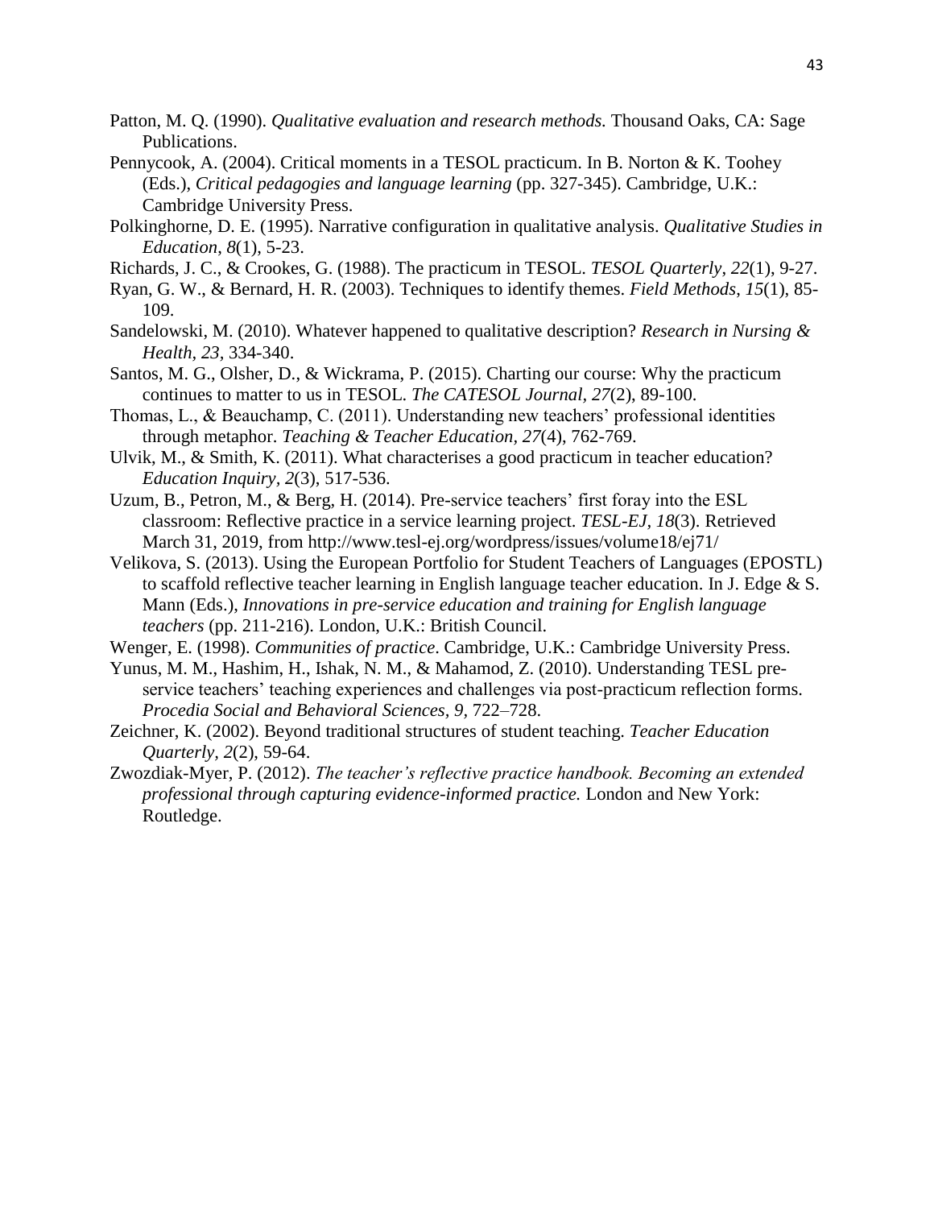Patton, M. Q. (1990). *Qualitative evaluation and research methods.* Thousand Oaks, CA: Sage Publications.

Pennycook, A. (2004). Critical moments in a TESOL practicum. In B. Norton & K. Toohey (Eds.), *Critical pedagogies and language learning* (pp. 327-345). Cambridge, U.K.: Cambridge University Press.

Polkinghorne, D. E. (1995). Narrative configuration in qualitative analysis. *Qualitative Studies in Education*, *8*(1), 5-23.

Richards, J. C., & Crookes, G. (1988). The practicum in TESOL. *TESOL Quarterly*, *22*(1), 9-27.

Ryan, G. W., & Bernard, H. R. (2003). Techniques to identify themes. *Field Methods, 15*(1), 85-109.

Sandelowski, M. (2010). Whatever happened to qualitative description? *Research in Nursing & Health, 23,* 334-340.

Santos, M. G., Olsher, D., & Wickrama, P. (2015). Charting our course: Why the practicum continues to matter to us in TESOL. *The CATESOL Journal, 27*(2), 89-100.

Thomas, L., & Beauchamp, C. (2011). Understanding new teachers' professional identities through metaphor. *Teaching & Teacher Education, 27*(4), 762-769.

Ulvik, M., & Smith, K. (2011). What characterises a good practicum in teacher education? *Education Inquiry, 2*(3), 517-536.

Uzum, B., Petron, M., & Berg, H. (2014). Pre-service teachers' first foray into the ESL classroom: Reflective practice in a service learning project. *TESL-EJ, 18*(3). Retrieved March 31, 2019, from http://www.tesl-ej.org/wordpress/issues/volume18/ej71/

Velikova, S. (2013). Using the European Portfolio for Student Teachers of Languages (EPOSTL) to scaffold reflective teacher learning in English language teacher education. In J. Edge & S. Mann (Eds.), *Innovations in pre-service education and training for English language teachers* (pp. 211-216). London, U.K.: British Council.

Wenger, E. (1998). *Communities of practice*. Cambridge, U.K.: Cambridge University Press.

Yunus, M. M., Hashim, H., Ishak, N. M., & Mahamod, Z. (2010). Understanding TESL pre-service teachers' teaching experiences and challenges via post-practicum reflection forms. *Procedia Social and Behavioral Sciences, 9,* 722–728.

Zeichner, K. (2002). Beyond traditional structures of student teaching. *Teacher Education Quarterly, 2*(2), 59-64.

Zwozdiak-Myer, P. (2012). *The teacher's reflective practice handbook. Becoming an extended professional through capturing evidence-informed practice.* London and New York: Routledge.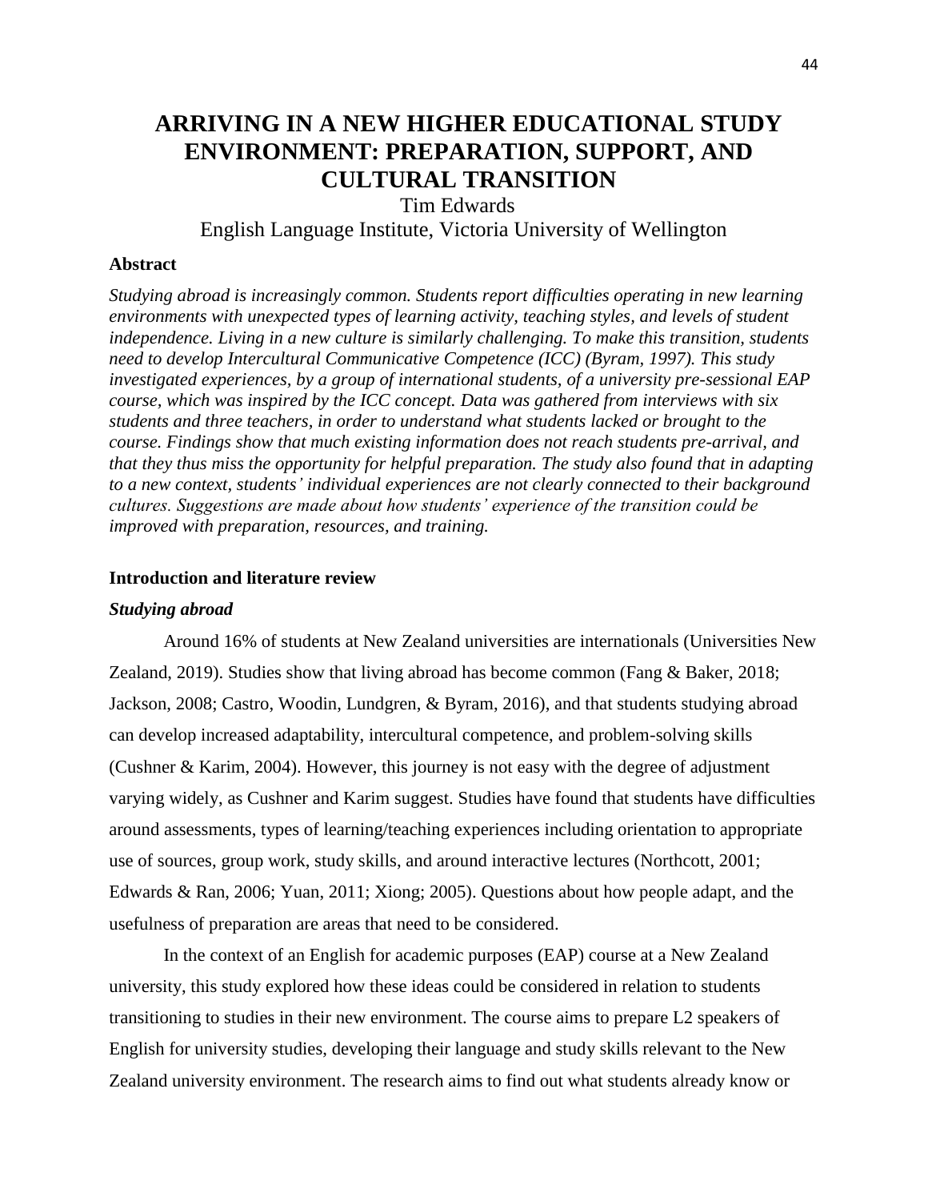# ARRIVING IN A NEW HIGHER EDUCATIONAL STUDY ENVIRONMENT: PREPARATION, SUPPORT, AND CULTURAL TRANSITION

Tim Edwards

English Language Institute, Victoria University of Wellington

### Abstract

*Studying abroad is increasingly common. Students report difficulties operating in new learning environments with unexpected types of learning activity, teaching styles, and levels of student independence. Living in a new culture is similarly challenging. To make this transition, students need to develop Intercultural Communicative Competence (ICC) (Byram, 1997). This study investigated experiences, by a group of international students, of a university pre-sessional EAP course, which was inspired by the ICC concept. Data was gathered from interviews with six students and three teachers, in order to understand what students lacked or brought to the course. Findings show that much existing information does not reach students pre-arrival, and that they thus miss the opportunity for helpful preparation. The study also found that in adapting to a new context, students' individual experiences are not clearly connected to their background cultures. Suggestions are made about how students' experience of the transition could be improved with preparation, resources, and training.*

### Introduction and literature review

#### *Studying abroad*

Around 16% of students at New Zealand universities are internationals (Universities New Zealand, 2019). Studies show that living abroad has become common (Fang & Baker, 2018; Jackson, 2008; Castro, Woodin, Lundgren, & Byram, 2016), and that students studying abroad can develop increased adaptability, intercultural competence, and problem-solving skills (Cushner & Karim, 2004). However, this journey is not easy with the degree of adjustment varying widely, as Cushner and Karim suggest. Studies have found that students have difficulties around assessments, types of learning/teaching experiences including orientation to appropriate use of sources, group work, study skills, and around interactive lectures (Northcott, 2001; Edwards & Ran, 2006; Yuan, 2011; Xiong; 2005). Questions about how people adapt, and the usefulness of preparation are areas that need to be considered.

In the context of an English for academic purposes (EAP) course at a New Zealand university, this study explored how these ideas could be considered in relation to students transitioning to studies in their new environment. The course aims to prepare L2 speakers of English for university studies, developing their language and study skills relevant to the New Zealand university environment. The research aims to find out what students already know or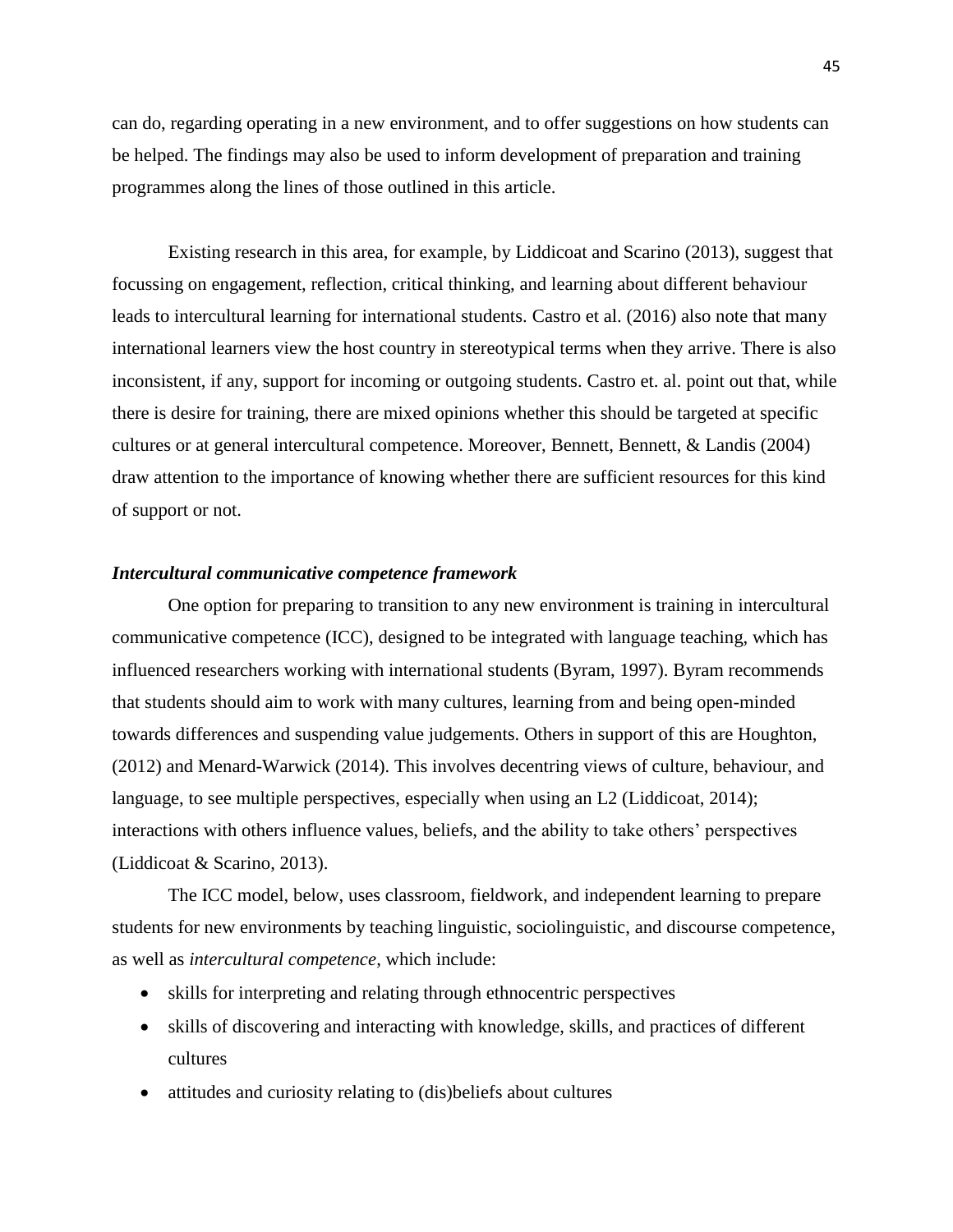can do, regarding operating in a new environment, and to offer suggestions on how students can be helped. The findings may also be used to inform development of preparation and training programmes along the lines of those outlined in this article.

Existing research in this area, for example, by Liddicoat and Scarino (2013), suggest that focussing on engagement, reflection, critical thinking, and learning about different behaviour leads to intercultural learning for international students. Castro et al. (2016) also note that many international learners view the host country in stereotypical terms when they arrive. There is also inconsistent, if any, support for incoming or outgoing students. Castro et. al. point out that, while there is desire for training, there are mixed opinions whether this should be targeted at specific cultures or at general intercultural competence. Moreover, Bennett, Bennett, & Landis (2004) draw attention to the importance of knowing whether there are sufficient resources for this kind of support or not.

### *Intercultural communicative competence framework*

One option for preparing to transition to any new environment is training in intercultural communicative competence (ICC), designed to be integrated with language teaching, which has influenced researchers working with international students (Byram, 1997). Byram recommends that students should aim to work with many cultures, learning from and being open-minded towards differences and suspending value judgements. Others in support of this are Houghton, (2012) and Menard-Warwick (2014). This involves decentring views of culture, behaviour, and language, to see multiple perspectives, especially when using an L2 (Liddicoat, 2014); interactions with others influence values, beliefs, and the ability to take others' perspectives (Liddicoat & Scarino, 2013).

The ICC model, below, uses classroom, fieldwork, and independent learning to prepare students for new environments by teaching linguistic, sociolinguistic, and discourse competence, as well as *intercultural competence*, which include:

- skills for interpreting and relating through ethnocentric perspectives
- skills of discovering and interacting with knowledge, skills, and practices of different cultures
- attitudes and curiosity relating to (dis)beliefs about cultures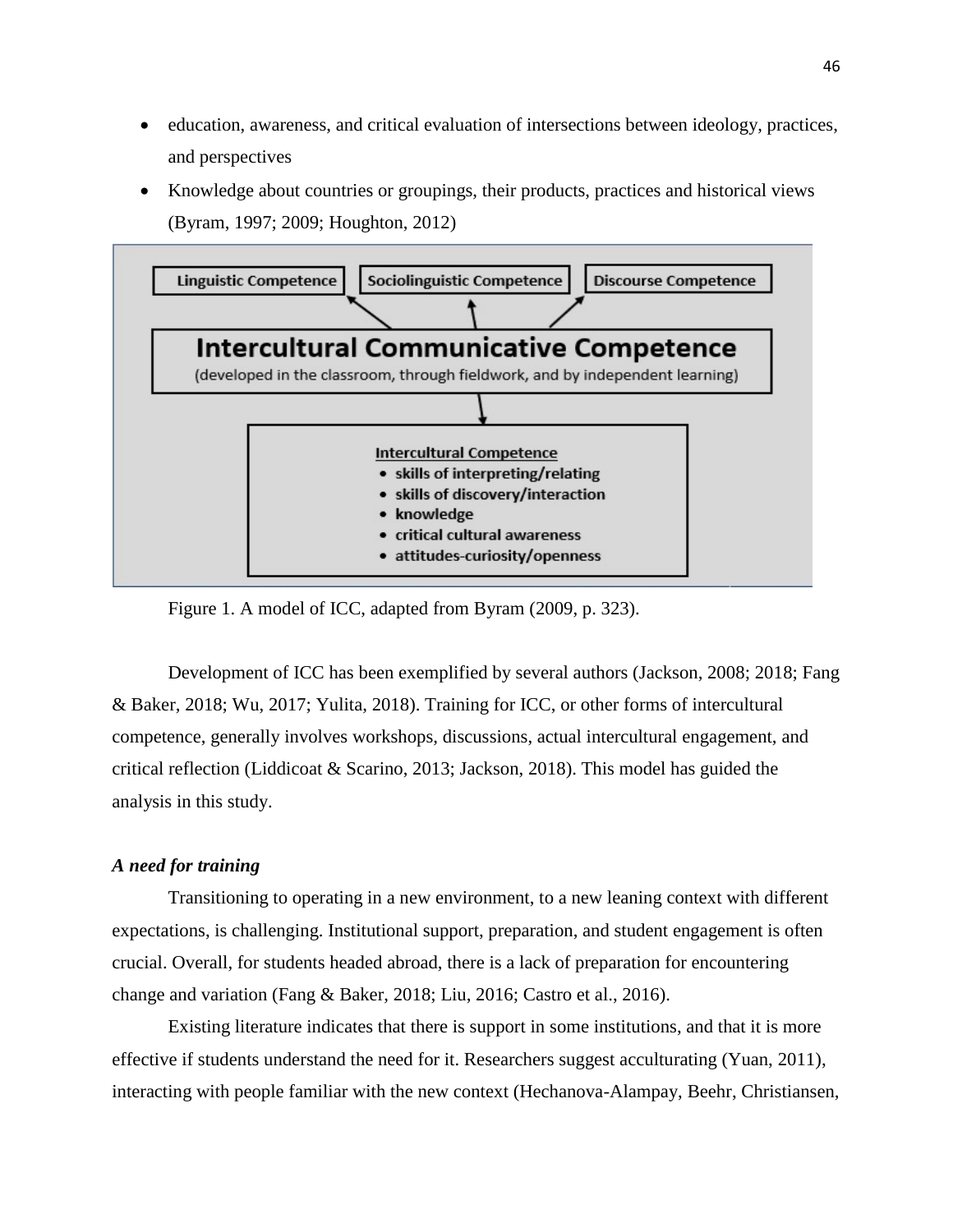- education, awareness, and critical evaluation of intersections between ideology, practices, and perspectives
- Knowledge about countries or groupings, their products, practices and historical views (Byram, 1997; 2009; Houghton, 2012)

Linguistic Competence | Sociolinguistic Competence | Discourse Competence

**Intercultural Communicative Competence**
(developed in the classroom, through fieldwork, and by independent learning)

**Intercultural Competence**
- skills of interpreting/relating
- skills of discovery/interaction
- knowledge
- critical cultural awareness
- attitudes-curiosity/openness

Figure 1. A model of ICC, adapted from Byram (2009, p. 323).

Development of ICC has been exemplified by several authors (Jackson, 2008; 2018; Fang & Baker, 2018; Wu, 2017; Yulita, 2018). Training for ICC, or other forms of intercultural competence, generally involves workshops, discussions, actual intercultural engagement, and critical reflection (Liddicoat & Scarino, 2013; Jackson, 2018). This model has guided the analysis in this study.

### *A need for training*

Transitioning to operating in a new environment, to a new leaning context with different expectations, is challenging. Institutional support, preparation, and student engagement is often crucial. Overall, for students headed abroad, there is a lack of preparation for encountering change and variation (Fang & Baker, 2018; Liu, 2016; Castro et al., 2016).

Existing literature indicates that there is support in some institutions, and that it is more effective if students understand the need for it. Researchers suggest acculturating (Yuan, 2011), interacting with people familiar with the new context (Hechanova-Alampay, Beehr, Christiansen,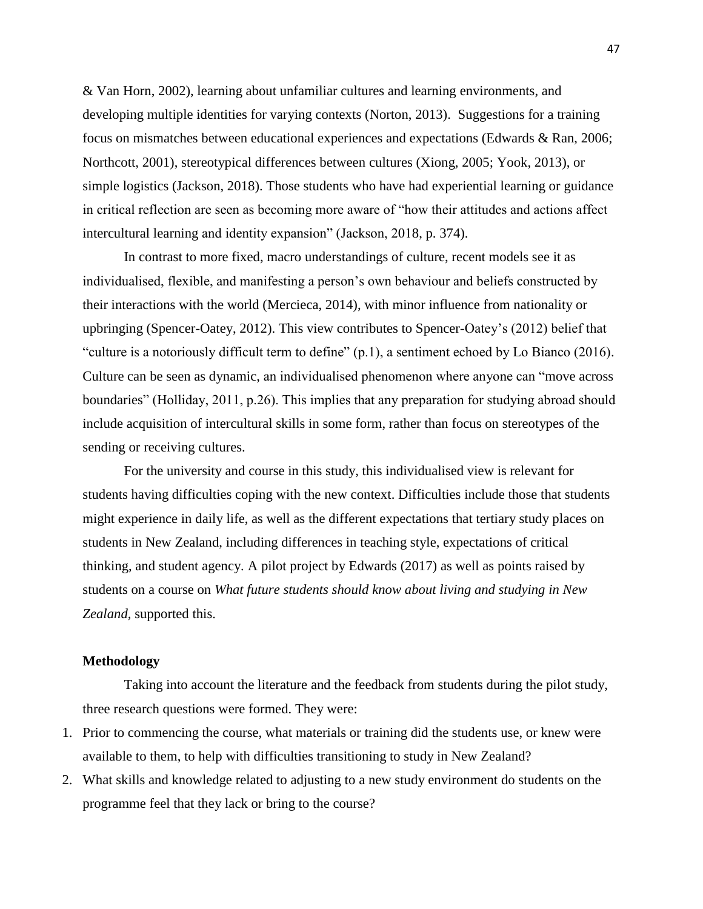& Van Horn, 2002), learning about unfamiliar cultures and learning environments, and developing multiple identities for varying contexts (Norton, 2013). Suggestions for a training focus on mismatches between educational experiences and expectations (Edwards & Ran, 2006; Northcott, 2001), stereotypical differences between cultures (Xiong, 2005; Yook, 2013), or simple logistics (Jackson, 2018). Those students who have had experiential learning or guidance in critical reflection are seen as becoming more aware of "how their attitudes and actions affect intercultural learning and identity expansion" (Jackson, 2018, p. 374).

In contrast to more fixed, macro understandings of culture, recent models see it as individualised, flexible, and manifesting a person's own behaviour and beliefs constructed by their interactions with the world (Mercieca, 2014), with minor influence from nationality or upbringing (Spencer-Oatey, 2012). This view contributes to Spencer-Oatey's (2012) belief that "culture is a notoriously difficult term to define" (p.1), a sentiment echoed by Lo Bianco (2016). Culture can be seen as dynamic, an individualised phenomenon where anyone can "move across boundaries" (Holliday, 2011, p.26). This implies that any preparation for studying abroad should include acquisition of intercultural skills in some form, rather than focus on stereotypes of the sending or receiving cultures.

For the university and course in this study, this individualised view is relevant for students having difficulties coping with the new context. Difficulties include those that students might experience in daily life, as well as the different expectations that tertiary study places on students in New Zealand, including differences in teaching style, expectations of critical thinking, and student agency. A pilot project by Edwards (2017) as well as points raised by students on a course on *What future students should know about living and studying in New Zealand*, supported this.

**Methodology**

Taking into account the literature and the feedback from students during the pilot study, three research questions were formed. They were:

1. Prior to commencing the course, what materials or training did the students use, or knew were available to them, to help with difficulties transitioning to study in New Zealand?
2. What skills and knowledge related to adjusting to a new study environment do students on the programme feel that they lack or bring to the course?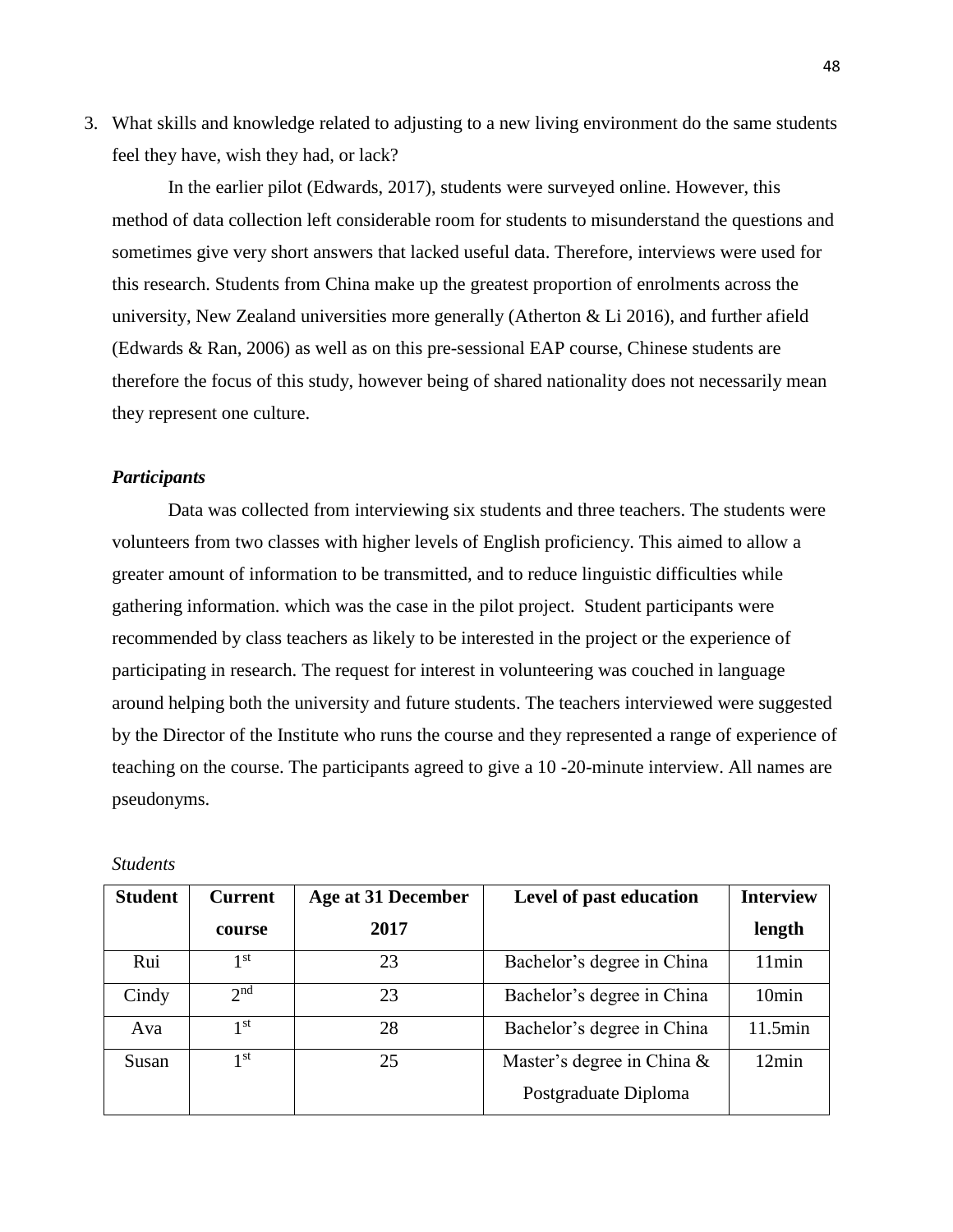3. What skills and knowledge related to adjusting to a new living environment do the same students feel they have, wish they had, or lack?

In the earlier pilot (Edwards, 2017), students were surveyed online. However, this method of data collection left considerable room for students to misunderstand the questions and sometimes give very short answers that lacked useful data. Therefore, interviews were used for this research. Students from China make up the greatest proportion of enrolments across the university, New Zealand universities more generally (Atherton & Li 2016), and further afield (Edwards & Ran, 2006) as well as on this pre-sessional EAP course, Chinese students are therefore the focus of this study, however being of shared nationality does not necessarily mean they represent one culture.

### *Participants*

Data was collected from interviewing six students and three teachers. The students were volunteers from two classes with higher levels of English proficiency. This aimed to allow a greater amount of information to be transmitted, and to reduce linguistic difficulties while gathering information. which was the case in the pilot project. Student participants were recommended by class teachers as likely to be interested in the project or the experience of participating in research. The request for interest in volunteering was couched in language around helping both the university and future students. The teachers interviewed were suggested by the Director of the Institute who runs the course and they represented a range of experience of teaching on the course. The participants agreed to give a 10 -20-minute interview. All names are pseudonyms.

*Students*

| Student | Current course | Age at 31 December 2017 | Level of past education | Interview length |
|---|---|---|---|---|
| Rui | 1st | 23 | Bachelor's degree in China | 11min |
| Cindy | 2nd | 23 | Bachelor's degree in China | 10min |
| Ava | 1st | 28 | Bachelor's degree in China | 11.5min |
| Susan | 1st | 25 | Master's degree in China & Postgraduate Diploma | 12min |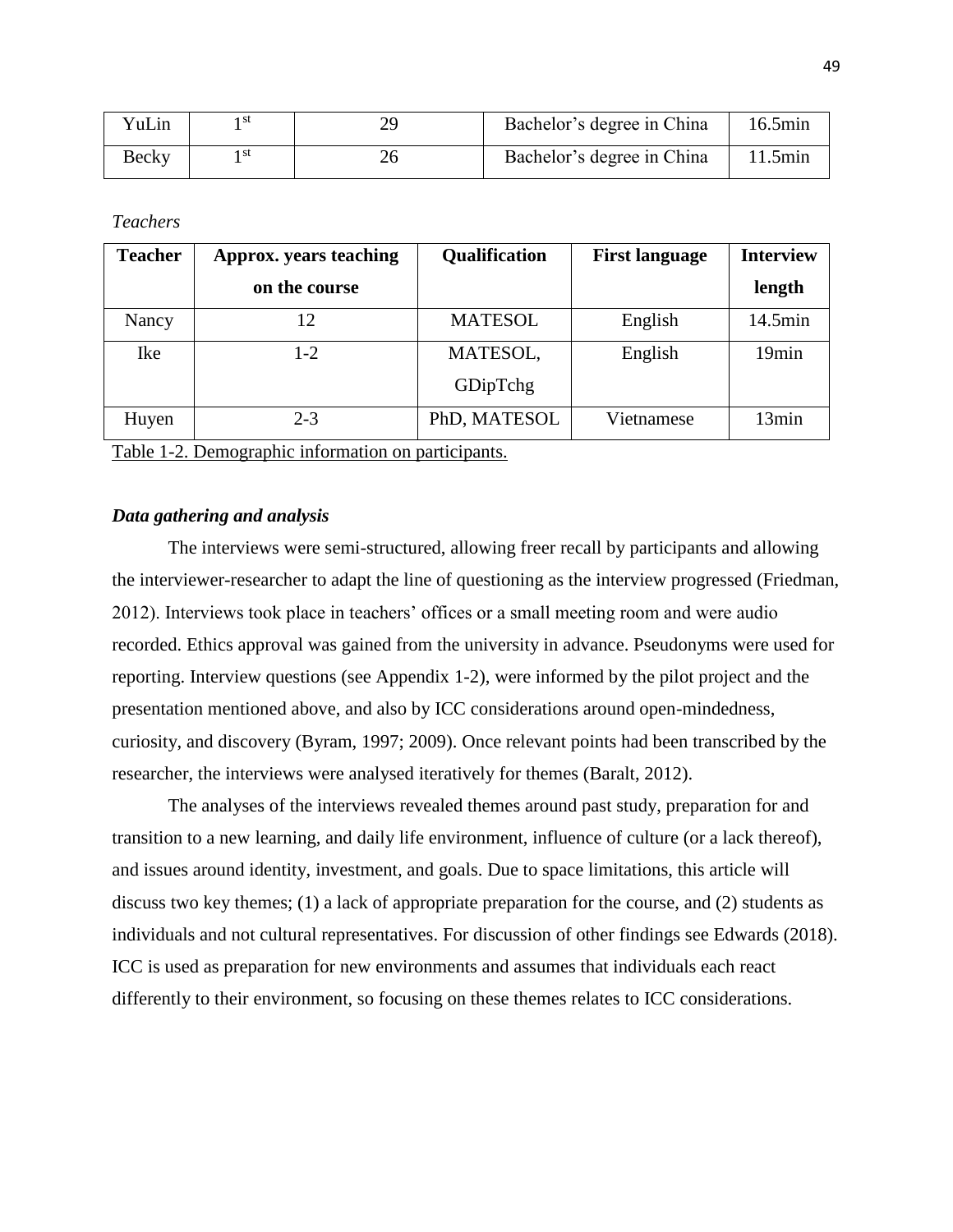| YuLin | 1st | 29 | Bachelor's degree in China | 16.5min |
|---|---|---|---|---|
| Becky | 1st | 26 | Bachelor's degree in China | 11.5min |

*Teachers*

| Teacher | Approx. years teaching on the course | Qualification | First language | Interview length |
|---|---|---|---|---|
| Nancy | 12 | MATESOL | English | 14.5min |
| Ike | 1-2 | MATESOL, GDipTchg | English | 19min |
| Huyen | 2-3 | PhD, MATESOL | Vietnamese | 13min |

Table 1-2. Demographic information on participants.

### *Data gathering and analysis*

The interviews were semi-structured, allowing freer recall by participants and allowing the interviewer-researcher to adapt the line of questioning as the interview progressed (Friedman, 2012). Interviews took place in teachers' offices or a small meeting room and were audio recorded. Ethics approval was gained from the university in advance. Pseudonyms were used for reporting. Interview questions (see Appendix 1-2), were informed by the pilot project and the presentation mentioned above, and also by ICC considerations around open-mindedness, curiosity, and discovery (Byram, 1997; 2009). Once relevant points had been transcribed by the researcher, the interviews were analysed iteratively for themes (Baralt, 2012).

The analyses of the interviews revealed themes around past study, preparation for and transition to a new learning, and daily life environment, influence of culture (or a lack thereof), and issues around identity, investment, and goals. Due to space limitations, this article will discuss two key themes; (1) a lack of appropriate preparation for the course, and (2) students as individuals and not cultural representatives. For discussion of other findings see Edwards (2018). ICC is used as preparation for new environments and assumes that individuals each react differently to their environment, so focusing on these themes relates to ICC considerations.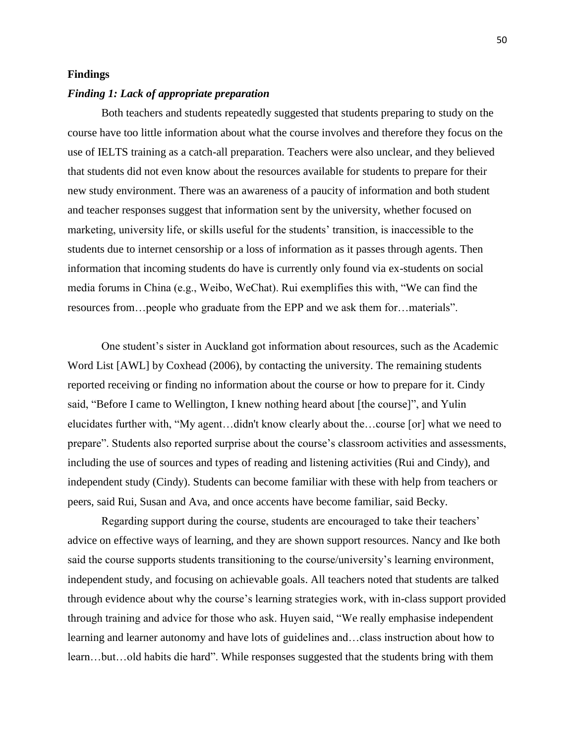## Findings

### *Finding 1: Lack of appropriate preparation*

Both teachers and students repeatedly suggested that students preparing to study on the course have too little information about what the course involves and therefore they focus on the use of IELTS training as a catch-all preparation. Teachers were also unclear, and they believed that students did not even know about the resources available for students to prepare for their new study environment. There was an awareness of a paucity of information and both student and teacher responses suggest that information sent by the university, whether focused on marketing, university life, or skills useful for the students' transition, is inaccessible to the students due to internet censorship or a loss of information as it passes through agents. Then information that incoming students do have is currently only found via ex-students on social media forums in China (e.g., Weibo, WeChat). Rui exemplifies this with, "We can find the resources from…people who graduate from the EPP and we ask them for…materials".

One student's sister in Auckland got information about resources, such as the Academic Word List [AWL] by Coxhead (2006), by contacting the university. The remaining students reported receiving or finding no information about the course or how to prepare for it. Cindy said, "Before I came to Wellington, I knew nothing heard about [the course]", and Yulin elucidates further with, "My agent…didn't know clearly about the…course [or] what we need to prepare". Students also reported surprise about the course's classroom activities and assessments, including the use of sources and types of reading and listening activities (Rui and Cindy), and independent study (Cindy). Students can become familiar with these with help from teachers or peers, said Rui, Susan and Ava, and once accents have become familiar, said Becky.

Regarding support during the course, students are encouraged to take their teachers' advice on effective ways of learning, and they are shown support resources. Nancy and Ike both said the course supports students transitioning to the course/university's learning environment, independent study, and focusing on achievable goals. All teachers noted that students are talked through evidence about why the course's learning strategies work, with in-class support provided through training and advice for those who ask. Huyen said, "We really emphasise independent learning and learner autonomy and have lots of guidelines and…class instruction about how to learn…but…old habits die hard". While responses suggested that the students bring with them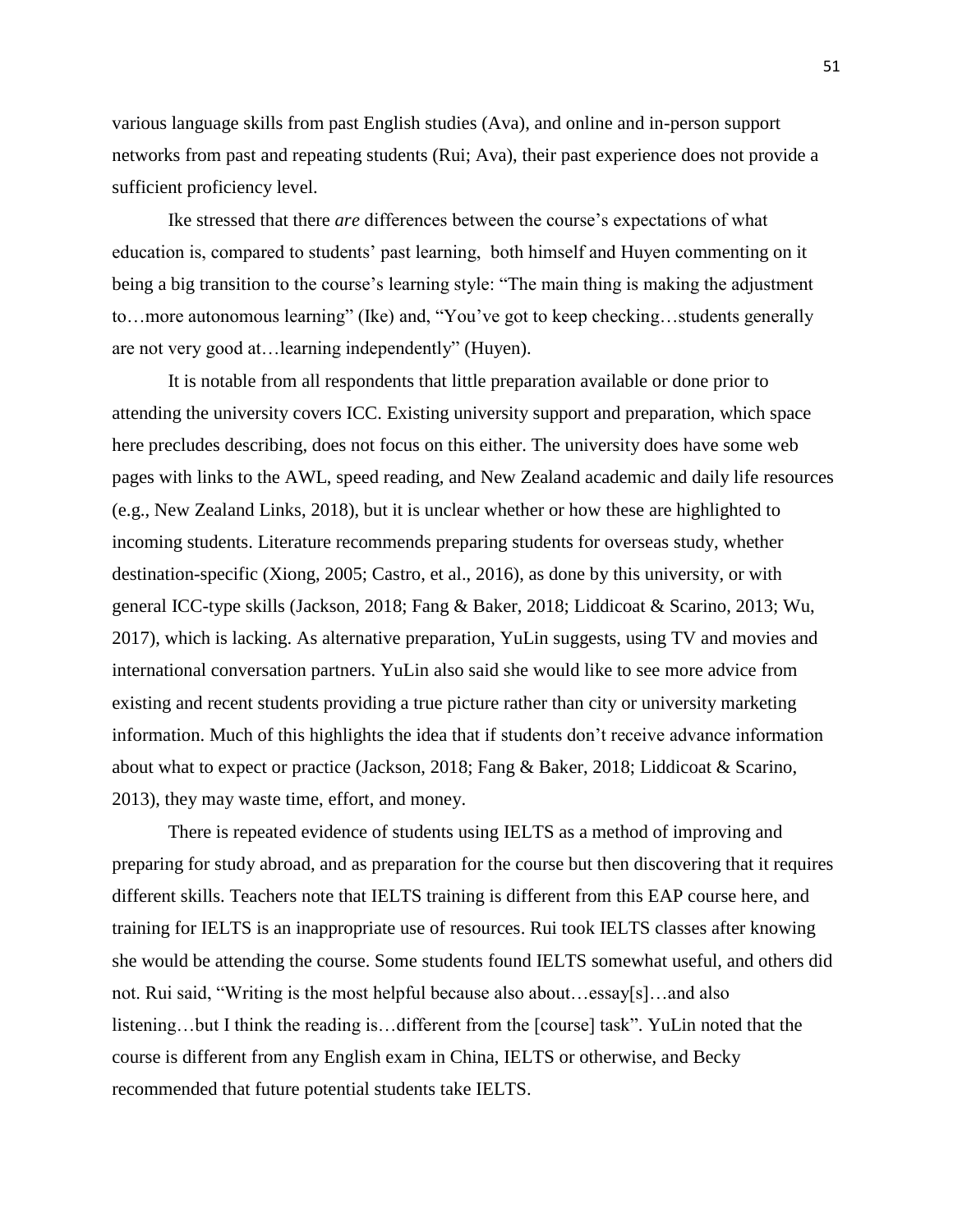various language skills from past English studies (Ava), and online and in-person support networks from past and repeating students (Rui; Ava), their past experience does not provide a sufficient proficiency level.

Ike stressed that there *are* differences between the course's expectations of what education is, compared to students' past learning, both himself and Huyen commenting on it being a big transition to the course's learning style: "The main thing is making the adjustment to…more autonomous learning" (Ike) and, "You've got to keep checking…students generally are not very good at…learning independently" (Huyen).

It is notable from all respondents that little preparation available or done prior to attending the university covers ICC. Existing university support and preparation, which space here precludes describing, does not focus on this either. The university does have some web pages with links to the AWL, speed reading, and New Zealand academic and daily life resources (e.g., New Zealand Links, 2018), but it is unclear whether or how these are highlighted to incoming students. Literature recommends preparing students for overseas study, whether destination-specific (Xiong, 2005; Castro, et al., 2016), as done by this university, or with general ICC-type skills (Jackson, 2018; Fang & Baker, 2018; Liddicoat & Scarino, 2013; Wu, 2017), which is lacking. As alternative preparation, YuLin suggests, using TV and movies and international conversation partners. YuLin also said she would like to see more advice from existing and recent students providing a true picture rather than city or university marketing information. Much of this highlights the idea that if students don't receive advance information about what to expect or practice (Jackson, 2018; Fang & Baker, 2018; Liddicoat & Scarino, 2013), they may waste time, effort, and money.

There is repeated evidence of students using IELTS as a method of improving and preparing for study abroad, and as preparation for the course but then discovering that it requires different skills. Teachers note that IELTS training is different from this EAP course here, and training for IELTS is an inappropriate use of resources. Rui took IELTS classes after knowing she would be attending the course. Some students found IELTS somewhat useful, and others did not. Rui said, "Writing is the most helpful because also about…essay[s]…and also listening…but I think the reading is…different from the [course] task". YuLin noted that the course is different from any English exam in China, IELTS or otherwise, and Becky recommended that future potential students take IELTS.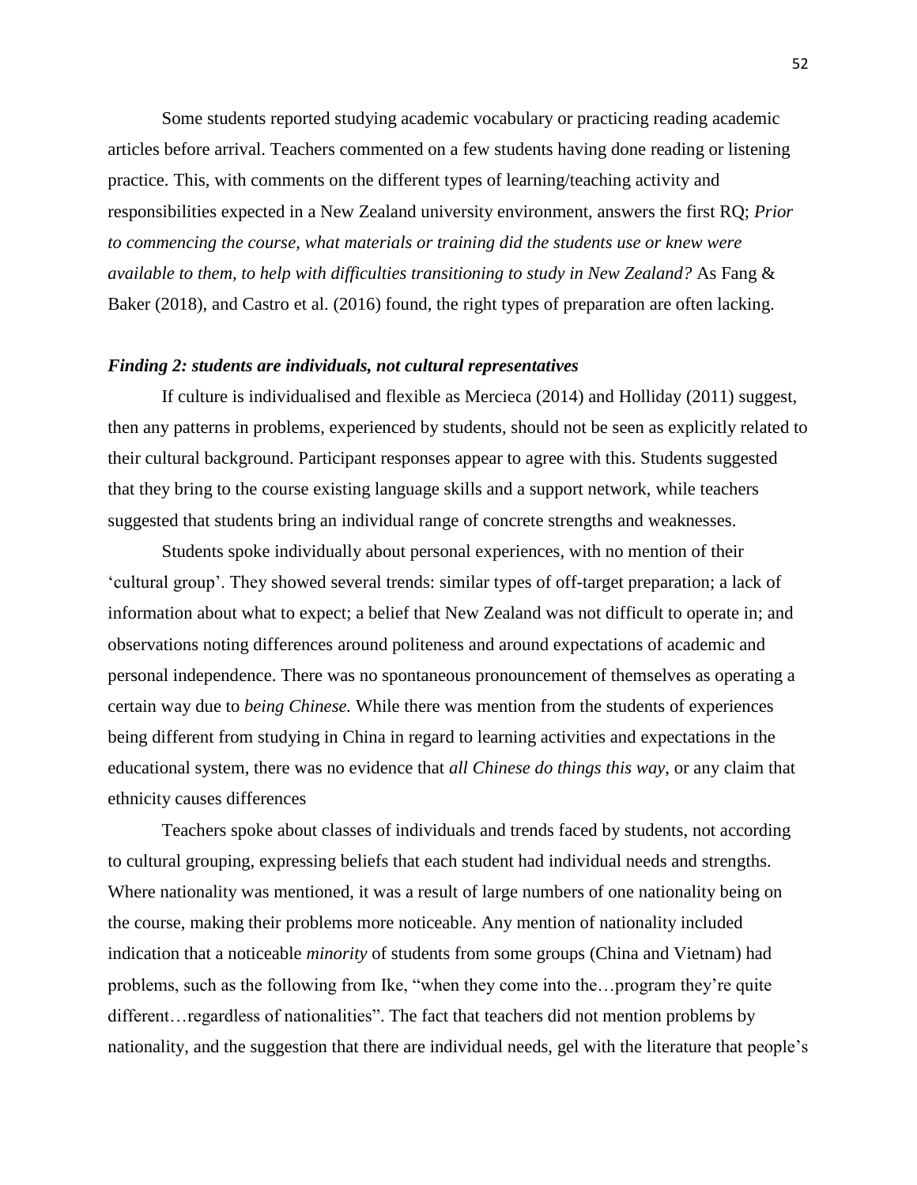Some students reported studying academic vocabulary or practicing reading academic articles before arrival. Teachers commented on a few students having done reading or listening practice. This, with comments on the different types of learning/teaching activity and responsibilities expected in a New Zealand university environment, answers the first RQ; *Prior to commencing the course, what materials or training did the students use or knew were available to them, to help with difficulties transitioning to study in New Zealand?* As Fang & Baker (2018), and Castro et al. (2016) found, the right types of preparation are often lacking.

### *Finding 2: students are individuals, not cultural representatives*

If culture is individualised and flexible as Mercieca (2014) and Holliday (2011) suggest, then any patterns in problems, experienced by students, should not be seen as explicitly related to their cultural background. Participant responses appear to agree with this. Students suggested that they bring to the course existing language skills and a support network, while teachers suggested that students bring an individual range of concrete strengths and weaknesses.

Students spoke individually about personal experiences, with no mention of their 'cultural group'. They showed several trends: similar types of off-target preparation; a lack of information about what to expect; a belief that New Zealand was not difficult to operate in; and observations noting differences around politeness and around expectations of academic and personal independence. There was no spontaneous pronouncement of themselves as operating a certain way due to *being Chinese.* While there was mention from the students of experiences being different from studying in China in regard to learning activities and expectations in the educational system, there was no evidence that *all Chinese do things this way*, or any claim that ethnicity causes differences

Teachers spoke about classes of individuals and trends faced by students, not according to cultural grouping, expressing beliefs that each student had individual needs and strengths. Where nationality was mentioned, it was a result of large numbers of one nationality being on the course, making their problems more noticeable. Any mention of nationality included indication that a noticeable *minority* of students from some groups (China and Vietnam) had problems, such as the following from Ike, "when they come into the…program they're quite different…regardless of nationalities". The fact that teachers did not mention problems by nationality, and the suggestion that there are individual needs, gel with the literature that people's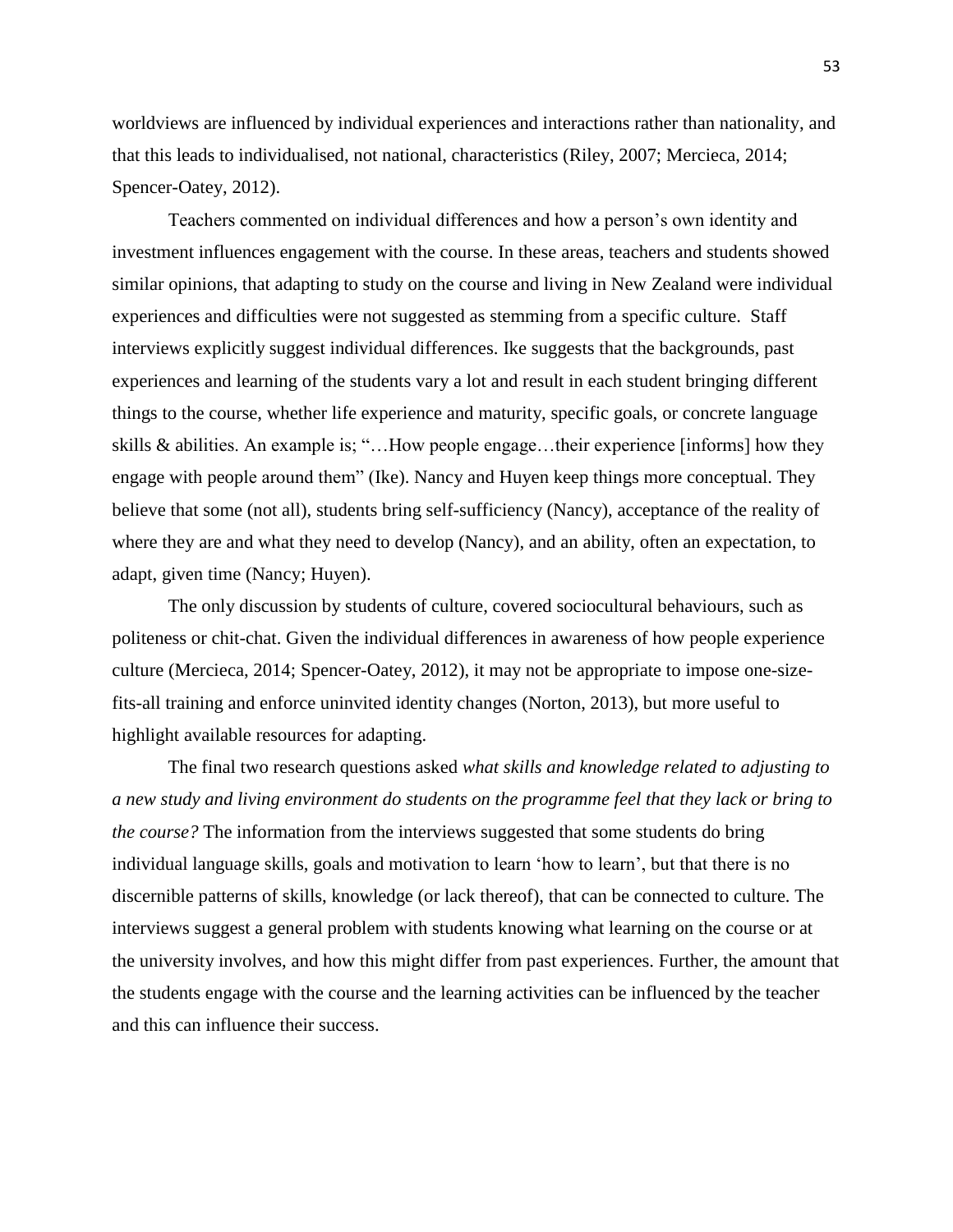worldviews are influenced by individual experiences and interactions rather than nationality, and that this leads to individualised, not national, characteristics (Riley, 2007; Mercieca, 2014; Spencer-Oatey, 2012).

Teachers commented on individual differences and how a person's own identity and investment influences engagement with the course. In these areas, teachers and students showed similar opinions, that adapting to study on the course and living in New Zealand were individual experiences and difficulties were not suggested as stemming from a specific culture. Staff interviews explicitly suggest individual differences. Ike suggests that the backgrounds, past experiences and learning of the students vary a lot and result in each student bringing different things to the course, whether life experience and maturity, specific goals, or concrete language skills & abilities. An example is; "…How people engage…their experience [informs] how they engage with people around them" (Ike). Nancy and Huyen keep things more conceptual. They believe that some (not all), students bring self-sufficiency (Nancy), acceptance of the reality of where they are and what they need to develop (Nancy), and an ability, often an expectation, to adapt, given time (Nancy; Huyen).

The only discussion by students of culture, covered sociocultural behaviours, such as politeness or chit-chat. Given the individual differences in awareness of how people experience culture (Mercieca, 2014; Spencer-Oatey, 2012), it may not be appropriate to impose one-size-fits-all training and enforce uninvited identity changes (Norton, 2013), but more useful to highlight available resources for adapting.

The final two research questions asked *what skills and knowledge related to adjusting to a new study and living environment do students on the programme feel that they lack or bring to the course?* The information from the interviews suggested that some students do bring individual language skills, goals and motivation to learn 'how to learn', but that there is no discernible patterns of skills, knowledge (or lack thereof), that can be connected to culture. The interviews suggest a general problem with students knowing what learning on the course or at the university involves, and how this might differ from past experiences. Further, the amount that the students engage with the course and the learning activities can be influenced by the teacher and this can influence their success.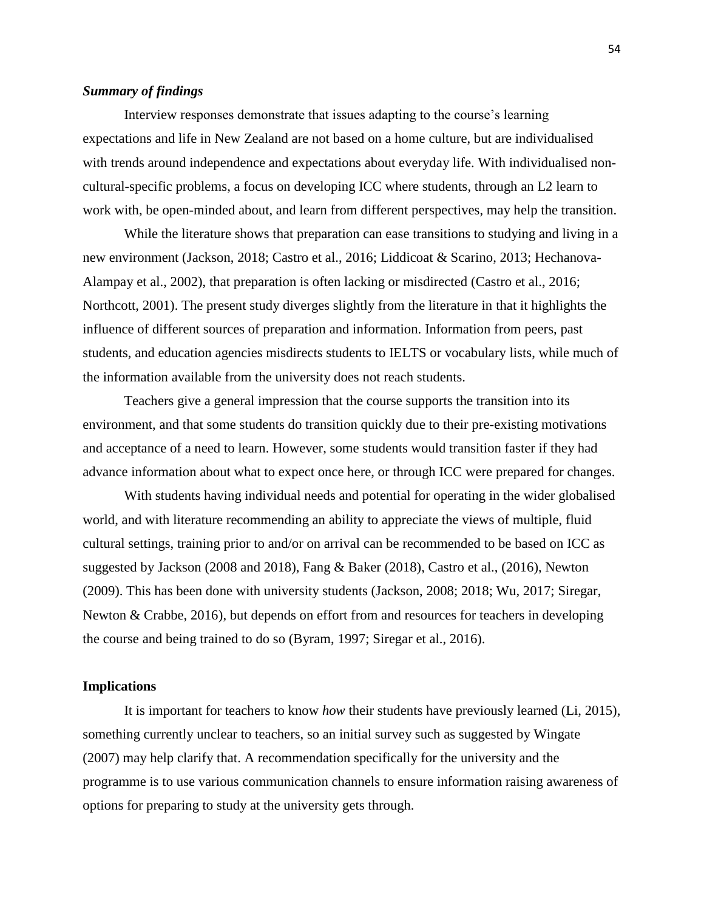### *Summary of findings*

Interview responses demonstrate that issues adapting to the course's learning expectations and life in New Zealand are not based on a home culture, but are individualised with trends around independence and expectations about everyday life. With individualised non-cultural-specific problems, a focus on developing ICC where students, through an L2 learn to work with, be open-minded about, and learn from different perspectives, may help the transition.

While the literature shows that preparation can ease transitions to studying and living in a new environment (Jackson, 2018; Castro et al., 2016; Liddicoat & Scarino, 2013; Hechanova-Alampay et al., 2002), that preparation is often lacking or misdirected (Castro et al., 2016; Northcott, 2001). The present study diverges slightly from the literature in that it highlights the influence of different sources of preparation and information. Information from peers, past students, and education agencies misdirects students to IELTS or vocabulary lists, while much of the information available from the university does not reach students.

Teachers give a general impression that the course supports the transition into its environment, and that some students do transition quickly due to their pre-existing motivations and acceptance of a need to learn. However, some students would transition faster if they had advance information about what to expect once here, or through ICC were prepared for changes.

With students having individual needs and potential for operating in the wider globalised world, and with literature recommending an ability to appreciate the views of multiple, fluid cultural settings, training prior to and/or on arrival can be recommended to be based on ICC as suggested by Jackson (2008 and 2018), Fang & Baker (2018), Castro et al., (2016), Newton (2009). This has been done with university students (Jackson, 2008; 2018; Wu, 2017; Siregar, Newton & Crabbe, 2016), but depends on effort from and resources for teachers in developing the course and being trained to do so (Byram, 1997; Siregar et al., 2016).

### **Implications**

It is important for teachers to know *how* their students have previously learned (Li, 2015), something currently unclear to teachers, so an initial survey such as suggested by Wingate (2007) may help clarify that. A recommendation specifically for the university and the programme is to use various communication channels to ensure information raising awareness of options for preparing to study at the university gets through.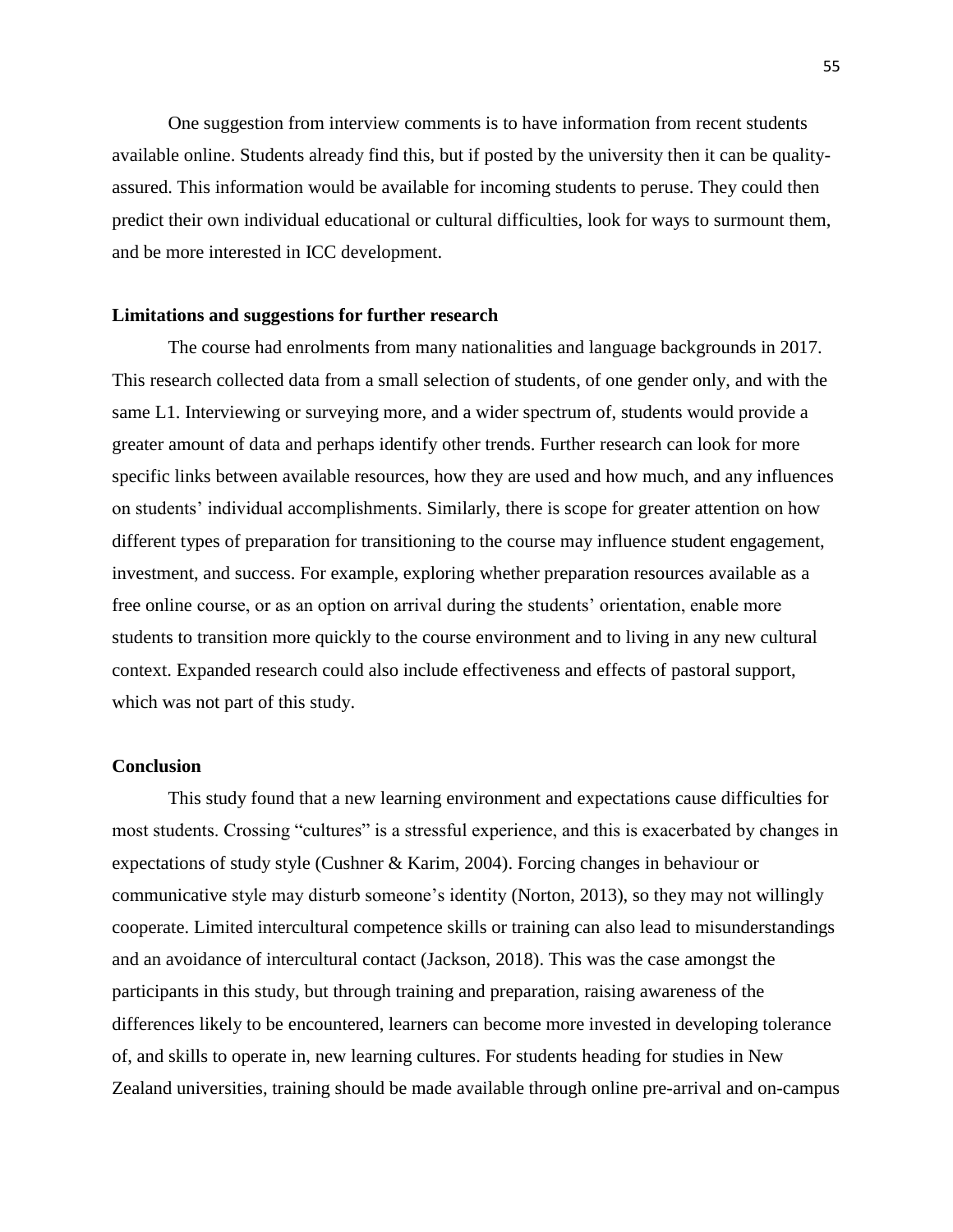One suggestion from interview comments is to have information from recent students available online. Students already find this, but if posted by the university then it can be quality-assured. This information would be available for incoming students to peruse. They could then predict their own individual educational or cultural difficulties, look for ways to surmount them, and be more interested in ICC development.

### Limitations and suggestions for further research

The course had enrolments from many nationalities and language backgrounds in 2017. This research collected data from a small selection of students, of one gender only, and with the same L1. Interviewing or surveying more, and a wider spectrum of, students would provide a greater amount of data and perhaps identify other trends. Further research can look for more specific links between available resources, how they are used and how much, and any influences on students' individual accomplishments. Similarly, there is scope for greater attention on how different types of preparation for transitioning to the course may influence student engagement, investment, and success. For example, exploring whether preparation resources available as a free online course, or as an option on arrival during the students' orientation, enable more students to transition more quickly to the course environment and to living in any new cultural context. Expanded research could also include effectiveness and effects of pastoral support, which was not part of this study.

### Conclusion

This study found that a new learning environment and expectations cause difficulties for most students. Crossing "cultures" is a stressful experience, and this is exacerbated by changes in expectations of study style (Cushner & Karim, 2004). Forcing changes in behaviour or communicative style may disturb someone's identity (Norton, 2013), so they may not willingly cooperate. Limited intercultural competence skills or training can also lead to misunderstandings and an avoidance of intercultural contact (Jackson, 2018). This was the case amongst the participants in this study, but through training and preparation, raising awareness of the differences likely to be encountered, learners can become more invested in developing tolerance of, and skills to operate in, new learning cultures. For students heading for studies in New Zealand universities, training should be made available through online pre-arrival and on-campus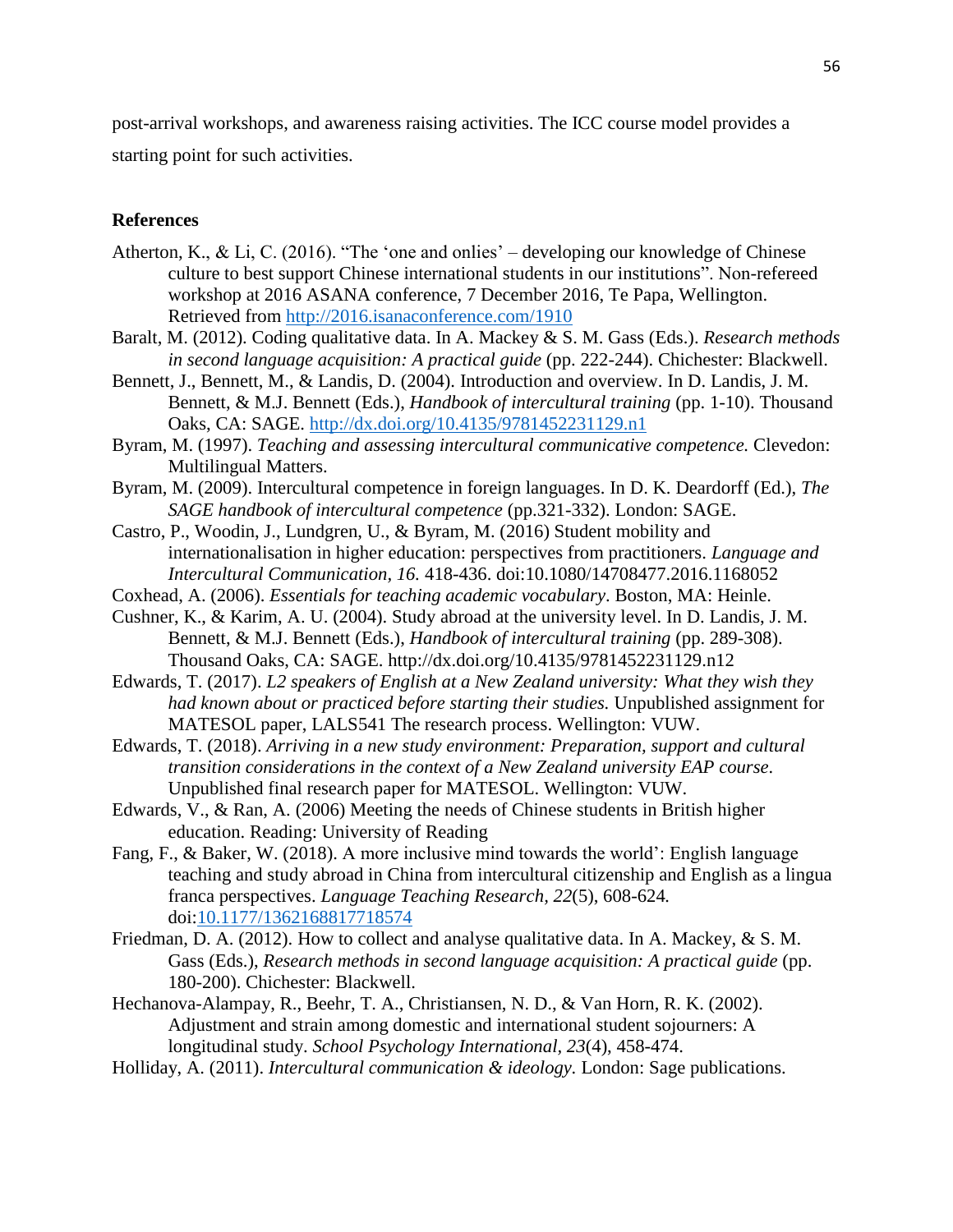post-arrival workshops, and awareness raising activities. The ICC course model provides a starting point for such activities.

## References

Atherton, K., & Li, C. (2016). "The 'one and onlies' – developing our knowledge of Chinese culture to best support Chinese international students in our institutions". Non-refereed workshop at 2016 ASANA conference, 7 December 2016, Te Papa, Wellington. Retrieved from http://2016.isanaconference.com/1910

Baralt, M. (2012). Coding qualitative data. In A. Mackey & S. M. Gass (Eds.). *Research methods in second language acquisition: A practical guide* (pp. 222-244). Chichester: Blackwell.

Bennett, J., Bennett, M., & Landis, D. (2004). Introduction and overview. In D. Landis, J. M. Bennett, & M.J. Bennett (Eds.), *Handbook of intercultural training* (pp. 1-10). Thousand Oaks, CA: SAGE. http://dx.doi.org/10.4135/9781452231129.n1

Byram, M. (1997). *Teaching and assessing intercultural communicative competence.* Clevedon: Multilingual Matters.

Byram, M. (2009). Intercultural competence in foreign languages. In D. K. Deardorff (Ed.), *The SAGE handbook of intercultural competence* (pp.321-332). London: SAGE.

Castro, P., Woodin, J., Lundgren, U., & Byram, M. (2016) Student mobility and internationalisation in higher education: perspectives from practitioners. *Language and Intercultural Communication, 16.* 418-436. doi:10.1080/14708477.2016.1168052

Coxhead, A. (2006). *Essentials for teaching academic vocabulary*. Boston, MA: Heinle.

Cushner, K., & Karim, A. U. (2004). Study abroad at the university level. In D. Landis, J. M. Bennett, & M.J. Bennett (Eds.), *Handbook of intercultural training* (pp. 289-308). Thousand Oaks, CA: SAGE. http://dx.doi.org/10.4135/9781452231129.n12

Edwards, T. (2017). *L2 speakers of English at a New Zealand university: What they wish they had known about or practiced before starting their studies.* Unpublished assignment for MATESOL paper, LALS541 The research process. Wellington: VUW.

Edwards, T. (2018). *Arriving in a new study environment: Preparation, support and cultural transition considerations in the context of a New Zealand university EAP course.* Unpublished final research paper for MATESOL. Wellington: VUW.

Edwards, V., & Ran, A. (2006) Meeting the needs of Chinese students in British higher education. Reading: University of Reading

Fang, F., & Baker, W. (2018). A more inclusive mind towards the world': English language teaching and study abroad in China from intercultural citizenship and English as a lingua franca perspectives. *Language Teaching Research, 22*(5), 608-624*.* doi:10.1177/1362168817718574

Friedman, D. A. (2012). How to collect and analyse qualitative data. In A. Mackey, & S. M. Gass (Eds.), *Research methods in second language acquisition: A practical guide* (pp. 180-200). Chichester: Blackwell.

Hechanova-Alampay, R., Beehr, T. A., Christiansen, N. D., & Van Horn, R. K. (2002). Adjustment and strain among domestic and international student sojourners: A longitudinal study. *School Psychology International, 23*(4), 458-474.

Holliday, A. (2011). *Intercultural communication & ideology.* London: Sage publications.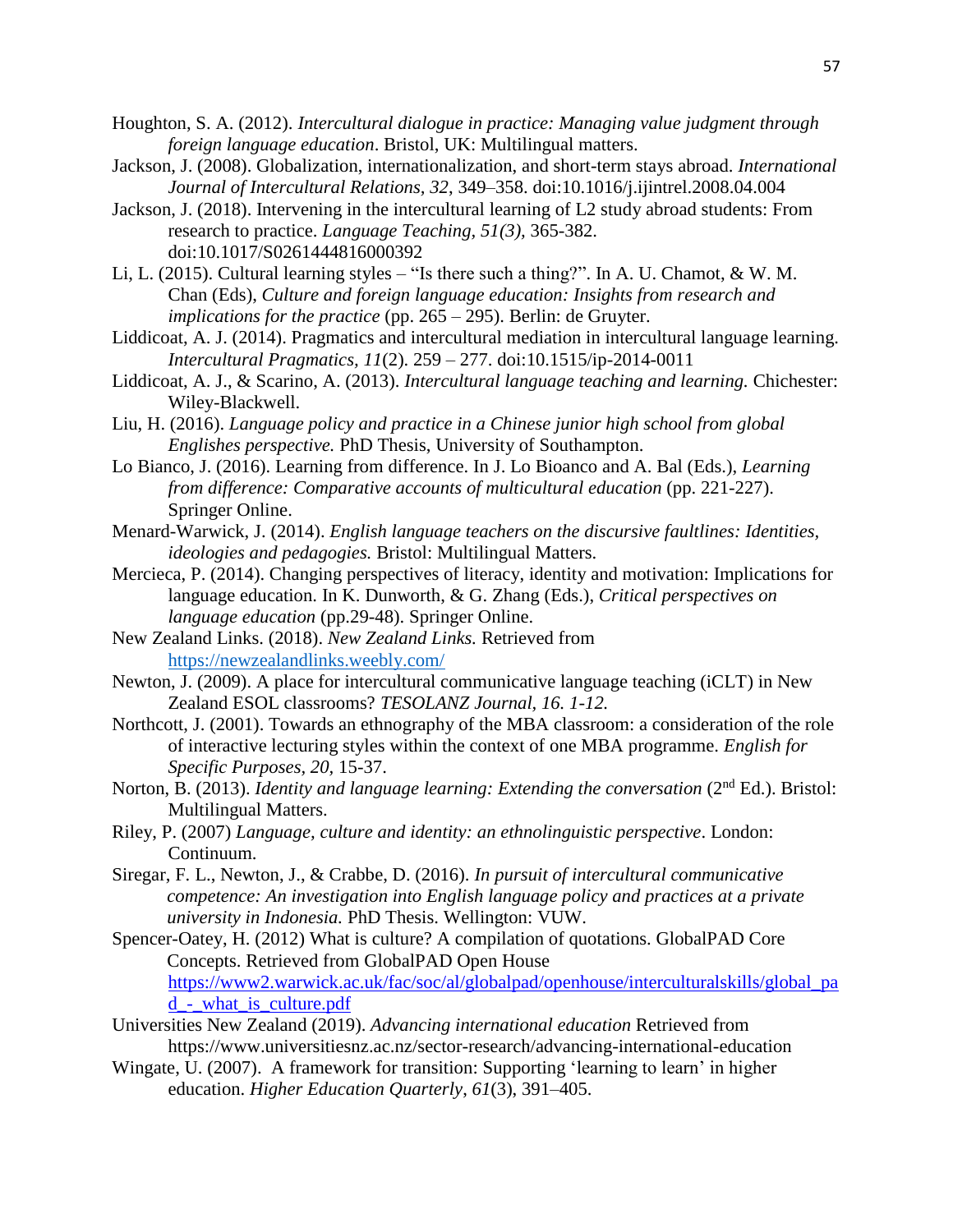Houghton, S. A. (2012). *Intercultural dialogue in practice: Managing value judgment through foreign language education*. Bristol, UK: Multilingual matters.

Jackson, J. (2008). Globalization, internationalization, and short-term stays abroad. *International Journal of Intercultural Relations, 32*, 349–358. doi:10.1016/j.ijintrel.2008.04.004

Jackson, J. (2018). Intervening in the intercultural learning of L2 study abroad students: From research to practice. *Language Teaching, 51(3),* 365-382. doi:10.1017/S0261444816000392

Li, L. (2015). Cultural learning styles – "Is there such a thing?". In A. U. Chamot, & W. M. Chan (Eds), *Culture and foreign language education: Insights from research and implications for the practice* (pp. 265 – 295). Berlin: de Gruyter.

Liddicoat, A. J. (2014). Pragmatics and intercultural mediation in intercultural language learning. *Intercultural Pragmatics, 11*(2). 259 – 277. doi:10.1515/ip-2014-0011

Liddicoat, A. J., & Scarino, A. (2013). *Intercultural language teaching and learning.* Chichester: Wiley-Blackwell.

Liu, H. (2016). *Language policy and practice in a Chinese junior high school from global Englishes perspective.* PhD Thesis, University of Southampton.

Lo Bianco, J. (2016). Learning from difference. In J. Lo Bioanco and A. Bal (Eds.), *Learning from difference: Comparative accounts of multicultural education* (pp. 221-227). Springer Online.

Menard-Warwick, J. (2014). *English language teachers on the discursive faultlines: Identities, ideologies and pedagogies.* Bristol: Multilingual Matters.

Mercieca, P. (2014). Changing perspectives of literacy, identity and motivation: Implications for language education. In K. Dunworth, & G. Zhang (Eds.), *Critical perspectives on language education* (pp.29-48). Springer Online.

New Zealand Links. (2018). *New Zealand Links.* Retrieved from https://newzealandlinks.weebly.com/

Newton, J. (2009). A place for intercultural communicative language teaching (iCLT) in New Zealand ESOL classrooms? *TESOLANZ Journal, 16. 1-12.*

Northcott, J. (2001). Towards an ethnography of the MBA classroom: a consideration of the role of interactive lecturing styles within the context of one MBA programme. *English for Specific Purposes, 20,* 15-37.

Norton, B. (2013). *Identity and language learning: Extending the conversation* (2nd Ed.). Bristol: Multilingual Matters.

Riley, P. (2007) *Language, culture and identity: an ethnolinguistic perspective*. London: Continuum.

Siregar, F. L., Newton, J., & Crabbe, D. (2016). *In pursuit of intercultural communicative competence: An investigation into English language policy and practices at a private university in Indonesia.* PhD Thesis. Wellington: VUW.

Spencer-Oatey, H. (2012) What is culture? A compilation of quotations. GlobalPAD Core Concepts. Retrieved from GlobalPAD Open House https://www2.warwick.ac.uk/fac/soc/al/globalpad/openhouse/interculturalskills/global_pad_-_what_is_culture.pdf

Universities New Zealand (2019). *Advancing international education* Retrieved from https://www.universitiesnz.ac.nz/sector-research/advancing-international-education

Wingate, U. (2007). A framework for transition: Supporting 'learning to learn' in higher education. *Higher Education Quarterly*, *61*(3), 391–405.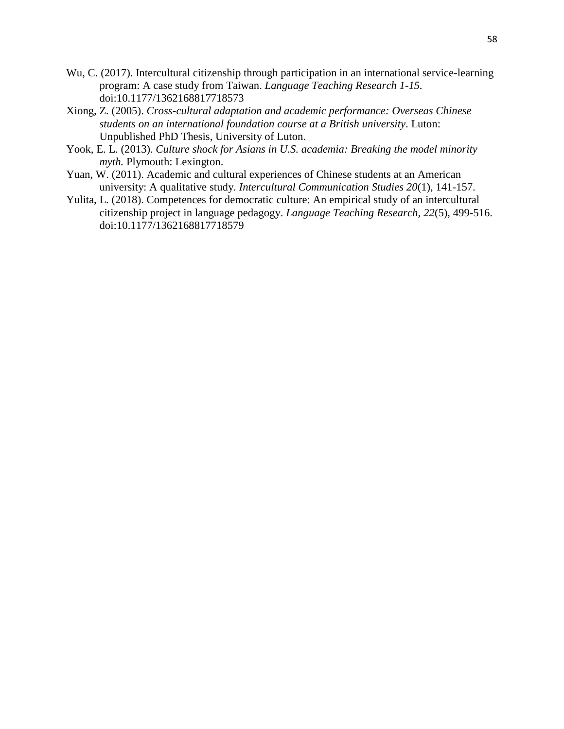Wu, C. (2017). Intercultural citizenship through participation in an international service-learning program: A case study from Taiwan. *Language Teaching Research 1-15.* doi:10.1177/1362168817718573

Xiong, Z. (2005). *Cross-cultural adaptation and academic performance: Overseas Chinese students on an international foundation course at a British university*. Luton: Unpublished PhD Thesis, University of Luton.

Yook, E. L. (2013). *Culture shock for Asians in U.S. academia: Breaking the model minority myth.* Plymouth: Lexington.

Yuan, W. (2011). Academic and cultural experiences of Chinese students at an American university: A qualitative study. *Intercultural Communication Studies 20*(1), 141-157.

Yulita, L. (2018). Competences for democratic culture: An empirical study of an intercultural citizenship project in language pedagogy. *Language Teaching Research, 22*(5), 499-516. doi:10.1177/1362168817718579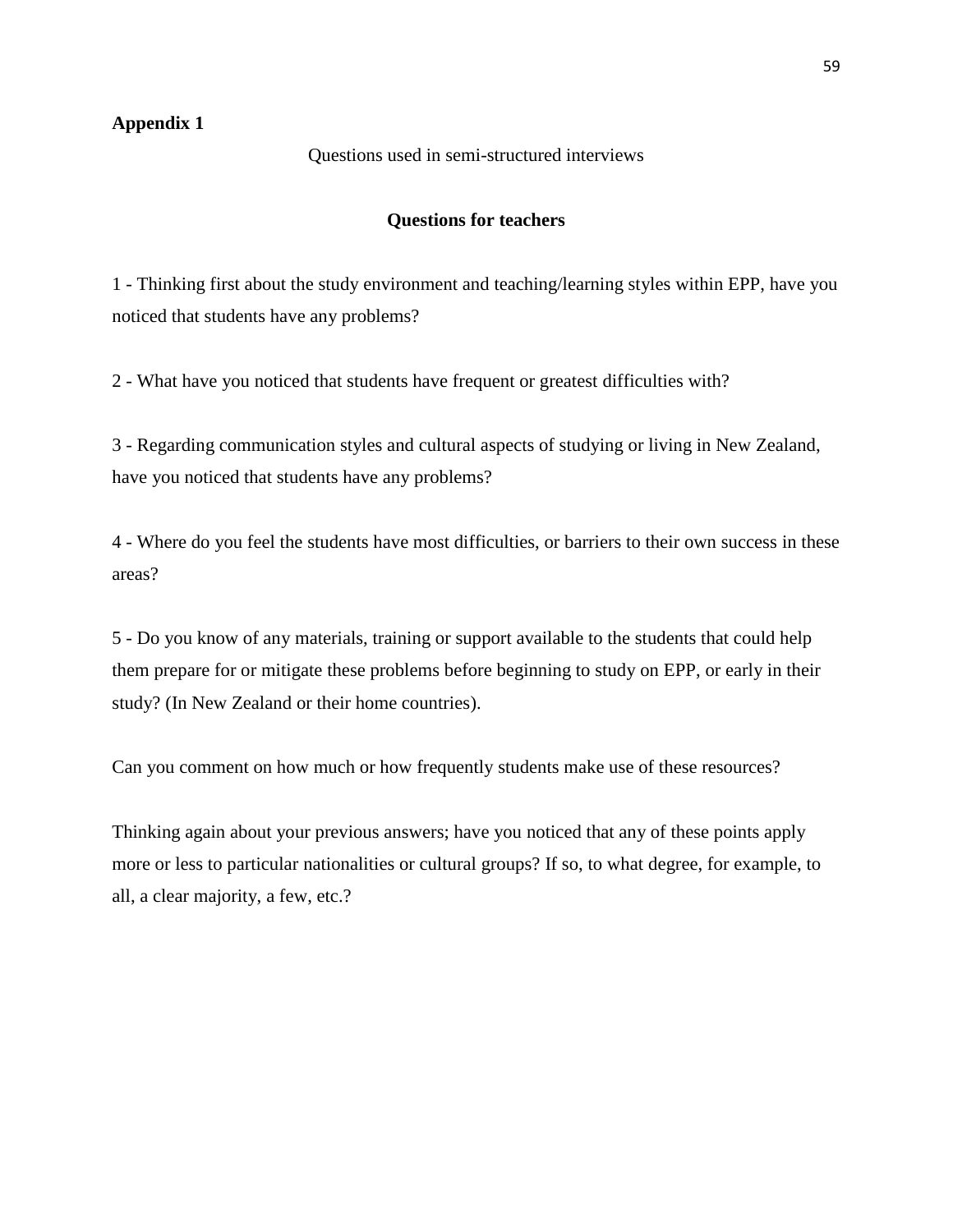**Appendix 1**

Questions used in semi-structured interviews

**Questions for teachers**

1 - Thinking first about the study environment and teaching/learning styles within EPP, have you noticed that students have any problems?

2 - What have you noticed that students have frequent or greatest difficulties with?

3 - Regarding communication styles and cultural aspects of studying or living in New Zealand, have you noticed that students have any problems?

4 - Where do you feel the students have most difficulties, or barriers to their own success in these areas?

5 - Do you know of any materials, training or support available to the students that could help them prepare for or mitigate these problems before beginning to study on EPP, or early in their study? (In New Zealand or their home countries).

Can you comment on how much or how frequently students make use of these resources?

Thinking again about your previous answers; have you noticed that any of these points apply more or less to particular nationalities or cultural groups? If so, to what degree, for example, to all, a clear majority, a few, etc.?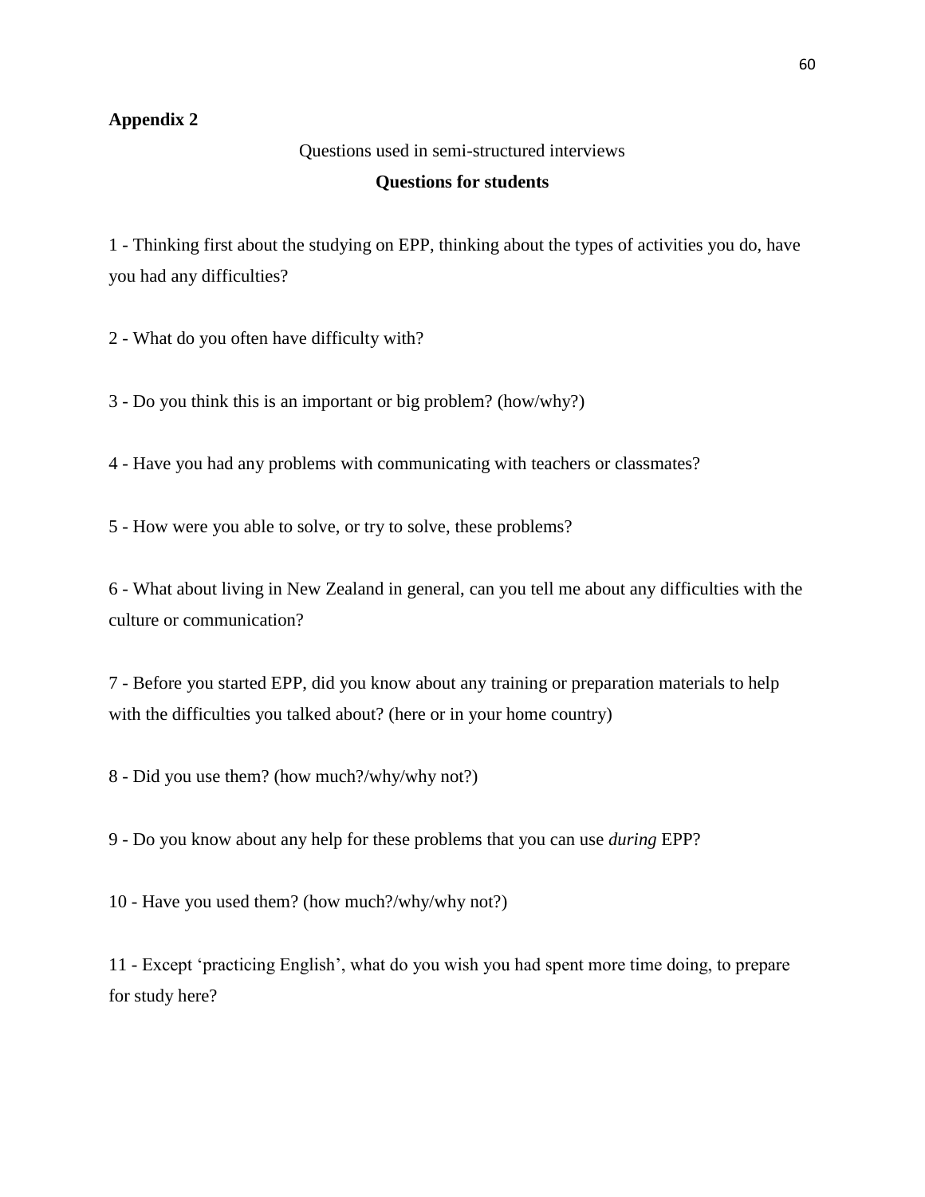**Appendix 2**

Questions used in semi-structured interviews

**Questions for students**

1 - Thinking first about the studying on EPP, thinking about the types of activities you do, have you had any difficulties?

2 - What do you often have difficulty with?

3 - Do you think this is an important or big problem? (how/why?)

4 - Have you had any problems with communicating with teachers or classmates?

5 - How were you able to solve, or try to solve, these problems?

6 - What about living in New Zealand in general, can you tell me about any difficulties with the culture or communication?

7 - Before you started EPP, did you know about any training or preparation materials to help with the difficulties you talked about? (here or in your home country)

8 - Did you use them? (how much?/why/why not?)

9 - Do you know about any help for these problems that you can use *during* EPP?

10 - Have you used them? (how much?/why/why not?)

11 - Except 'practicing English', what do you wish you had spent more time doing, to prepare for study here?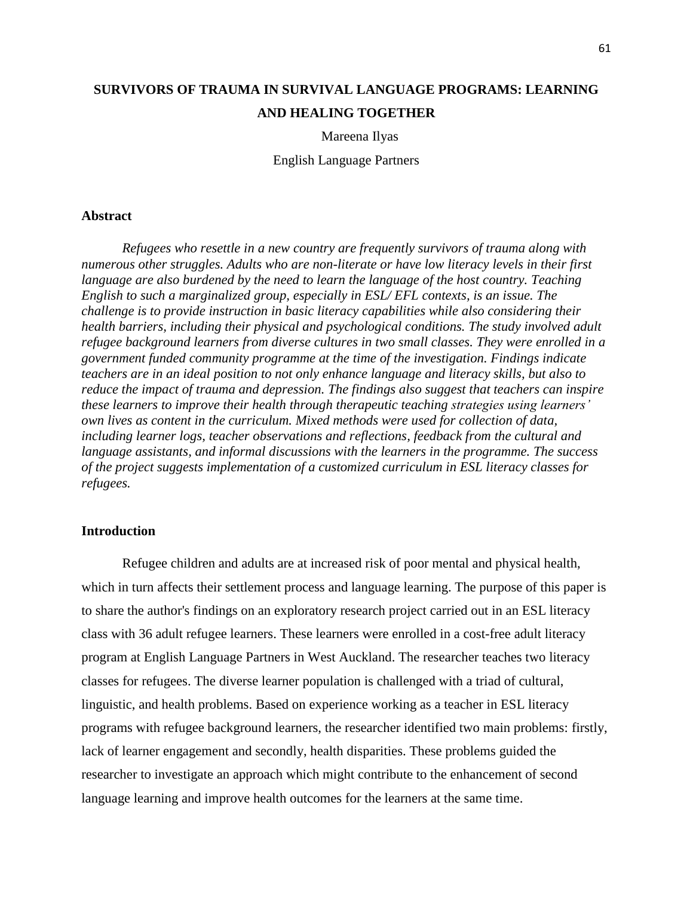# SURVIVORS OF TRAUMA IN SURVIVAL LANGUAGE PROGRAMS: LEARNING AND HEALING TOGETHER

Mareena Ilyas

English Language Partners

## Abstract

*Refugees who resettle in a new country are frequently survivors of trauma along with numerous other struggles. Adults who are non-literate or have low literacy levels in their first language are also burdened by the need to learn the language of the host country. Teaching English to such a marginalized group, especially in ESL/ EFL contexts, is an issue. The challenge is to provide instruction in basic literacy capabilities while also considering their health barriers, including their physical and psychological conditions. The study involved adult refugee background learners from diverse cultures in two small classes. They were enrolled in a government funded community programme at the time of the investigation. Findings indicate teachers are in an ideal position to not only enhance language and literacy skills, but also to reduce the impact of trauma and depression. The findings also suggest that teachers can inspire these learners to improve their health through therapeutic teaching strategies using learners' own lives as content in the curriculum. Mixed methods were used for collection of data, including learner logs, teacher observations and reflections, feedback from the cultural and language assistants, and informal discussions with the learners in the programme. The success of the project suggests implementation of a customized curriculum in ESL literacy classes for refugees.*

## Introduction

Refugee children and adults are at increased risk of poor mental and physical health, which in turn affects their settlement process and language learning. The purpose of this paper is to share the author's findings on an exploratory research project carried out in an ESL literacy class with 36 adult refugee learners. These learners were enrolled in a cost-free adult literacy program at English Language Partners in West Auckland. The researcher teaches two literacy classes for refugees. The diverse learner population is challenged with a triad of cultural, linguistic, and health problems. Based on experience working as a teacher in ESL literacy programs with refugee background learners, the researcher identified two main problems: firstly, lack of learner engagement and secondly, health disparities. These problems guided the researcher to investigate an approach which might contribute to the enhancement of second language learning and improve health outcomes for the learners at the same time.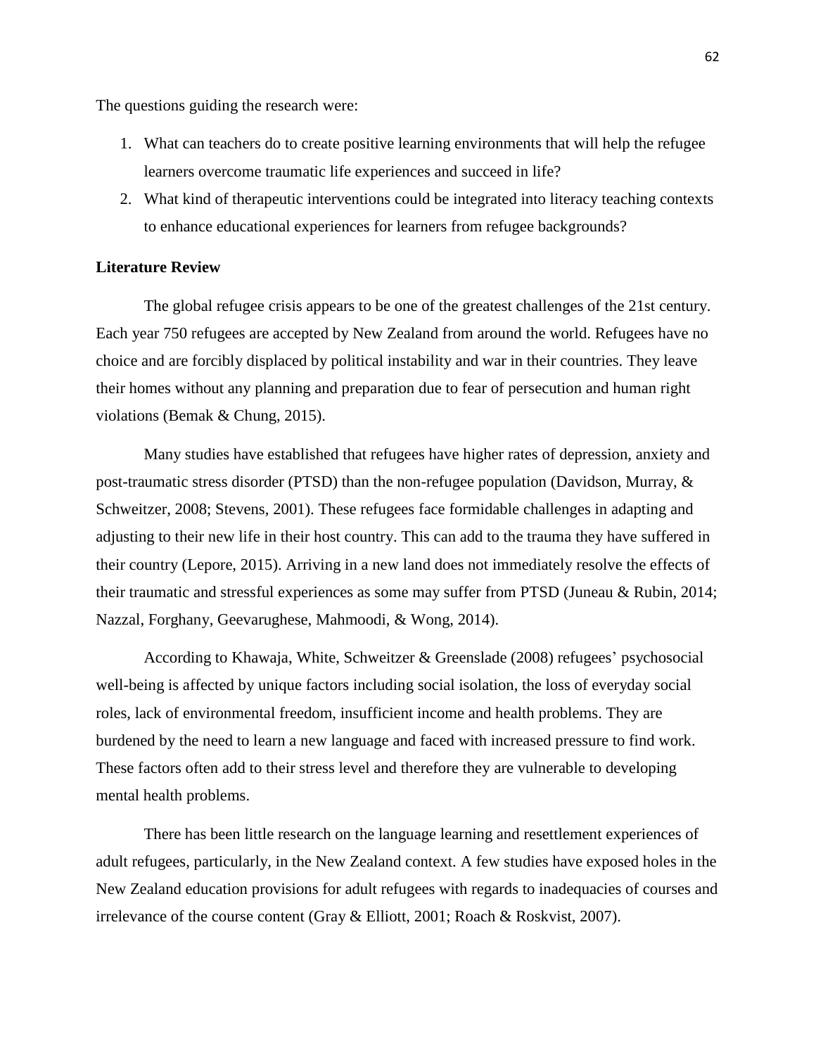The questions guiding the research were:

1. What can teachers do to create positive learning environments that will help the refugee learners overcome traumatic life experiences and succeed in life?
2. What kind of therapeutic interventions could be integrated into literacy teaching contexts to enhance educational experiences for learners from refugee backgrounds?

**Literature Review**

The global refugee crisis appears to be one of the greatest challenges of the 21st century. Each year 750 refugees are accepted by New Zealand from around the world. Refugees have no choice and are forcibly displaced by political instability and war in their countries. They leave their homes without any planning and preparation due to fear of persecution and human right violations (Bemak & Chung, 2015).

Many studies have established that refugees have higher rates of depression, anxiety and post-traumatic stress disorder (PTSD) than the non-refugee population (Davidson, Murray, & Schweitzer, 2008; Stevens, 2001). These refugees face formidable challenges in adapting and adjusting to their new life in their host country. This can add to the trauma they have suffered in their country (Lepore, 2015). Arriving in a new land does not immediately resolve the effects of their traumatic and stressful experiences as some may suffer from PTSD (Juneau & Rubin, 2014; Nazzal, Forghany, Geevarughese, Mahmoodi, & Wong, 2014).

According to Khawaja, White, Schweitzer & Greenslade (2008) refugees' psychosocial well-being is affected by unique factors including social isolation, the loss of everyday social roles, lack of environmental freedom, insufficient income and health problems. They are burdened by the need to learn a new language and faced with increased pressure to find work. These factors often add to their stress level and therefore they are vulnerable to developing mental health problems.

There has been little research on the language learning and resettlement experiences of adult refugees, particularly, in the New Zealand context. A few studies have exposed holes in the New Zealand education provisions for adult refugees with regards to inadequacies of courses and irrelevance of the course content (Gray & Elliott, 2001; Roach & Roskvist, 2007).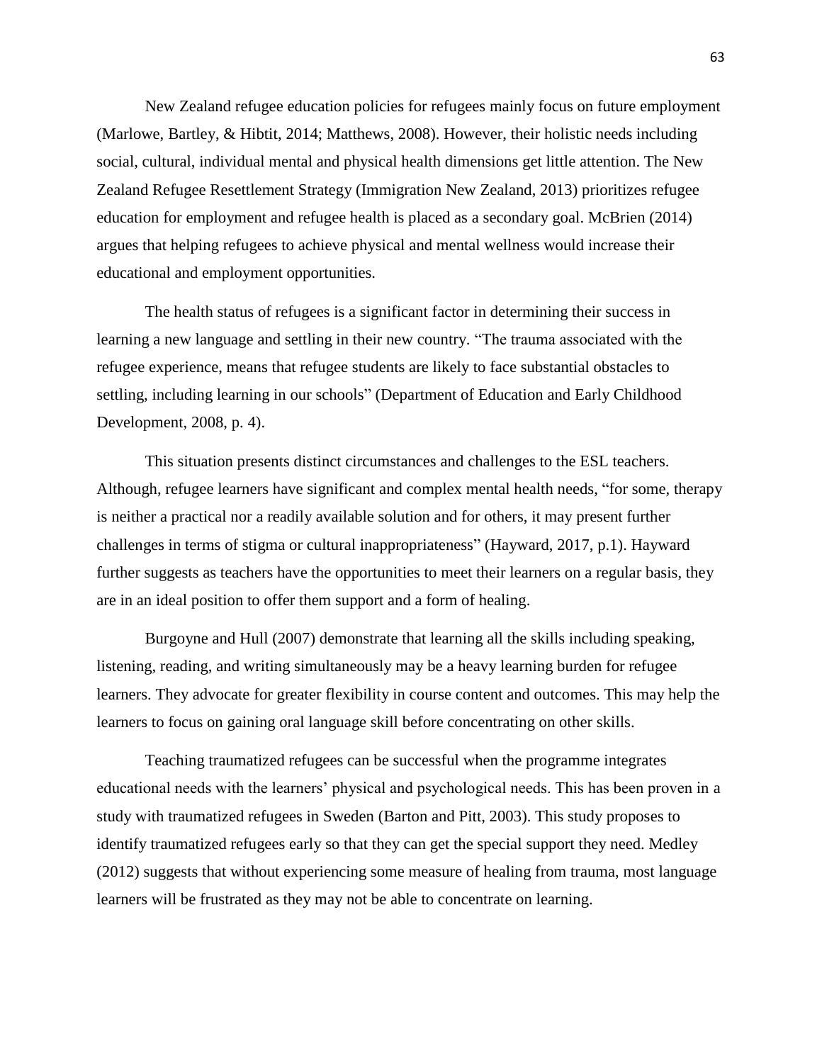New Zealand refugee education policies for refugees mainly focus on future employment (Marlowe, Bartley, & Hibtit, 2014; Matthews, 2008). However, their holistic needs including social, cultural, individual mental and physical health dimensions get little attention. The New Zealand Refugee Resettlement Strategy (Immigration New Zealand, 2013) prioritizes refugee education for employment and refugee health is placed as a secondary goal. McBrien (2014) argues that helping refugees to achieve physical and mental wellness would increase their educational and employment opportunities.

The health status of refugees is a significant factor in determining their success in learning a new language and settling in their new country. "The trauma associated with the refugee experience, means that refugee students are likely to face substantial obstacles to settling, including learning in our schools" (Department of Education and Early Childhood Development, 2008, p. 4).

This situation presents distinct circumstances and challenges to the ESL teachers. Although, refugee learners have significant and complex mental health needs, "for some, therapy is neither a practical nor a readily available solution and for others, it may present further challenges in terms of stigma or cultural inappropriateness" (Hayward, 2017, p.1). Hayward further suggests as teachers have the opportunities to meet their learners on a regular basis, they are in an ideal position to offer them support and a form of healing.

Burgoyne and Hull (2007) demonstrate that learning all the skills including speaking, listening, reading, and writing simultaneously may be a heavy learning burden for refugee learners. They advocate for greater flexibility in course content and outcomes. This may help the learners to focus on gaining oral language skill before concentrating on other skills.

Teaching traumatized refugees can be successful when the programme integrates educational needs with the learners' physical and psychological needs. This has been proven in a study with traumatized refugees in Sweden (Barton and Pitt, 2003). This study proposes to identify traumatized refugees early so that they can get the special support they need. Medley (2012) suggests that without experiencing some measure of healing from trauma, most language learners will be frustrated as they may not be able to concentrate on learning.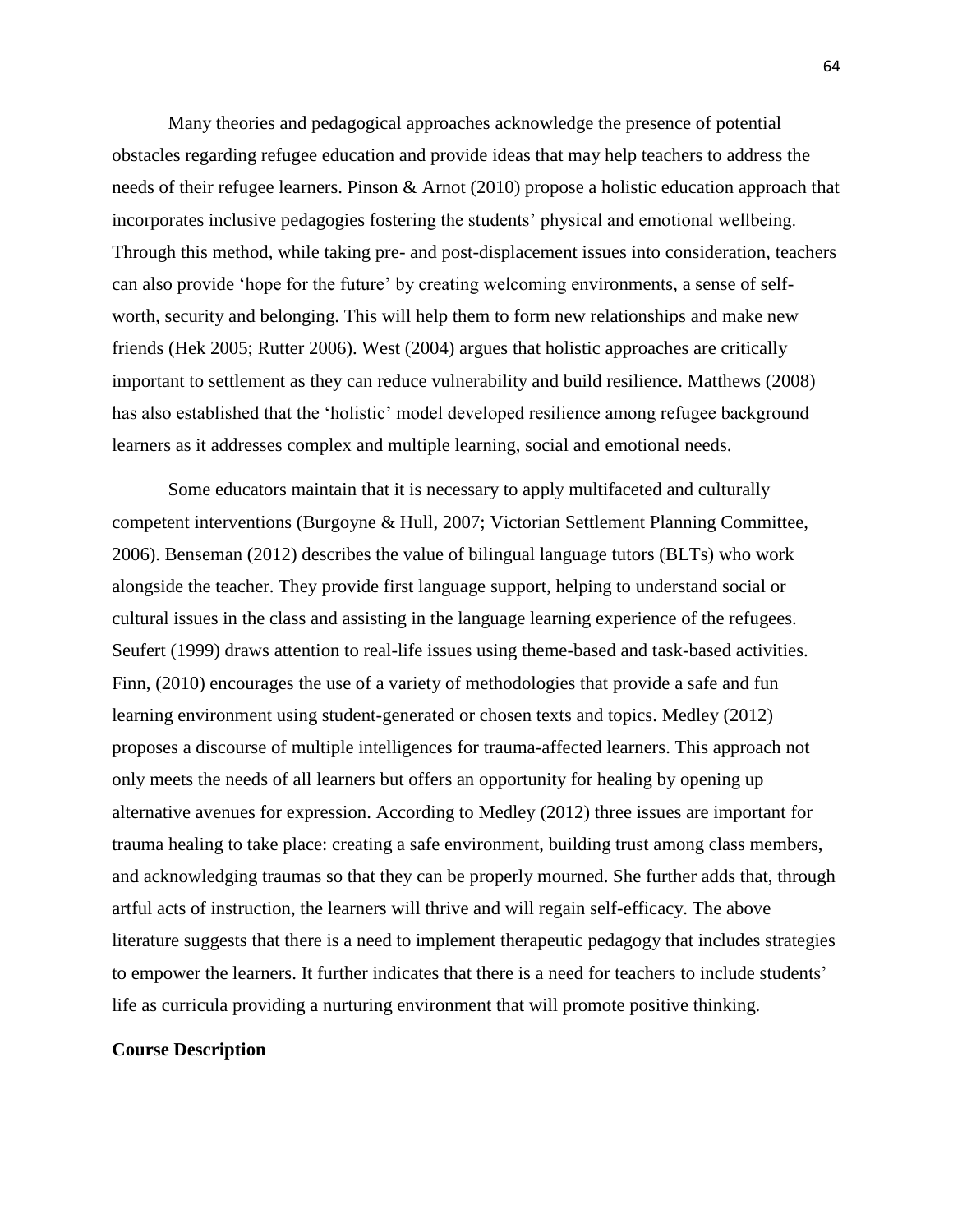Many theories and pedagogical approaches acknowledge the presence of potential obstacles regarding refugee education and provide ideas that may help teachers to address the needs of their refugee learners. Pinson & Arnot (2010) propose a holistic education approach that incorporates inclusive pedagogies fostering the students' physical and emotional wellbeing. Through this method, while taking pre- and post-displacement issues into consideration, teachers can also provide 'hope for the future' by creating welcoming environments, a sense of self-worth, security and belonging. This will help them to form new relationships and make new friends (Hek 2005; Rutter 2006). West (2004) argues that holistic approaches are critically important to settlement as they can reduce vulnerability and build resilience. Matthews (2008) has also established that the 'holistic' model developed resilience among refugee background learners as it addresses complex and multiple learning, social and emotional needs.

Some educators maintain that it is necessary to apply multifaceted and culturally competent interventions (Burgoyne & Hull, 2007; Victorian Settlement Planning Committee, 2006). Benseman (2012) describes the value of bilingual language tutors (BLTs) who work alongside the teacher. They provide first language support, helping to understand social or cultural issues in the class and assisting in the language learning experience of the refugees. Seufert (1999) draws attention to real-life issues using theme-based and task-based activities. Finn, (2010) encourages the use of a variety of methodologies that provide a safe and fun learning environment using student-generated or chosen texts and topics. Medley (2012) proposes a discourse of multiple intelligences for trauma-affected learners. This approach not only meets the needs of all learners but offers an opportunity for healing by opening up alternative avenues for expression. According to Medley (2012) three issues are important for trauma healing to take place: creating a safe environment, building trust among class members, and acknowledging traumas so that they can be properly mourned. She further adds that, through artful acts of instruction, the learners will thrive and will regain self-efficacy. The above literature suggests that there is a need to implement therapeutic pedagogy that includes strategies to empower the learners. It further indicates that there is a need for teachers to include students' life as curricula providing a nurturing environment that will promote positive thinking.

**Course Description**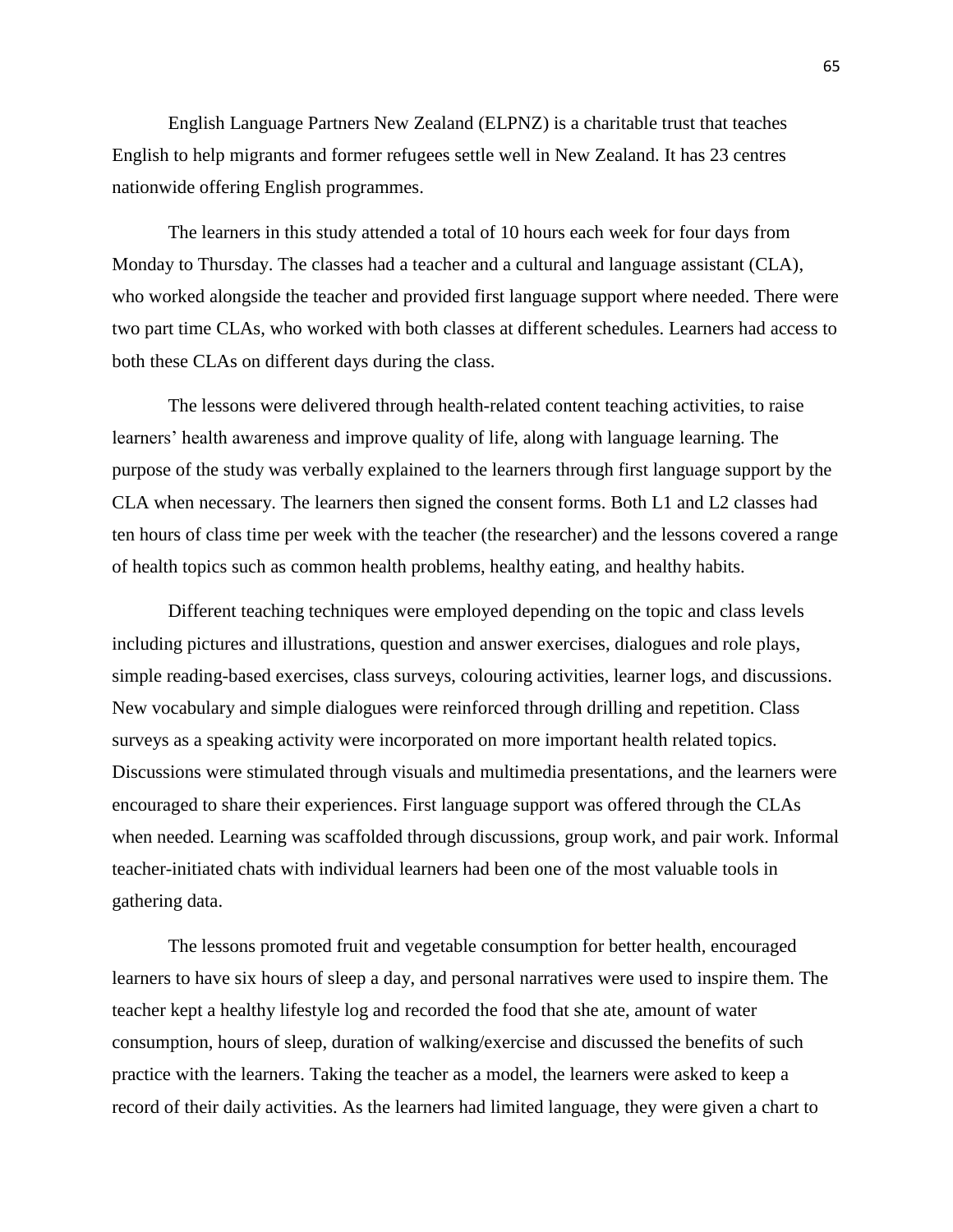English Language Partners New Zealand (ELPNZ) is a charitable trust that teaches English to help migrants and former refugees settle well in New Zealand. It has 23 centres nationwide offering English programmes.

The learners in this study attended a total of 10 hours each week for four days from Monday to Thursday. The classes had a teacher and a cultural and language assistant (CLA), who worked alongside the teacher and provided first language support where needed. There were two part time CLAs, who worked with both classes at different schedules. Learners had access to both these CLAs on different days during the class.

The lessons were delivered through health-related content teaching activities, to raise learners' health awareness and improve quality of life, along with language learning. The purpose of the study was verbally explained to the learners through first language support by the CLA when necessary. The learners then signed the consent forms. Both L1 and L2 classes had ten hours of class time per week with the teacher (the researcher) and the lessons covered a range of health topics such as common health problems, healthy eating, and healthy habits.

Different teaching techniques were employed depending on the topic and class levels including pictures and illustrations, question and answer exercises, dialogues and role plays, simple reading-based exercises, class surveys, colouring activities, learner logs, and discussions. New vocabulary and simple dialogues were reinforced through drilling and repetition. Class surveys as a speaking activity were incorporated on more important health related topics. Discussions were stimulated through visuals and multimedia presentations, and the learners were encouraged to share their experiences. First language support was offered through the CLAs when needed. Learning was scaffolded through discussions, group work, and pair work. Informal teacher-initiated chats with individual learners had been one of the most valuable tools in gathering data.

The lessons promoted fruit and vegetable consumption for better health, encouraged learners to have six hours of sleep a day, and personal narratives were used to inspire them. The teacher kept a healthy lifestyle log and recorded the food that she ate, amount of water consumption, hours of sleep, duration of walking/exercise and discussed the benefits of such practice with the learners. Taking the teacher as a model, the learners were asked to keep a record of their daily activities. As the learners had limited language, they were given a chart to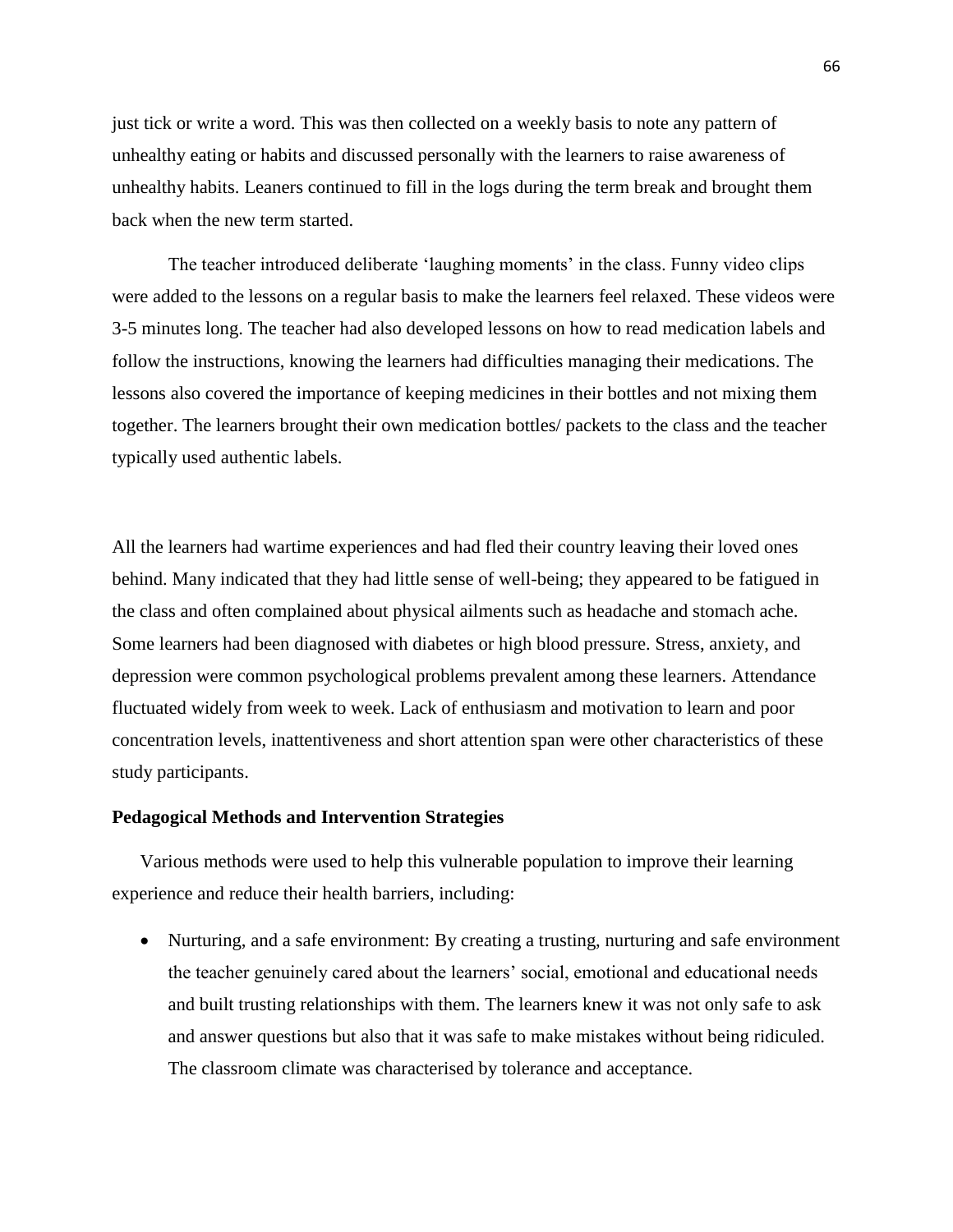just tick or write a word. This was then collected on a weekly basis to note any pattern of unhealthy eating or habits and discussed personally with the learners to raise awareness of unhealthy habits. Leaners continued to fill in the logs during the term break and brought them back when the new term started.

The teacher introduced deliberate 'laughing moments' in the class. Funny video clips were added to the lessons on a regular basis to make the learners feel relaxed. These videos were 3-5 minutes long. The teacher had also developed lessons on how to read medication labels and follow the instructions, knowing the learners had difficulties managing their medications. The lessons also covered the importance of keeping medicines in their bottles and not mixing them together. The learners brought their own medication bottles/ packets to the class and the teacher typically used authentic labels.

All the learners had wartime experiences and had fled their country leaving their loved ones behind. Many indicated that they had little sense of well-being; they appeared to be fatigued in the class and often complained about physical ailments such as headache and stomach ache. Some learners had been diagnosed with diabetes or high blood pressure. Stress, anxiety, and depression were common psychological problems prevalent among these learners. Attendance fluctuated widely from week to week. Lack of enthusiasm and motivation to learn and poor concentration levels, inattentiveness and short attention span were other characteristics of these study participants.

**Pedagogical Methods and Intervention Strategies**

Various methods were used to help this vulnerable population to improve their learning experience and reduce their health barriers, including:

- Nurturing, and a safe environment: By creating a trusting, nurturing and safe environment the teacher genuinely cared about the learners' social, emotional and educational needs and built trusting relationships with them. The learners knew it was not only safe to ask and answer questions but also that it was safe to make mistakes without being ridiculed. The classroom climate was characterised by tolerance and acceptance.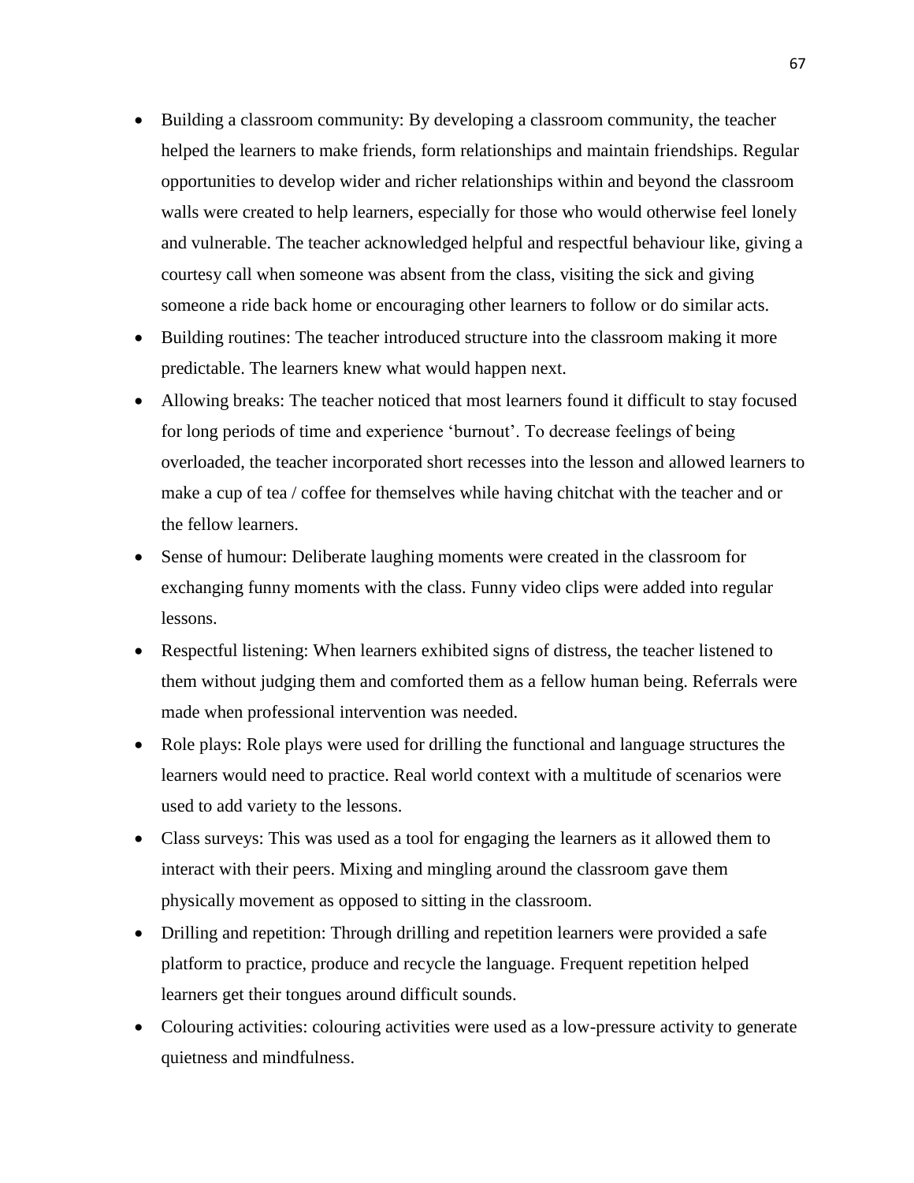- Building a classroom community: By developing a classroom community, the teacher helped the learners to make friends, form relationships and maintain friendships. Regular opportunities to develop wider and richer relationships within and beyond the classroom walls were created to help learners, especially for those who would otherwise feel lonely and vulnerable. The teacher acknowledged helpful and respectful behaviour like, giving a courtesy call when someone was absent from the class, visiting the sick and giving someone a ride back home or encouraging other learners to follow or do similar acts.
- Building routines: The teacher introduced structure into the classroom making it more predictable. The learners knew what would happen next.
- Allowing breaks: The teacher noticed that most learners found it difficult to stay focused for long periods of time and experience 'burnout'. To decrease feelings of being overloaded, the teacher incorporated short recesses into the lesson and allowed learners to make a cup of tea / coffee for themselves while having chitchat with the teacher and or the fellow learners.
- Sense of humour: Deliberate laughing moments were created in the classroom for exchanging funny moments with the class. Funny video clips were added into regular lessons.
- Respectful listening: When learners exhibited signs of distress, the teacher listened to them without judging them and comforted them as a fellow human being. Referrals were made when professional intervention was needed.
- Role plays: Role plays were used for drilling the functional and language structures the learners would need to practice. Real world context with a multitude of scenarios were used to add variety to the lessons.
- Class surveys: This was used as a tool for engaging the learners as it allowed them to interact with their peers. Mixing and mingling around the classroom gave them physically movement as opposed to sitting in the classroom.
- Drilling and repetition: Through drilling and repetition learners were provided a safe platform to practice, produce and recycle the language. Frequent repetition helped learners get their tongues around difficult sounds.
- Colouring activities: colouring activities were used as a low-pressure activity to generate quietness and mindfulness.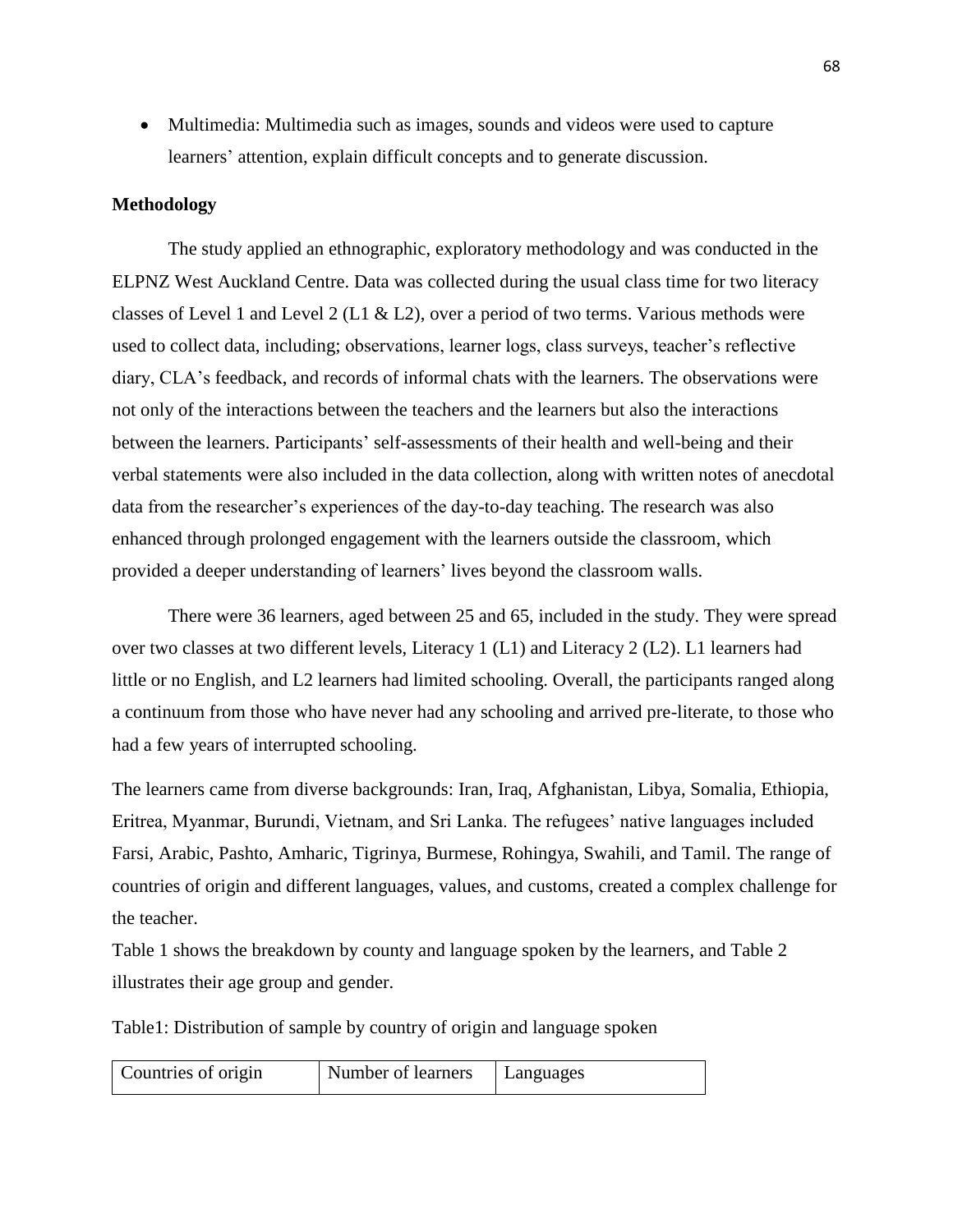- Multimedia: Multimedia such as images, sounds and videos were used to capture learners' attention, explain difficult concepts and to generate discussion.

**Methodology**

The study applied an ethnographic, exploratory methodology and was conducted in the ELPNZ West Auckland Centre. Data was collected during the usual class time for two literacy classes of Level 1 and Level 2 (L1 & L2), over a period of two terms. Various methods were used to collect data, including; observations, learner logs, class surveys, teacher's reflective diary, CLA's feedback, and records of informal chats with the learners. The observations were not only of the interactions between the teachers and the learners but also the interactions between the learners. Participants' self-assessments of their health and well-being and their verbal statements were also included in the data collection, along with written notes of anecdotal data from the researcher's experiences of the day-to-day teaching. The research was also enhanced through prolonged engagement with the learners outside the classroom, which provided a deeper understanding of learners' lives beyond the classroom walls.

There were 36 learners, aged between 25 and 65, included in the study. They were spread over two classes at two different levels, Literacy 1 (L1) and Literacy 2 (L2). L1 learners had little or no English, and L2 learners had limited schooling. Overall, the participants ranged along a continuum from those who have never had any schooling and arrived pre-literate, to those who had a few years of interrupted schooling.

The learners came from diverse backgrounds: Iran, Iraq, Afghanistan, Libya, Somalia, Ethiopia, Eritrea, Myanmar, Burundi, Vietnam, and Sri Lanka. The refugees' native languages included Farsi, Arabic, Pashto, Amharic, Tigrinya, Burmese, Rohingya, Swahili, and Tamil. The range of countries of origin and different languages, values, and customs, created a complex challenge for the teacher.

Table 1 shows the breakdown by county and language spoken by the learners, and Table 2 illustrates their age group and gender.

Table1: Distribution of sample by country of origin and language spoken

| Countries of origin | Number of learners | Languages |
| --- | --- | --- |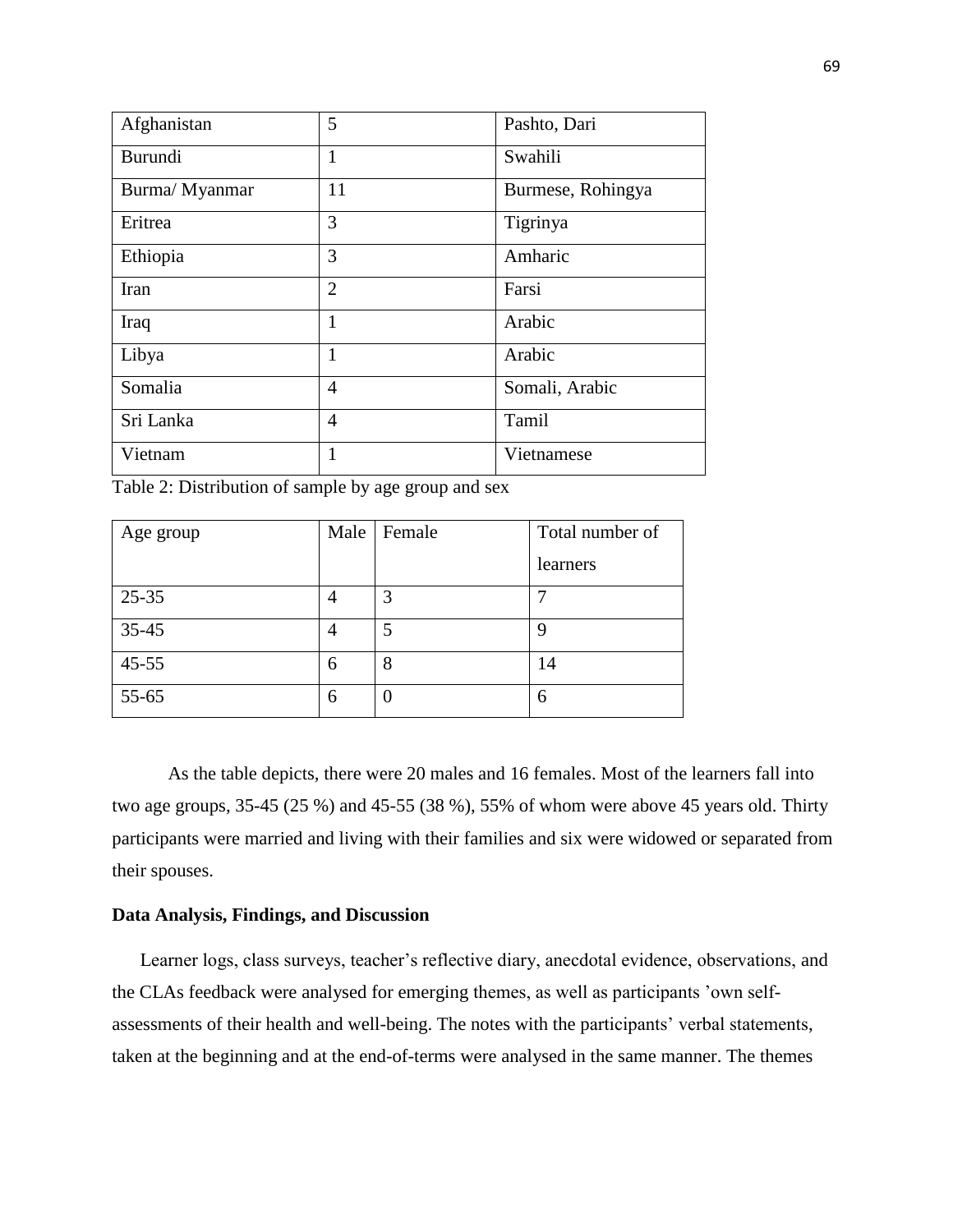| Afghanistan | 5 | Pashto, Dari |
|---|---|---|
| Burundi | 1 | Swahili |
| Burma/ Myanmar | 11 | Burmese, Rohingya |
| Eritrea | 3 | Tigrinya |
| Ethiopia | 3 | Amharic |
| Iran | 2 | Farsi |
| Iraq | 1 | Arabic |
| Libya | 1 | Arabic |
| Somalia | 4 | Somali, Arabic |
| Sri Lanka | 4 | Tamil |
| Vietnam | 1 | Vietnamese |

Table 2: Distribution of sample by age group and sex

| Age group | Male | Female | Total number of learners |
|---|---|---|---|
| 25-35 | 4 | 3 | 7 |
| 35-45 | 4 | 5 | 9 |
| 45-55 | 6 | 8 | 14 |
| 55-65 | 6 | 0 | 6 |

As the table depicts, there were 20 males and 16 females. Most of the learners fall into two age groups, 35-45 (25 %) and 45-55 (38 %), 55% of whom were above 45 years old. Thirty participants were married and living with their families and six were widowed or separated from their spouses.

**Data Analysis, Findings, and Discussion**

Learner logs, class surveys, teacher's reflective diary, anecdotal evidence, observations, and the CLAs feedback were analysed for emerging themes, as well as participants 'own self-assessments of their health and well-being. The notes with the participants' verbal statements, taken at the beginning and at the end-of-terms were analysed in the same manner. The themes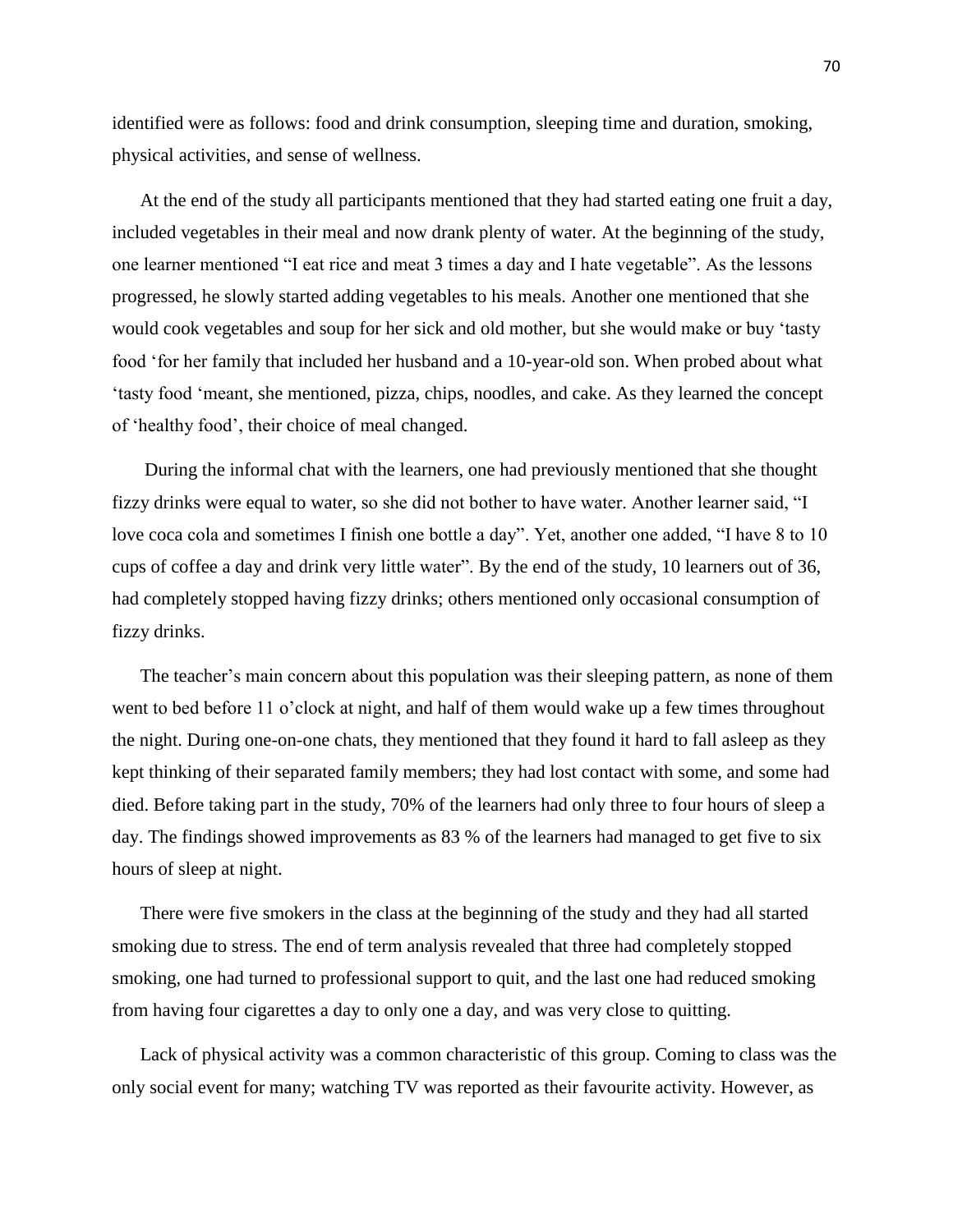identified were as follows: food and drink consumption, sleeping time and duration, smoking, physical activities, and sense of wellness.

At the end of the study all participants mentioned that they had started eating one fruit a day, included vegetables in their meal and now drank plenty of water. At the beginning of the study, one learner mentioned "I eat rice and meat 3 times a day and I hate vegetable". As the lessons progressed, he slowly started adding vegetables to his meals. Another one mentioned that she would cook vegetables and soup for her sick and old mother, but she would make or buy 'tasty food 'for her family that included her husband and a 10-year-old son. When probed about what 'tasty food 'meant, she mentioned, pizza, chips, noodles, and cake. As they learned the concept of 'healthy food', their choice of meal changed.

During the informal chat with the learners, one had previously mentioned that she thought fizzy drinks were equal to water, so she did not bother to have water. Another learner said, "I love coca cola and sometimes I finish one bottle a day". Yet, another one added, "I have 8 to 10 cups of coffee a day and drink very little water". By the end of the study, 10 learners out of 36, had completely stopped having fizzy drinks; others mentioned only occasional consumption of fizzy drinks.

The teacher's main concern about this population was their sleeping pattern, as none of them went to bed before 11 o'clock at night, and half of them would wake up a few times throughout the night. During one-on-one chats, they mentioned that they found it hard to fall asleep as they kept thinking of their separated family members; they had lost contact with some, and some had died. Before taking part in the study, 70% of the learners had only three to four hours of sleep a day. The findings showed improvements as 83 % of the learners had managed to get five to six hours of sleep at night.

There were five smokers in the class at the beginning of the study and they had all started smoking due to stress. The end of term analysis revealed that three had completely stopped smoking, one had turned to professional support to quit, and the last one had reduced smoking from having four cigarettes a day to only one a day, and was very close to quitting.

Lack of physical activity was a common characteristic of this group. Coming to class was the only social event for many; watching TV was reported as their favourite activity. However, as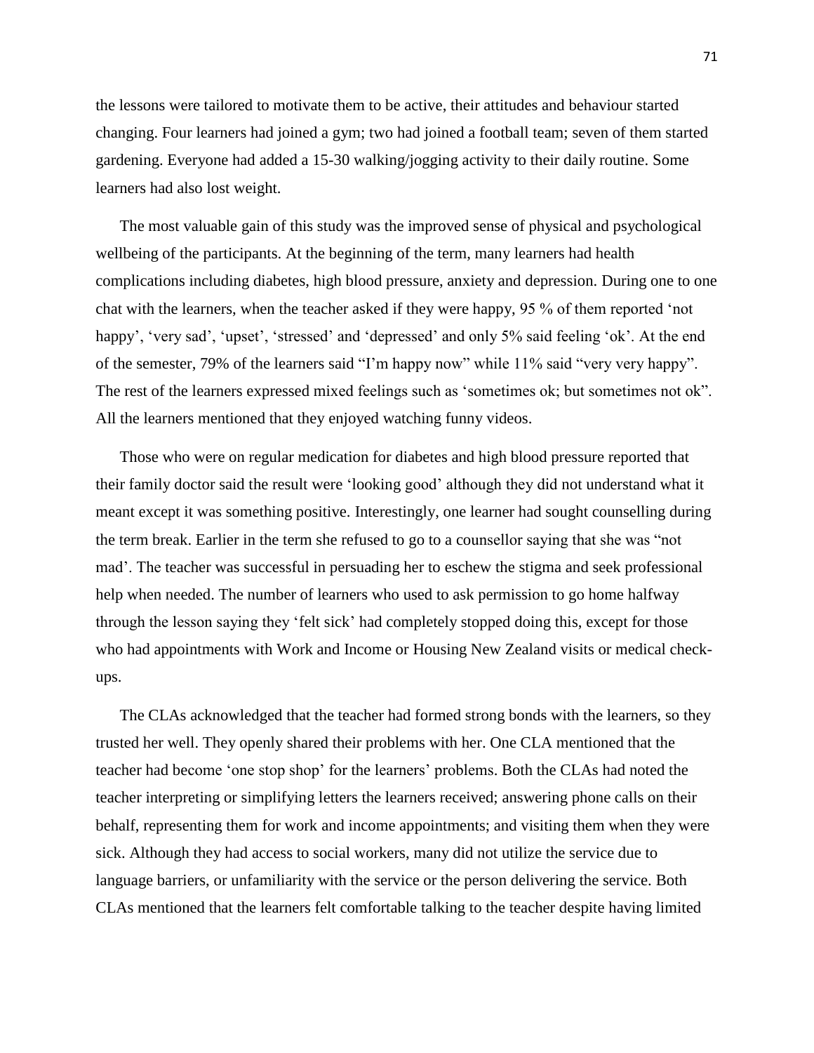the lessons were tailored to motivate them to be active, their attitudes and behaviour started changing. Four learners had joined a gym; two had joined a football team; seven of them started gardening. Everyone had added a 15-30 walking/jogging activity to their daily routine. Some learners had also lost weight.

The most valuable gain of this study was the improved sense of physical and psychological wellbeing of the participants. At the beginning of the term, many learners had health complications including diabetes, high blood pressure, anxiety and depression. During one to one chat with the learners, when the teacher asked if they were happy, 95 % of them reported 'not happy', 'very sad', 'upset', 'stressed' and 'depressed' and only 5% said feeling 'ok'. At the end of the semester, 79% of the learners said "I'm happy now" while 11% said "very very happy". The rest of the learners expressed mixed feelings such as 'sometimes ok; but sometimes not ok". All the learners mentioned that they enjoyed watching funny videos.

Those who were on regular medication for diabetes and high blood pressure reported that their family doctor said the result were 'looking good' although they did not understand what it meant except it was something positive. Interestingly, one learner had sought counselling during the term break. Earlier in the term she refused to go to a counsellor saying that she was "not mad'. The teacher was successful in persuading her to eschew the stigma and seek professional help when needed. The number of learners who used to ask permission to go home halfway through the lesson saying they 'felt sick' had completely stopped doing this, except for those who had appointments with Work and Income or Housing New Zealand visits or medical check-ups.

The CLAs acknowledged that the teacher had formed strong bonds with the learners, so they trusted her well. They openly shared their problems with her. One CLA mentioned that the teacher had become 'one stop shop' for the learners' problems. Both the CLAs had noted the teacher interpreting or simplifying letters the learners received; answering phone calls on their behalf, representing them for work and income appointments; and visiting them when they were sick. Although they had access to social workers, many did not utilize the service due to language barriers, or unfamiliarity with the service or the person delivering the service. Both CLAs mentioned that the learners felt comfortable talking to the teacher despite having limited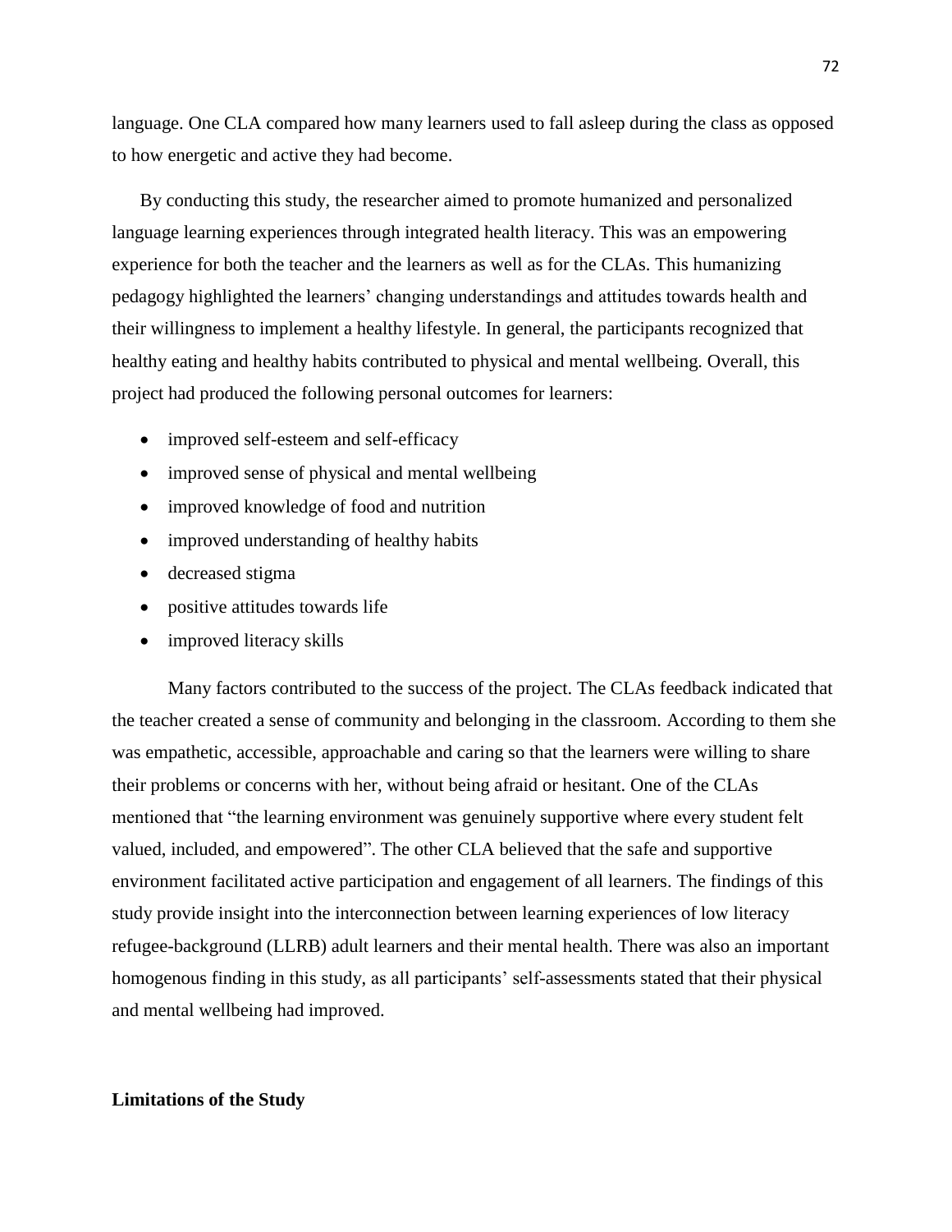language. One CLA compared how many learners used to fall asleep during the class as opposed to how energetic and active they had become.

By conducting this study, the researcher aimed to promote humanized and personalized language learning experiences through integrated health literacy. This was an empowering experience for both the teacher and the learners as well as for the CLAs. This humanizing pedagogy highlighted the learners' changing understandings and attitudes towards health and their willingness to implement a healthy lifestyle. In general, the participants recognized that healthy eating and healthy habits contributed to physical and mental wellbeing. Overall, this project had produced the following personal outcomes for learners:

- improved self-esteem and self-efficacy
- improved sense of physical and mental wellbeing
- improved knowledge of food and nutrition
- improved understanding of healthy habits
- decreased stigma
- positive attitudes towards life
- improved literacy skills

Many factors contributed to the success of the project. The CLAs feedback indicated that the teacher created a sense of community and belonging in the classroom. According to them she was empathetic, accessible, approachable and caring so that the learners were willing to share their problems or concerns with her, without being afraid or hesitant. One of the CLAs mentioned that "the learning environment was genuinely supportive where every student felt valued, included, and empowered". The other CLA believed that the safe and supportive environment facilitated active participation and engagement of all learners. The findings of this study provide insight into the interconnection between learning experiences of low literacy refugee-background (LLRB) adult learners and their mental health. There was also an important homogenous finding in this study, as all participants' self-assessments stated that their physical and mental wellbeing had improved.

**Limitations of the Study**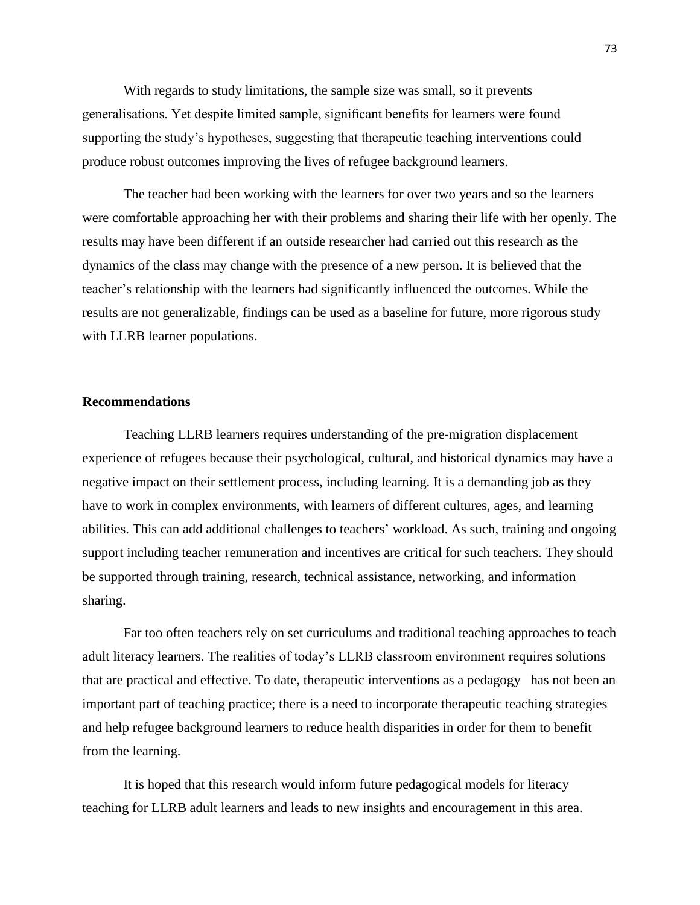With regards to study limitations, the sample size was small, so it prevents generalisations. Yet despite limited sample, significant benefits for learners were found supporting the study's hypotheses, suggesting that therapeutic teaching interventions could produce robust outcomes improving the lives of refugee background learners.

The teacher had been working with the learners for over two years and so the learners were comfortable approaching her with their problems and sharing their life with her openly. The results may have been different if an outside researcher had carried out this research as the dynamics of the class may change with the presence of a new person. It is believed that the teacher's relationship with the learners had significantly influenced the outcomes. While the results are not generalizable, findings can be used as a baseline for future, more rigorous study with LLRB learner populations.

**Recommendations**

Teaching LLRB learners requires understanding of the pre-migration displacement experience of refugees because their psychological, cultural, and historical dynamics may have a negative impact on their settlement process, including learning. It is a demanding job as they have to work in complex environments, with learners of different cultures, ages, and learning abilities. This can add additional challenges to teachers' workload. As such, training and ongoing support including teacher remuneration and incentives are critical for such teachers. They should be supported through training, research, technical assistance, networking, and information sharing.

Far too often teachers rely on set curriculums and traditional teaching approaches to teach adult literacy learners. The realities of today's LLRB classroom environment requires solutions that are practical and effective. To date, therapeutic interventions as a pedagogy has not been an important part of teaching practice; there is a need to incorporate therapeutic teaching strategies and help refugee background learners to reduce health disparities in order for them to benefit from the learning.

It is hoped that this research would inform future pedagogical models for literacy teaching for LLRB adult learners and leads to new insights and encouragement in this area.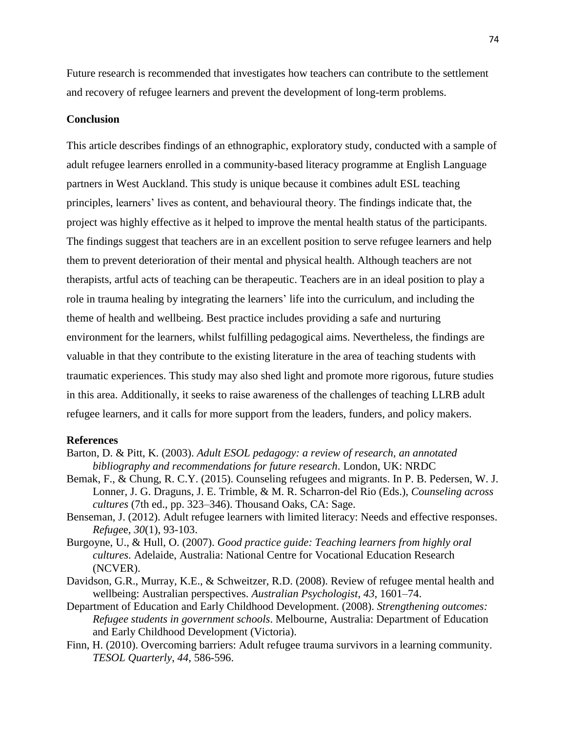Future research is recommended that investigates how teachers can contribute to the settlement and recovery of refugee learners and prevent the development of long-term problems.

**Conclusion**

This article describes findings of an ethnographic, exploratory study, conducted with a sample of adult refugee learners enrolled in a community-based literacy programme at English Language partners in West Auckland. This study is unique because it combines adult ESL teaching principles, learners' lives as content, and behavioural theory. The findings indicate that, the project was highly effective as it helped to improve the mental health status of the participants. The findings suggest that teachers are in an excellent position to serve refugee learners and help them to prevent deterioration of their mental and physical health. Although teachers are not therapists, artful acts of teaching can be therapeutic. Teachers are in an ideal position to play a role in trauma healing by integrating the learners' life into the curriculum, and including the theme of health and wellbeing. Best practice includes providing a safe and nurturing environment for the learners, whilst fulfilling pedagogical aims. Nevertheless, the findings are valuable in that they contribute to the existing literature in the area of teaching students with traumatic experiences. This study may also shed light and promote more rigorous, future studies in this area. Additionally, it seeks to raise awareness of the challenges of teaching LLRB adult refugee learners, and it calls for more support from the leaders, funders, and policy makers.

**References**

Barton, D. & Pitt, K. (2003). *Adult ESOL pedagogy: a review of research, an annotated bibliography and recommendations for future research*. London, UK: NRDC

Bemak, F., & Chung, R. C.Y. (2015). Counseling refugees and migrants. In P. B. Pedersen, W. J. Lonner, J. G. Draguns, J. E. Trimble, & M. R. Scharron-del Rio (Eds.), *Counseling across cultures* (7th ed., pp. 323–346). Thousand Oaks, CA: Sage.

Benseman, J. (2012). Adult refugee learners with limited literacy: Needs and effective responses. *Refugee*, *30*(1), 93-103.

Burgoyne, U., & Hull, O. (2007). *Good practice guide: Teaching learners from highly oral cultures*. Adelaide, Australia: National Centre for Vocational Education Research (NCVER).

Davidson, G.R., Murray, K.E., & Schweitzer, R.D. (2008). Review of refugee mental health and wellbeing: Australian perspectives. *Australian Psychologist*, *43*, 1601–74.

Department of Education and Early Childhood Development. (2008). *Strengthening outcomes: Refugee students in government schools*. Melbourne, Australia: Department of Education and Early Childhood Development (Victoria).

Finn, H. (2010). Overcoming barriers: Adult refugee trauma survivors in a learning community. *TESOL Quarterly*, *44*, 586-596.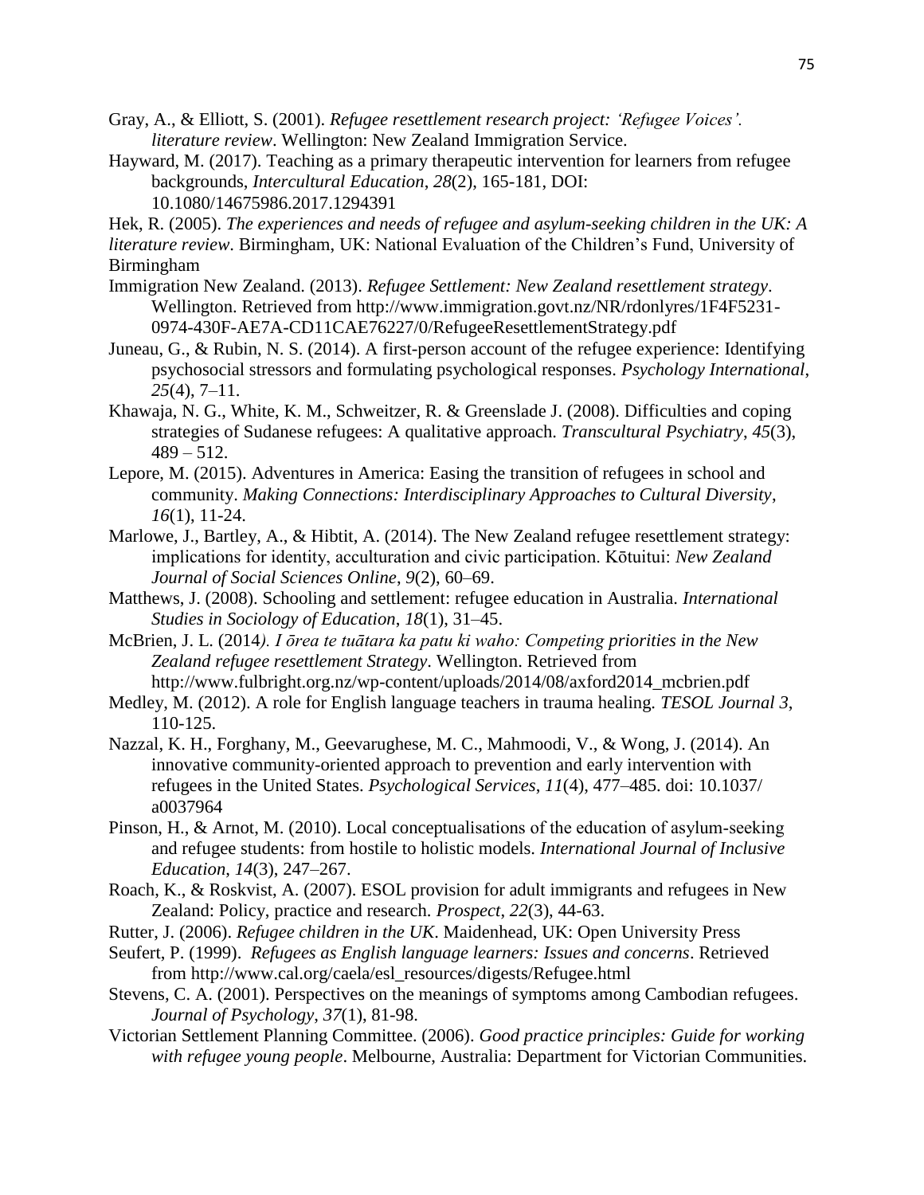Gray, A., & Elliott, S. (2001). *Refugee resettlement research project: 'Refugee Voices'. literature review*. Wellington: New Zealand Immigration Service.

Hayward, M. (2017). Teaching as a primary therapeutic intervention for learners from refugee backgrounds, *Intercultural Education*, *28*(2), 165-181, DOI: 10.1080/14675986.2017.1294391

Hek, R. (2005). *The experiences and needs of refugee and asylum-seeking children in the UK: A literature review*. Birmingham, UK: National Evaluation of the Children's Fund, University of Birmingham

Immigration New Zealand. (2013). *Refugee Settlement: New Zealand resettlement strategy*. Wellington. Retrieved from http://www.immigration.govt.nz/NR/rdonlyres/1F4F5231-0974-430F-AE7A-CD11CAE76227/0/RefugeeResettlementStrategy.pdf

Juneau, G., & Rubin, N. S. (2014). A first-person account of the refugee experience: Identifying psychosocial stressors and formulating psychological responses. *Psychology International*, *25*(4), 7–11.

Khawaja, N. G., White, K. M., Schweitzer, R. & Greenslade J. (2008). Difficulties and coping strategies of Sudanese refugees: A qualitative approach. *Transcultural Psychiatry*, *45*(3), 489 – 512.

Lepore, M. (2015). Adventures in America: Easing the transition of refugees in school and community. *Making Connections: Interdisciplinary Approaches to Cultural Diversity*, *16*(1), 11-24.

Marlowe, J., Bartley, A., & Hibtit, A. (2014). The New Zealand refugee resettlement strategy: implications for identity, acculturation and civic participation. Kōtuitui: *New Zealand Journal of Social Sciences Online*, *9*(2), 60–69.

Matthews, J. (2008). Schooling and settlement: refugee education in Australia. *International Studies in Sociology of Education*, *18*(1), 31–45.

McBrien, J. L. (2014*). I ōrea te tuātara ka patu ki waho: Competing priorities in the New Zealand refugee resettlement Strategy*. Wellington. Retrieved from http://www.fulbright.org.nz/wp-content/uploads/2014/08/axford2014_mcbrien.pdf

Medley, M. (2012). A role for English language teachers in trauma healing. *TESOL Journal 3*, 110-125.

Nazzal, K. H., Forghany, M., Geevarughese, M. C., Mahmoodi, V., & Wong, J. (2014). An innovative community-oriented approach to prevention and early intervention with refugees in the United States. *Psychological Services*, *11*(4), 477–485. doi: 10.1037/a0037964

Pinson, H., & Arnot, M. (2010). Local conceptualisations of the education of asylum-seeking and refugee students: from hostile to holistic models. *International Journal of Inclusive Education*, *14*(3), 247–267.

Roach, K., & Roskvist, A. (2007). ESOL provision for adult immigrants and refugees in New Zealand: Policy, practice and research. *Prospect*, *22*(3), 44-63.

Rutter, J. (2006). *Refugee children in the UK*. Maidenhead, UK: Open University Press

Seufert, P. (1999). *Refugees as English language learners: Issues and concerns*. Retrieved from http://www.cal.org/caela/esl_resources/digests/Refugee.html

Stevens, C. A. (2001). Perspectives on the meanings of symptoms among Cambodian refugees. *Journal of Psychology*, *37*(1), 81-98.

Victorian Settlement Planning Committee. (2006). *Good practice principles: Guide for working with refugee young people*. Melbourne, Australia: Department for Victorian Communities.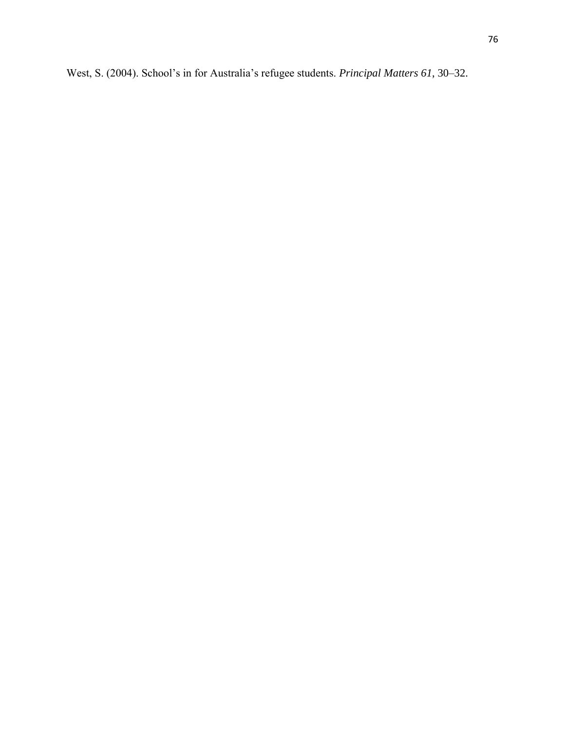West, S. (2004). School’s in for Australia’s refugee students. *Principal Matters 61*, 30–32.